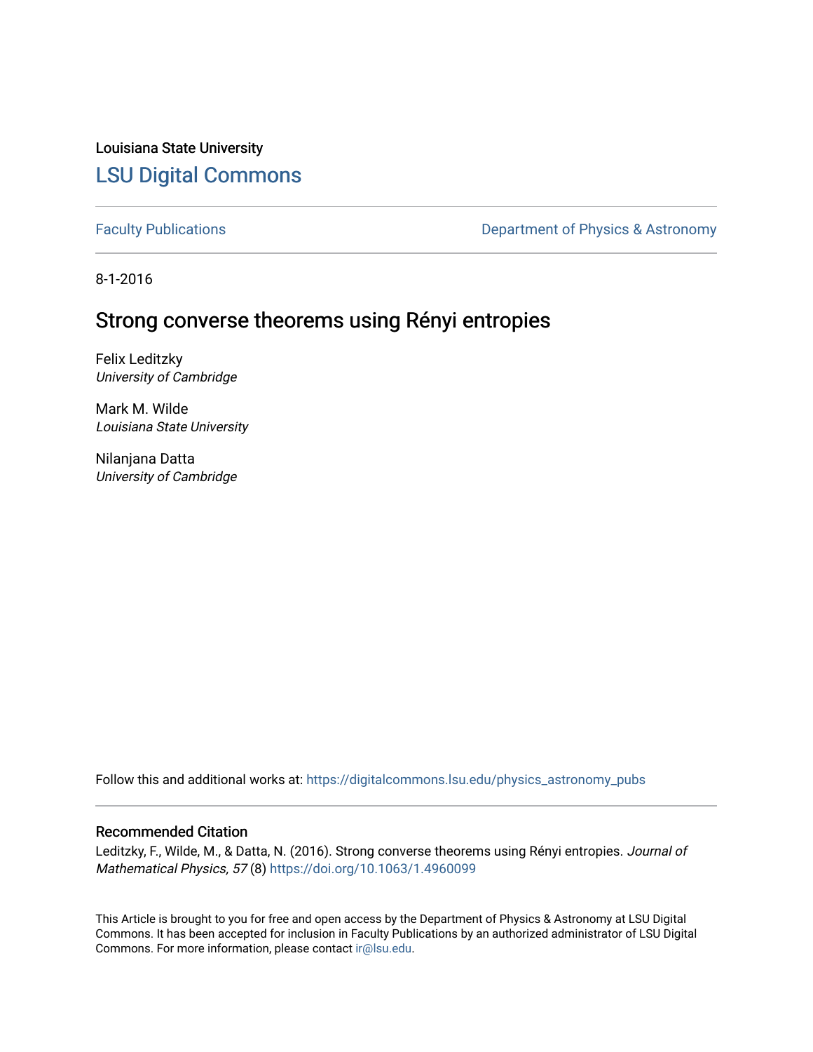Louisiana State University

# LSU Digital Commons

Faculty Publications

Department of Physics & Astronomy

8-1-2016

## Strong converse theorems using Rényi entropies

Felix Leditzky
*University of Cambridge*

Mark M. Wilde
*Louisiana State University*

Nilanjana Datta
*University of Cambridge*

Follow this and additional works at: https://digitalcommons.lsu.edu/physics_astronomy_pubs

### Recommended Citation

Leditzky, F., Wilde, M., & Datta, N. (2016). Strong converse theorems using Rényi entropies. *Journal of Mathematical Physics, 57* (8) https://doi.org/10.1063/1.4960099

This Article is brought to you for free and open access by the Department of Physics & Astronomy at LSU Digital Commons. It has been accepted for inclusion in Faculty Publications by an authorized administrator of LSU Digital Commons. For more information, please contact ir@lsu.edu.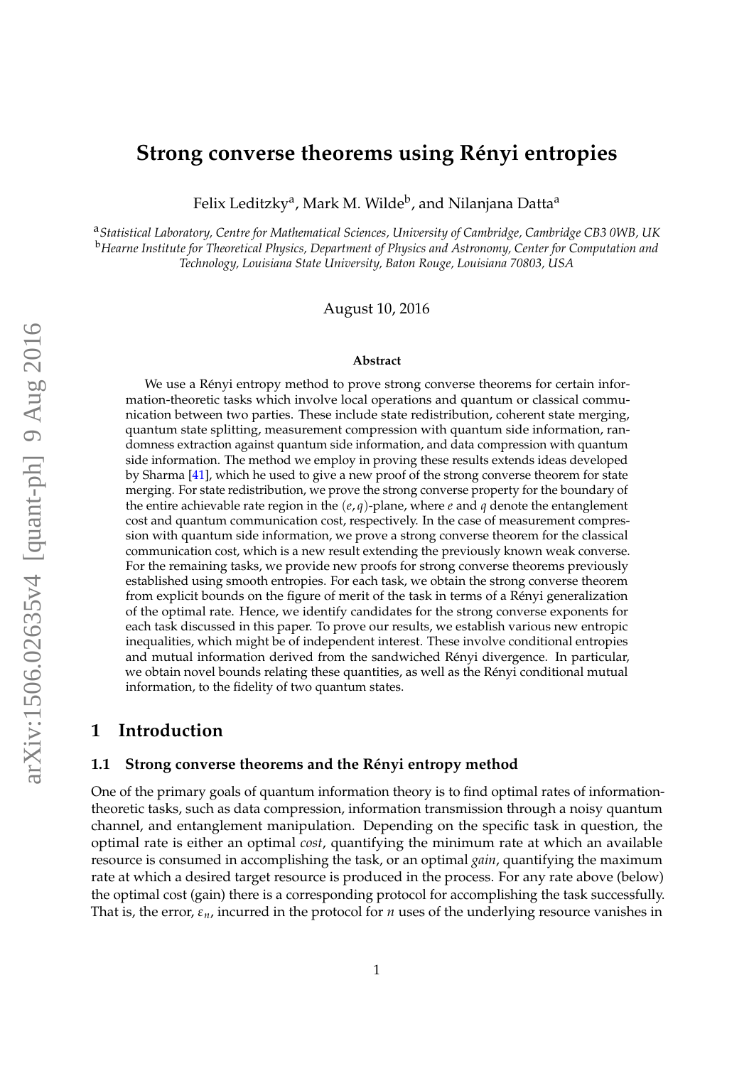# Strong converse theorems using Rényi entropies

Felix Leditzky[a], Mark M. Wilde[b], and Nilanjana Datta[a]

[a]*Statistical Laboratory, Centre for Mathematical Sciences, University of Cambridge, Cambridge CB3 0WB, UK*
[b]*Hearne Institute for Theoretical Physics, Department of Physics and Astronomy, Center for Computation and Technology, Louisiana State University, Baton Rouge, Louisiana 70803, USA*

August 10, 2016

arXiv:1506.02635v4 [quant-ph] 9 Aug 2016

**Abstract**

We use a Rényi entropy method to prove strong converse theorems for certain information-theoretic tasks which involve local operations and quantum or classical communication between two parties. These include state redistribution, coherent state merging, quantum state splitting, measurement compression with quantum side information, randomness extraction against quantum side information, and data compression with quantum side information. The method we employ in proving these results extends ideas developed by Sharma [41], which he used to give a new proof of the strong converse theorem for state merging. For state redistribution, we prove the strong converse property for the boundary of the entire achievable rate region in the $(e, q)$-plane, where $e$ and $q$ denote the entanglement cost and quantum communication cost, respectively. In the case of measurement compression with quantum side information, we prove a strong converse theorem for the classical communication cost, which is a new result extending the previously known weak converse. For the remaining tasks, we provide new proofs for strong converse theorems previously established using smooth entropies. For each task, we obtain the strong converse theorem from explicit bounds on the figure of merit of the task in terms of a Rényi generalization of the optimal rate. Hence, we identify candidates for the strong converse exponents for each task discussed in this paper. To prove our results, we establish various new entropic inequalities, which might be of independent interest. These involve conditional entropies and mutual information derived from the sandwiched Rényi divergence. In particular, we obtain novel bounds relating these quantities, as well as the Rényi conditional mutual information, to the fidelity of two quantum states.

## 1 Introduction

### 1.1 Strong converse theorems and the Rényi entropy method

One of the primary goals of quantum information theory is to find optimal rates of information-theoretic tasks, such as data compression, information transmission through a noisy quantum channel, and entanglement manipulation. Depending on the specific task in question, the optimal rate is either an optimal *cost*, quantifying the minimum rate at which an available resource is consumed in accomplishing the task, or an optimal *gain*, quantifying the maximum rate at which a desired target resource is produced in the process. For any rate above (below) the optimal cost (gain) there is a corresponding protocol for accomplishing the task successfully. That is, the error, $\varepsilon_n$, incurred in the protocol for $n$ uses of the underlying resource vanishes in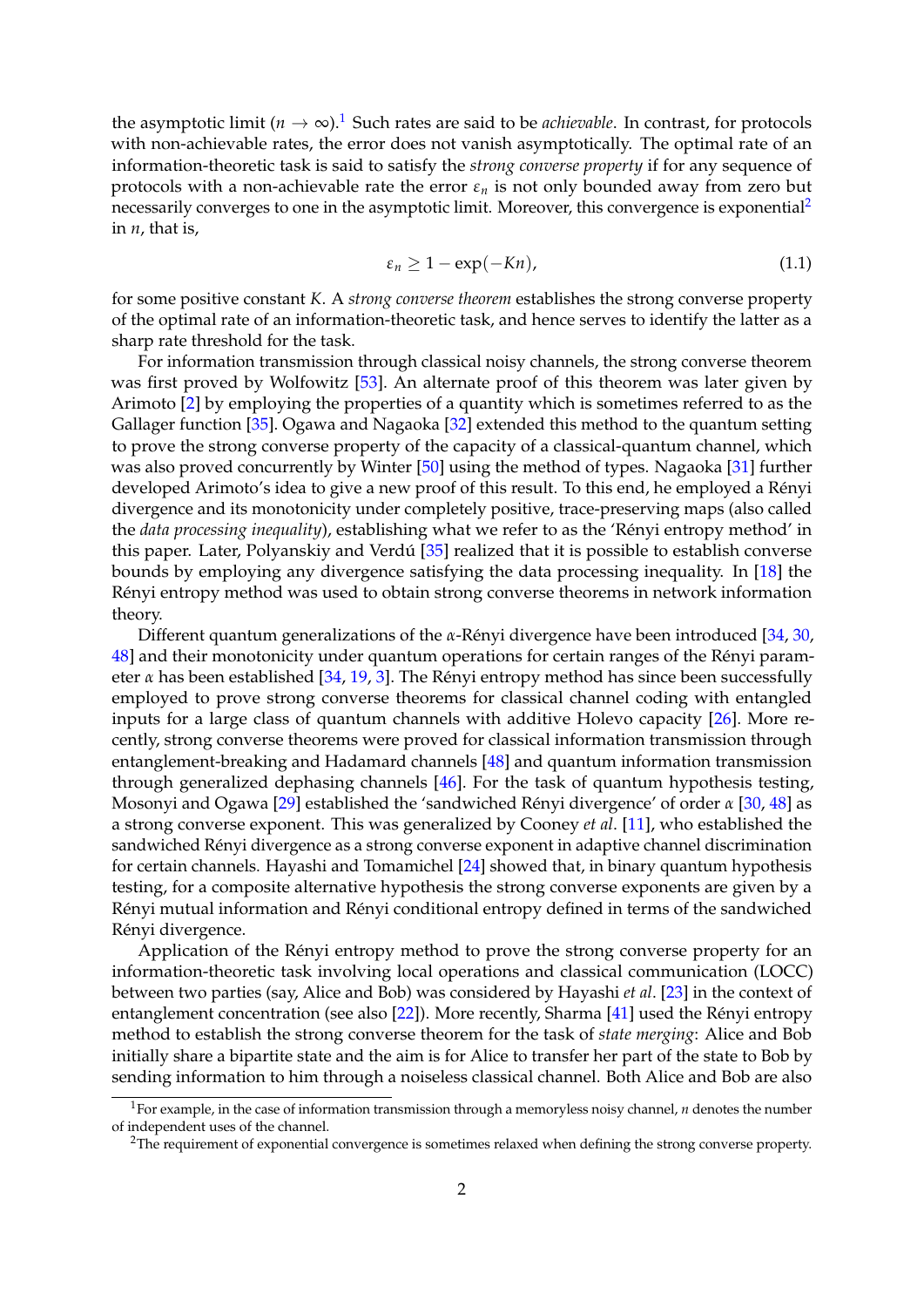the asymptotic limit ($n \to \infty$).[1] Such rates are said to be *achievable*. In contrast, for protocols with non-achievable rates, the error does not vanish asymptotically. The optimal rate of an information-theoretic task is said to satisfy the *strong converse property* if for any sequence of protocols with a non-achievable rate the error $\varepsilon_n$ is not only bounded away from zero but necessarily converges to one in the asymptotic limit. Moreover, this convergence is exponential[2] in $n$, that is,

$$\varepsilon_n \geq 1 - \exp(-Kn), \tag{1.1}$$

for some positive constant $K$. A *strong converse theorem* establishes the strong converse property of the optimal rate of an information-theoretic task, and hence serves to identify the latter as a sharp rate threshold for the task.

For information transmission through classical noisy channels, the strong converse theorem was first proved by Wolfowitz [53]. An alternate proof of this theorem was later given by Arimoto [2] by employing the properties of a quantity which is sometimes referred to as the Gallager function [35]. Ogawa and Nagaoka [32] extended this method to the quantum setting to prove the strong converse property of the capacity of a classical-quantum channel, which was also proved concurrently by Winter [50] using the method of types. Nagaoka [31] further developed Arimoto's idea to give a new proof of this result. To this end, he employed a Rényi divergence and its monotonicity under completely positive, trace-preserving maps (also called the *data processing inequality*), establishing what we refer to as the 'Rényi entropy method' in this paper. Later, Polyanskiy and Verdú [35] realized that it is possible to establish converse bounds by employing any divergence satisfying the data processing inequality. In [18] the Rényi entropy method was used to obtain strong converse theorems in network information theory.

Different quantum generalizations of the $\alpha$-Rényi divergence have been introduced [34, 30, 48] and their monotonicity under quantum operations for certain ranges of the Rényi parameter $\alpha$ has been established [34, 19, 3]. The Rényi entropy method has since been successfully employed to prove strong converse theorems for classical channel coding with entangled inputs for a large class of quantum channels with additive Holevo capacity [26]. More recently, strong converse theorems were proved for classical information transmission through entanglement-breaking and Hadamard channels [48] and quantum information transmission through generalized dephasing channels [46]. For the task of quantum hypothesis testing, Mosonyi and Ogawa [29] established the 'sandwiched Rényi divergence' of order $\alpha$ [30, 48] as a strong converse exponent. This was generalized by Cooney *et al.* [11], who established the sandwiched Rényi divergence as a strong converse exponent in adaptive channel discrimination for certain channels. Hayashi and Tomamichel [24] showed that, in binary quantum hypothesis testing, for a composite alternative hypothesis the strong converse exponents are given by a Rényi mutual information and Rényi conditional entropy defined in terms of the sandwiched Rényi divergence.

Application of the Rényi entropy method to prove the strong converse property for an information-theoretic task involving local operations and classical communication (LOCC) between two parties (say, Alice and Bob) was considered by Hayashi *et al.* [23] in the context of entanglement concentration (see also [22]). More recently, Sharma [41] used the Rényi entropy method to establish the strong converse theorem for the task of *state merging*: Alice and Bob initially share a bipartite state and the aim is for Alice to transfer her part of the state to Bob by sending information to him through a noiseless classical channel. Both Alice and Bob are also

[1] For example, in the case of information transmission through a memoryless noisy channel, $n$ denotes the number of independent uses of the channel.

[2] The requirement of exponential convergence is sometimes relaxed when defining the strong converse property.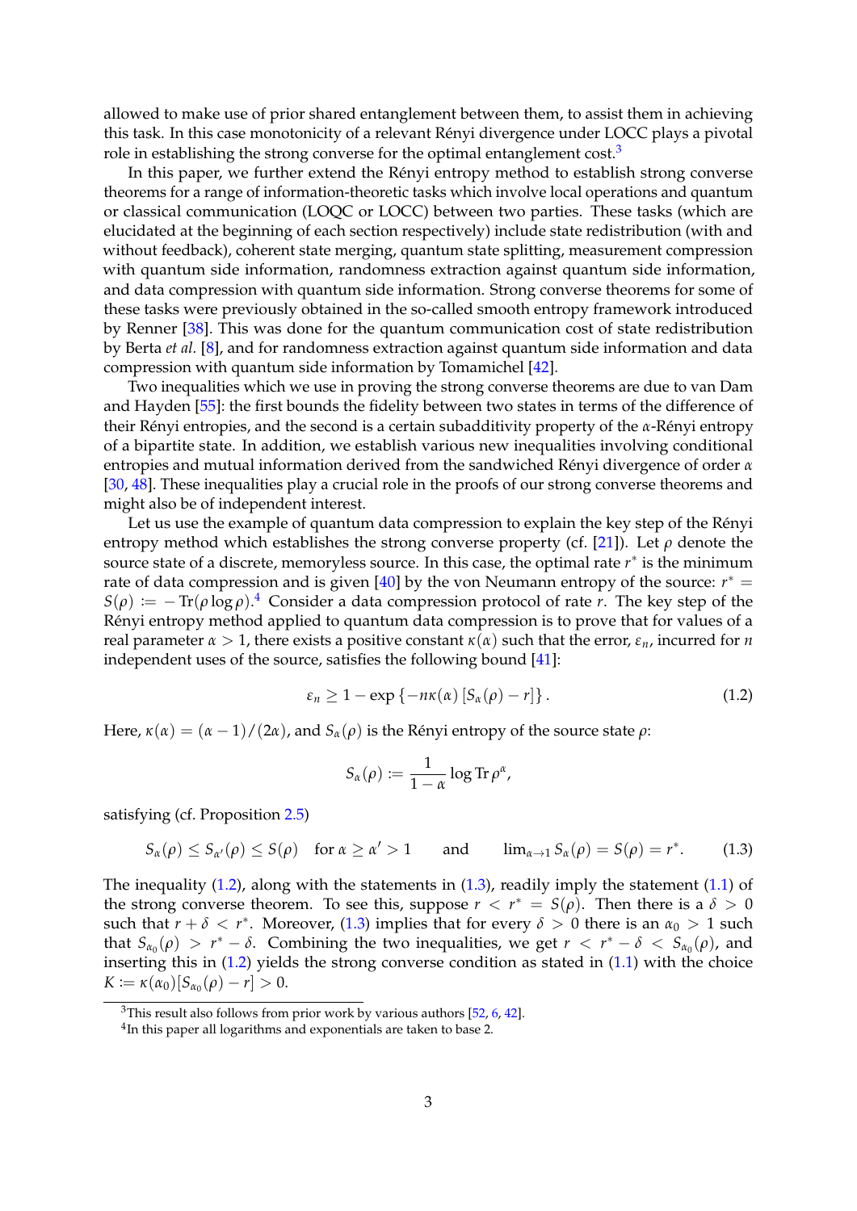allowed to make use of prior shared entanglement between them, to assist them in achieving this task. In this case monotonicity of a relevant Rényi divergence under LOCC plays a pivotal role in establishing the strong converse for the optimal entanglement cost.[3]

In this paper, we further extend the Rényi entropy method to establish strong converse theorems for a range of information-theoretic tasks which involve local operations and quantum or classical communication (LOQC or LOCC) between two parties. These tasks (which are elucidated at the beginning of each section respectively) include state redistribution (with and without feedback), coherent state merging, quantum state splitting, measurement compression with quantum side information, randomness extraction against quantum side information, and data compression with quantum side information. Strong converse theorems for some of these tasks were previously obtained in the so-called smooth entropy framework introduced by Renner [38]. This was done for the quantum communication cost of state redistribution by Berta *et al.* [8], and for randomness extraction against quantum side information and data compression with quantum side information by Tomamichel [42].

Two inequalities which we use in proving the strong converse theorems are due to van Dam and Hayden [55]: the first bounds the fidelity between two states in terms of the difference of their Rényi entropies, and the second is a certain subadditivity property of the $\alpha$-Rényi entropy of a bipartite state. In addition, we establish various new inequalities involving conditional entropies and mutual information derived from the sandwiched Rényi divergence of order $\alpha$ [30, 48]. These inequalities play a crucial role in the proofs of our strong converse theorems and might also be of independent interest.

Let us use the example of quantum data compression to explain the key step of the Rényi entropy method which establishes the strong converse property (cf. [21]). Let $\rho$ denote the source state of a discrete, memoryless source. In this case, the optimal rate $r^*$ is the minimum rate of data compression and is given [40] by the von Neumann entropy of the source: $r^* = S(\rho) := -\operatorname{Tr}(\rho \log \rho)$.[4] Consider a data compression protocol of rate $r$. The key step of the Rényi entropy method applied to quantum data compression is to prove that for values of a real parameter $\alpha > 1$, there exists a positive constant $\kappa(\alpha)$ such that the error, $\varepsilon_n$, incurred for $n$ independent uses of the source, satisfies the following bound [41]:

$$\varepsilon_n \geq 1 - \exp\left\{-n\kappa(\alpha)\left[S_\alpha(\rho) - r\right]\right\}. \tag{1.2}$$

Here, $\kappa(\alpha) = (\alpha-1)/(2\alpha)$, and $S_\alpha(\rho)$ is the Rényi entropy of the source state $\rho$:

$$S_\alpha(\rho) := \frac{1}{1-\alpha}\log \operatorname{Tr}\rho^\alpha,$$

satisfying (cf. Proposition 2.5)

$$S_\alpha(\rho) \leq S_{\alpha'}(\rho) \leq S(\rho) \quad \text{for } \alpha \geq \alpha' > 1 \qquad \text{and} \qquad \lim_{\alpha\to 1} S_\alpha(\rho) = S(\rho) = r^*. \tag{1.3}$$

The inequality (1.2), along with the statements in (1.3), readily imply the statement (1.1) of the strong converse theorem. To see this, suppose $r < r^* = S(\rho)$. Then there is a $\delta > 0$ such that $r + \delta < r^*$. Moreover, (1.3) implies that for every $\delta > 0$ there is an $\alpha_0 > 1$ such that $S_{\alpha_0}(\rho) > r^* - \delta$. Combining the two inequalities, we get $r < r^* - \delta < S_{\alpha_0}(\rho)$, and inserting this in (1.2) yields the strong converse condition as stated in (1.1) with the choice $K := \kappa(\alpha_0)[S_{\alpha_0}(\rho) - r] > 0$.

[3] This result also follows from prior work by various authors [52, 6, 42].

[4] In this paper all logarithms and exponentials are taken to base 2.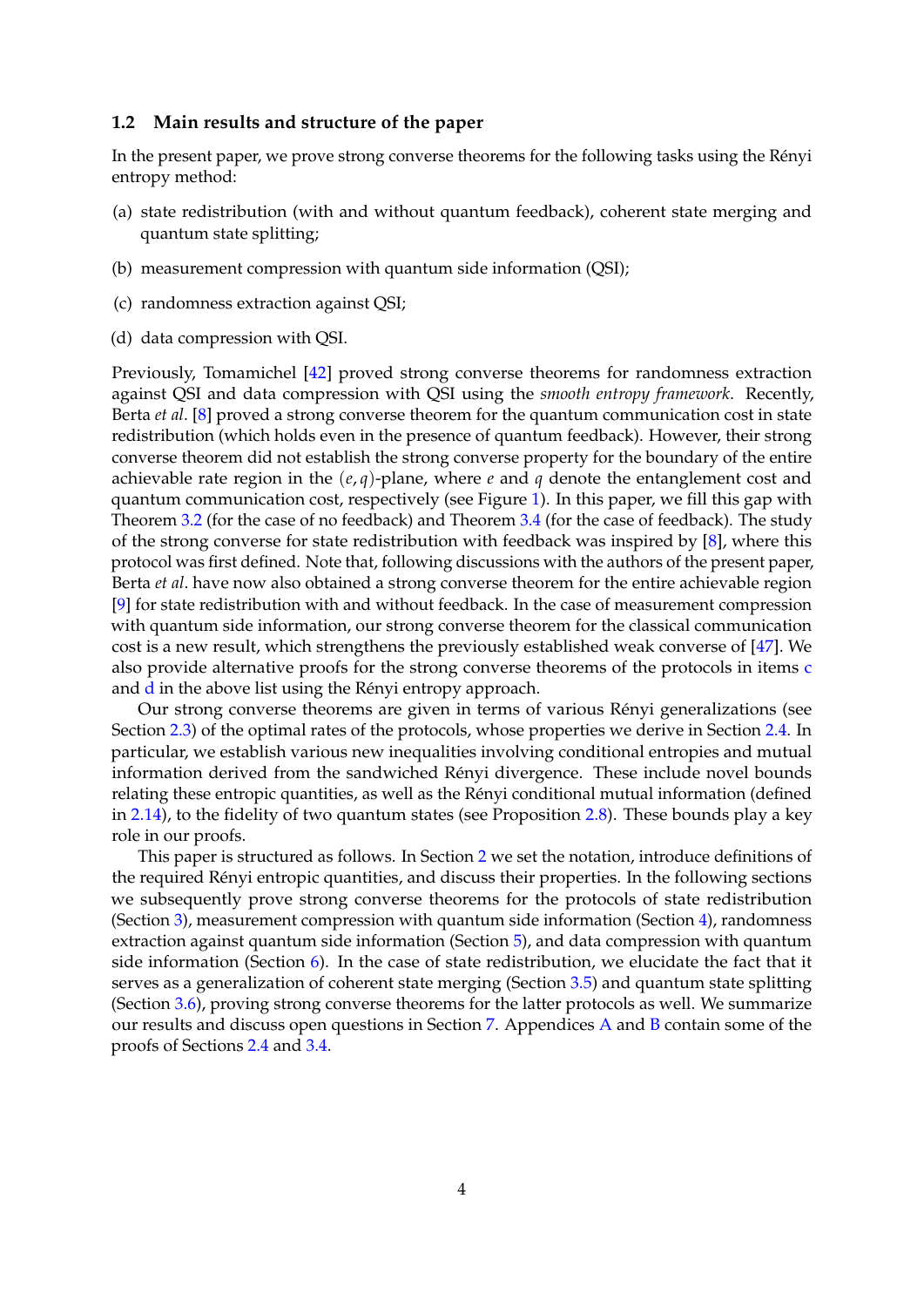### 1.2 Main results and structure of the paper

In the present paper, we prove strong converse theorems for the following tasks using the Rényi entropy method:

(a) state redistribution (with and without quantum feedback), coherent state merging and quantum state splitting;

(b) measurement compression with quantum side information (QSI);

(c) randomness extraction against QSI;

(d) data compression with QSI.

Previously, Tomamichel [42] proved strong converse theorems for randomness extraction against QSI and data compression with QSI using the *smooth entropy framework*. Recently, Berta *et al*. [8] proved a strong converse theorem for the quantum communication cost in state redistribution (which holds even in the presence of quantum feedback). However, their strong converse theorem did not establish the strong converse property for the boundary of the entire achievable rate region in the $(e, q)$-plane, where $e$ and $q$ denote the entanglement cost and quantum communication cost, respectively (see Figure 1). In this paper, we fill this gap with Theorem 3.2 (for the case of no feedback) and Theorem 3.4 (for the case of feedback). The study of the strong converse for state redistribution with feedback was inspired by [8], where this protocol was first defined. Note that, following discussions with the authors of the present paper, Berta *et al*. have now also obtained a strong converse theorem for the entire achievable region [9] for state redistribution with and without feedback. In the case of measurement compression with quantum side information, our strong converse theorem for the classical communication cost is a new result, which strengthens the previously established weak converse of [47]. We also provide alternative proofs for the strong converse theorems of the protocols in items c and d in the above list using the Rényi entropy approach.

Our strong converse theorems are given in terms of various Rényi generalizations (see Section 2.3) of the optimal rates of the protocols, whose properties we derive in Section 2.4. In particular, we establish various new inequalities involving conditional entropies and mutual information derived from the sandwiched Rényi divergence. These include novel bounds relating these entropic quantities, as well as the Rényi conditional mutual information (defined in 2.14), to the fidelity of two quantum states (see Proposition 2.8). These bounds play a key role in our proofs.

This paper is structured as follows. In Section 2 we set the notation, introduce definitions of the required Rényi entropic quantities, and discuss their properties. In the following sections we subsequently prove strong converse theorems for the protocols of state redistribution (Section 3), measurement compression with quantum side information (Section 4), randomness extraction against quantum side information (Section 5), and data compression with quantum side information (Section 6). In the case of state redistribution, we elucidate the fact that it serves as a generalization of coherent state merging (Section 3.5) and quantum state splitting (Section 3.6), proving strong converse theorems for the latter protocols as well. We summarize our results and discuss open questions in Section 7. Appendices A and B contain some of the proofs of Sections 2.4 and 3.4.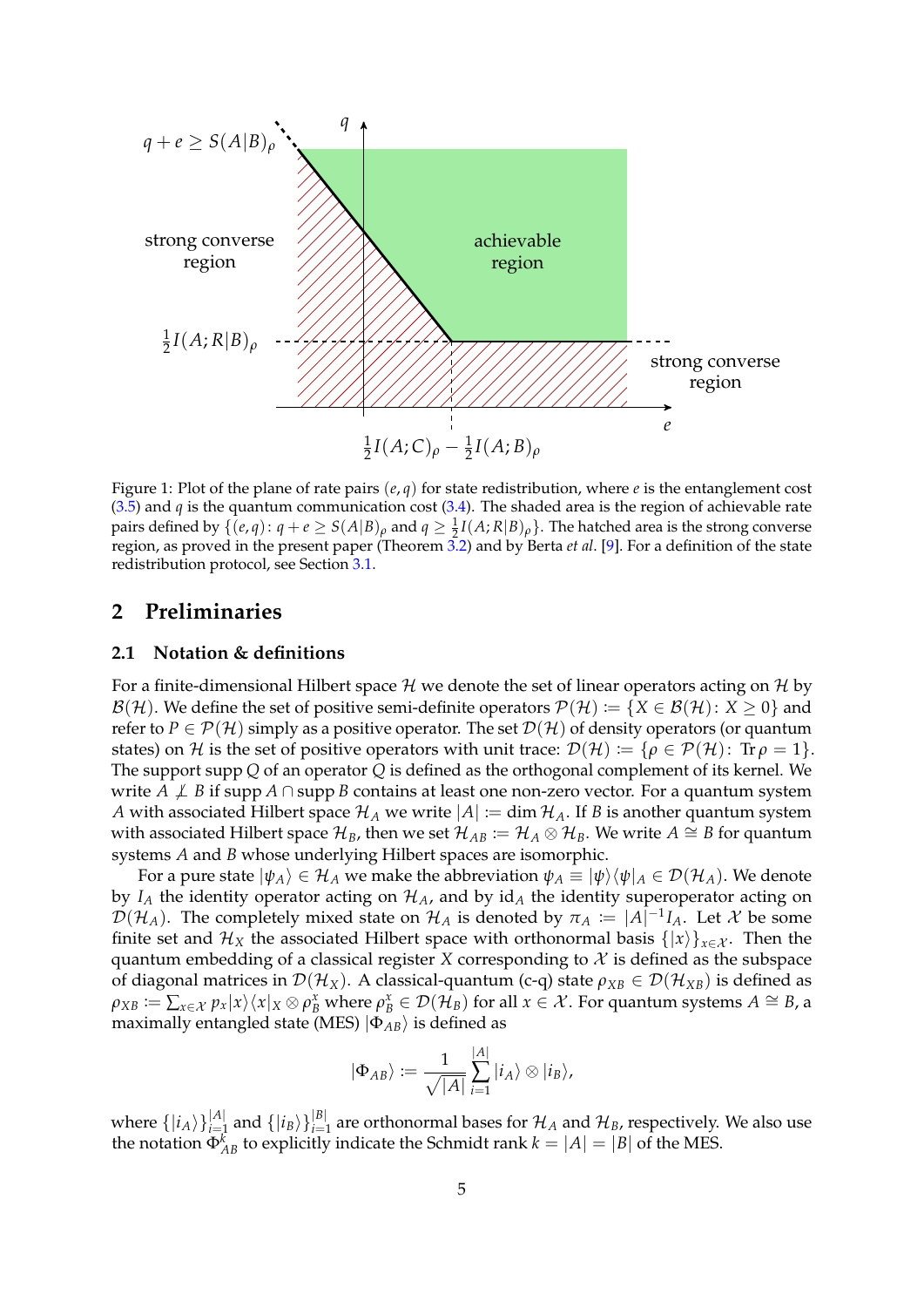Figure 1: Plot of the plane of rate pairs $(e, q)$ for state redistribution, where $e$ is the entanglement cost (3.5) and $q$ is the quantum communication cost (3.4). The shaded area is the region of achievable rate pairs defined by $\{(e,q)\colon q + e \geq S(A|B)_\rho \text{ and } q \geq \frac{1}{2}I(A;R|B)_\rho\}$. The hatched area is the strong converse region, as proved in the present paper (Theorem 3.2) and by Berta *et al.* [9]. For a definition of the state redistribution protocol, see Section 3.1.

## 2 Preliminaries

### 2.1 Notation & definitions

For a finite-dimensional Hilbert space $\mathcal{H}$ we denote the set of linear operators acting on $\mathcal{H}$ by $\mathcal{B}(\mathcal{H})$. We define the set of positive semi-definite operators $\mathcal{P}(\mathcal{H}) := \{X \in \mathcal{B}(\mathcal{H})\colon X \geq 0\}$ and refer to $P \in \mathcal{P}(\mathcal{H})$ simply as a positive operator. The set $\mathcal{D}(\mathcal{H})$ of density operators (or quantum states) on $\mathcal{H}$ is the set of positive operators with unit trace: $\mathcal{D}(\mathcal{H}) := \{\rho \in \mathcal{P}(\mathcal{H})\colon \operatorname{Tr}\rho = 1\}$. The support $\operatorname{supp} Q$ of an operator $Q$ is defined as the orthogonal complement of its kernel. We write $A \not\perp B$ if $\operatorname{supp} A \cap \operatorname{supp} B$ contains at least one non-zero vector. For a quantum system $A$ with associated Hilbert space $\mathcal{H}_A$ we write $|A| := \dim \mathcal{H}_A$. If $B$ is another quantum system with associated Hilbert space $\mathcal{H}_B$, then we set $\mathcal{H}_{AB} := \mathcal{H}_A \otimes \mathcal{H}_B$. We write $A \cong B$ for quantum systems $A$ and $B$ whose underlying Hilbert spaces are isomorphic.

For a pure state $|\psi_A\rangle \in \mathcal{H}_A$ we make the abbreviation $\psi_A \equiv |\psi\rangle\langle\psi|_A \in \mathcal{D}(\mathcal{H}_A)$. We denote by $I_A$ the identity operator acting on $\mathcal{H}_A$, and by $\mathrm{id}_A$ the identity superoperator acting on $\mathcal{D}(\mathcal{H}_A)$. The completely mixed state on $\mathcal{H}_A$ is denoted by $\pi_A := |A|^{-1}I_A$. Let $\mathcal{X}$ be some finite set and $\mathcal{H}_X$ the associated Hilbert space with orthonormal basis $\{|x\rangle\}_{x\in\mathcal{X}}$. Then the quantum embedding of a classical register $X$ corresponding to $\mathcal{X}$ is defined as the subspace of diagonal matrices in $\mathcal{D}(\mathcal{H}_X)$. A classical-quantum (c-q) state $\rho_{XB} \in \mathcal{D}(\mathcal{H}_{XB})$ is defined as $\rho_{XB} := \sum_{x\in\mathcal{X}} p_x |x\rangle\langle x|_X \otimes \rho_B^x$ where $\rho_B^x \in \mathcal{D}(\mathcal{H}_B)$ for all $x \in \mathcal{X}$. For quantum systems $A \cong B$, a maximally entangled state (MES) $|\Phi_{AB}\rangle$ is defined as

$$|\Phi_{AB}\rangle := \frac{1}{\sqrt{|A|}} \sum_{i=1}^{|A|} |i_A\rangle \otimes |i_B\rangle,$$

where $\{|i_A\rangle\}_{i=1}^{|A|}$ and $\{|i_B\rangle\}_{i=1}^{|B|}$ are orthonormal bases for $\mathcal{H}_A$ and $\mathcal{H}_B$, respectively. We also use the notation $\Phi_{AB}^k$ to explicitly indicate the Schmidt rank $k = |A| = |B|$ of the MES.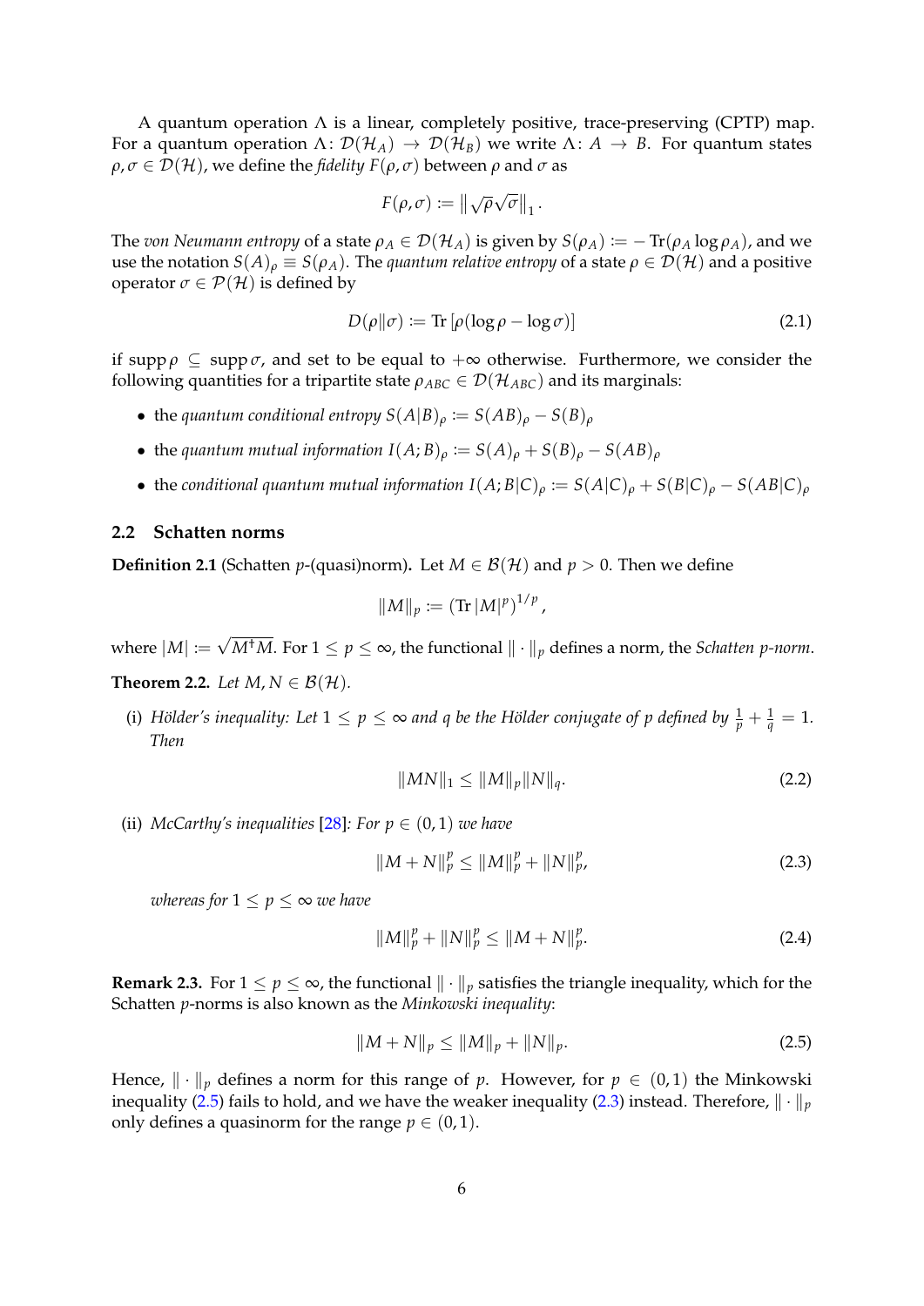A quantum operation $\Lambda$ is a linear, completely positive, trace-preserving (CPTP) map. For a quantum operation $\Lambda\colon \mathcal{D}(\mathcal{H}_A) \to \mathcal{D}(\mathcal{H}_B)$ we write $\Lambda\colon A \to B$. For quantum states $\rho, \sigma \in \mathcal{D}(\mathcal{H})$, we define the *fidelity* $F(\rho, \sigma)$ between $\rho$ and $\sigma$ as

$$F(\rho,\sigma) := \left\| \sqrt{\rho}\sqrt{\sigma} \right\|_1 .$$

The *von Neumann entropy* of a state $\rho_A \in \mathcal{D}(\mathcal{H}_A)$ is given by $S(\rho_A) := -\operatorname{Tr}(\rho_A \log \rho_A)$, and we use the notation $S(A)_\rho \equiv S(\rho_A)$. The *quantum relative entropy* of a state $\rho \in \mathcal{D}(\mathcal{H})$ and a positive operator $\sigma \in \mathcal{P}(\mathcal{H})$ is defined by

$$D(\rho\|\sigma) := \operatorname{Tr}\left[\rho(\log\rho - \log\sigma)\right] \tag{2.1}$$

if $\operatorname{supp}\rho \subseteq \operatorname{supp}\sigma$, and set to be equal to $+\infty$ otherwise. Furthermore, we consider the following quantities for a tripartite state $\rho_{ABC} \in \mathcal{D}(\mathcal{H}_{ABC})$ and its marginals:

- the *quantum conditional entropy* $S(A|B)_\rho := S(AB)_\rho - S(B)_\rho$
- the *quantum mutual information* $I(A;B)_\rho := S(A)_\rho + S(B)_\rho - S(AB)_\rho$
- the *conditional quantum mutual information* $I(A;B|C)_\rho := S(A|C)_\rho + S(B|C)_\rho - S(AB|C)_\rho$

## 2.2 Schatten norms

**Definition 2.1** (Schatten $p$-(quasi)norm)**.** Let $M \in \mathcal{B}(\mathcal{H})$ and $p > 0$. Then we define

$$\|M\|_p := \left(\operatorname{Tr}|M|^p\right)^{1/p},$$

where $|M| := \sqrt{M^\dagger M}$. For $1 \leq p \leq \infty$, the functional $\|\cdot\|_p$ defines a norm, the *Schatten $p$-norm*.

**Theorem 2.2.** *Let $M, N \in \mathcal{B}(\mathcal{H})$.*

(i) *Hölder's inequality: Let $1 \leq p \leq \infty$ and $q$ be the Hölder conjugate of $p$ defined by $\frac{1}{p} + \frac{1}{q} = 1$. Then*

$$\|MN\|_1 \leq \|M\|_p \|N\|_q. \tag{2.2}$$

(ii) *McCarthy's inequalities* [28]*: For $p \in (0,1)$ we have*

$$\|M+N\|_p^p \leq \|M\|_p^p + \|N\|_p^p, \tag{2.3}$$

*whereas for $1 \leq p \leq \infty$ we have*

$$\|M\|_p^p + \|N\|_p^p \leq \|M+N\|_p^p. \tag{2.4}$$

**Remark 2.3.** For $1 \leq p \leq \infty$, the functional $\|\cdot\|_p$ satisfies the triangle inequality, which for the Schatten $p$-norms is also known as the *Minkowski inequality*:

$$\|M+N\|_p \leq \|M\|_p + \|N\|_p. \tag{2.5}$$

Hence, $\|\cdot\|_p$ defines a norm for this range of $p$. However, for $p \in (0,1)$ the Minkowski inequality (2.5) fails to hold, and we have the weaker inequality (2.3) instead. Therefore, $\|\cdot\|_p$ only defines a quasinorm for the range $p \in (0,1)$.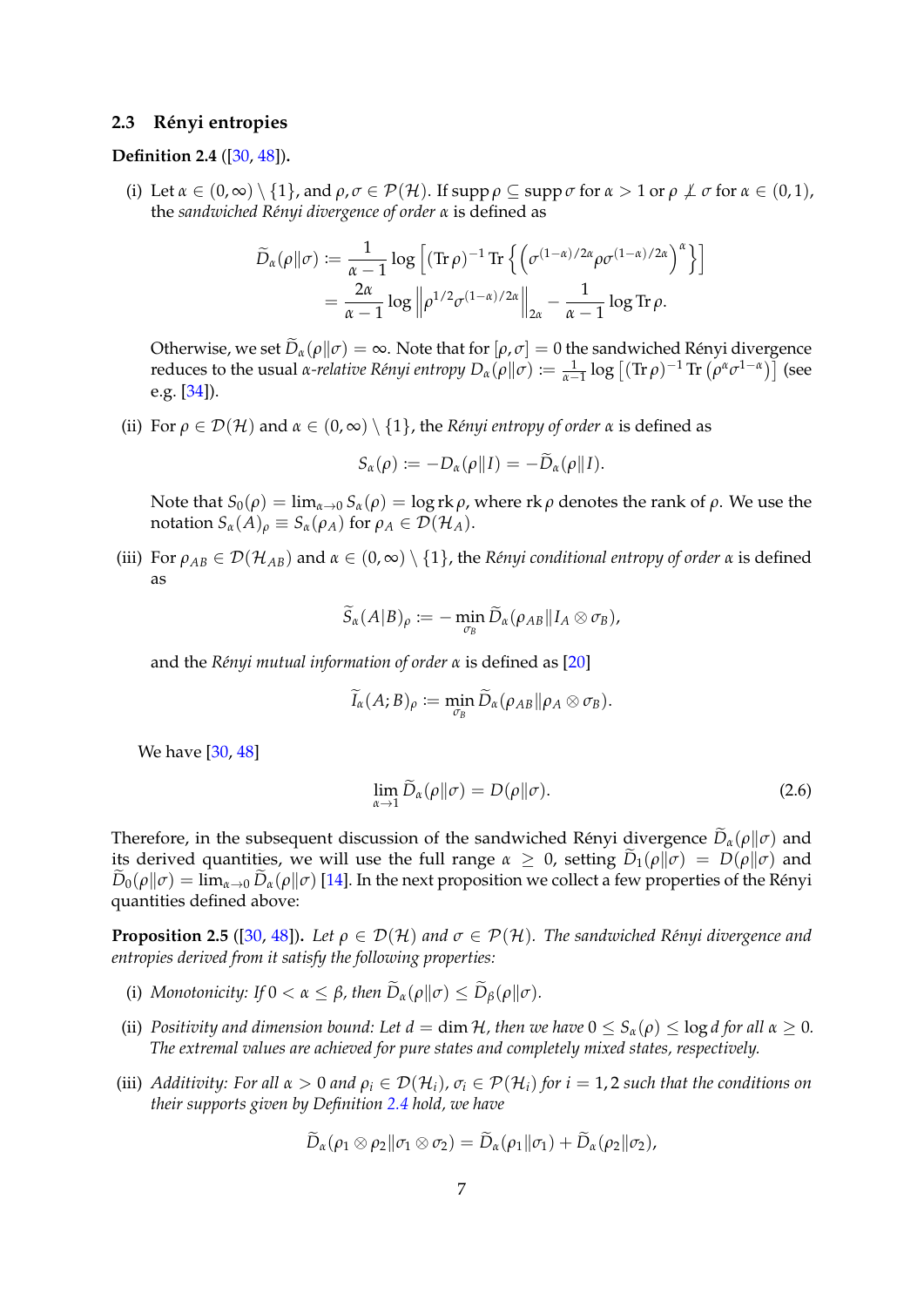### 2.3 Rényi entropies

**Definition 2.4** ([30, 48]).

(i) Let $\alpha \in (0,\infty)\setminus\{1\}$, and $\rho,\sigma \in \mathcal{P}(\mathcal{H})$. If $\operatorname{supp}\rho \subseteq \operatorname{supp}\sigma$ for $\alpha > 1$ or $\rho \not\perp \sigma$ for $\alpha \in (0,1)$, the *sandwiched Rényi divergence of order* $\alpha$ is defined as

$$\begin{aligned}\widetilde{D}_\alpha(\rho\|\sigma) &:= \frac{1}{\alpha-1}\log\left[(\operatorname{Tr}\rho)^{-1}\operatorname{Tr}\left\{\left(\sigma^{(1-\alpha)/2\alpha}\rho\sigma^{(1-\alpha)/2\alpha}\right)^\alpha\right\}\right] \\ &= \frac{2\alpha}{\alpha-1}\log\left\|\rho^{1/2}\sigma^{(1-\alpha)/2\alpha}\right\|_{2\alpha} - \frac{1}{\alpha-1}\log\operatorname{Tr}\rho.\end{aligned}$$

Otherwise, we set $\widetilde{D}_\alpha(\rho\|\sigma) = \infty$. Note that for $[\rho,\sigma]=0$ the sandwiched Rényi divergence reduces to the usual *$\alpha$-relative Rényi entropy* $D_\alpha(\rho\|\sigma) := \frac{1}{\alpha-1}\log\left[(\operatorname{Tr}\rho)^{-1}\operatorname{Tr}\left(\rho^\alpha\sigma^{1-\alpha}\right)\right]$ (see e.g. [34]).

(ii) For $\rho \in \mathcal{D}(\mathcal{H})$ and $\alpha \in (0,\infty)\setminus\{1\}$, the *Rényi entropy of order* $\alpha$ is defined as

$$S_\alpha(\rho) := -D_\alpha(\rho\|I) = -\widetilde{D}_\alpha(\rho\|I).$$

Note that $S_0(\rho) = \lim_{\alpha\to 0} S_\alpha(\rho) = \log \operatorname{rk}\rho$, where $\operatorname{rk}\rho$ denotes the rank of $\rho$. We use the notation $S_\alpha(A)_\rho \equiv S_\alpha(\rho_A)$ for $\rho_A \in \mathcal{D}(\mathcal{H}_A)$.

(iii) For $\rho_{AB} \in \mathcal{D}(\mathcal{H}_{AB})$ and $\alpha \in (0,\infty)\setminus\{1\}$, the *Rényi conditional entropy of order* $\alpha$ is defined as

$$\widetilde{S}_\alpha(A|B)_\rho := -\min_{\sigma_B}\widetilde{D}_\alpha(\rho_{AB}\|I_A\otimes\sigma_B),$$

and the *Rényi mutual information of order* $\alpha$ is defined as [20]

$$\widetilde{I}_\alpha(A;B)_\rho := \min_{\sigma_B}\widetilde{D}_\alpha(\rho_{AB}\|\rho_A\otimes\sigma_B).$$

We have [30, 48]

$$\lim_{\alpha\to 1}\widetilde{D}_\alpha(\rho\|\sigma) = D(\rho\|\sigma). \tag{2.6}$$

Therefore, in the subsequent discussion of the sandwiched Rényi divergence $\widetilde{D}_\alpha(\rho\|\sigma)$ and its derived quantities, we will use the full range $\alpha \geq 0$, setting $\widetilde{D}_1(\rho\|\sigma) = D(\rho\|\sigma)$ and $\widetilde{D}_0(\rho\|\sigma) = \lim_{\alpha\to 0}\widetilde{D}_\alpha(\rho\|\sigma)$ [14]. In the next proposition we collect a few properties of the Rényi quantities defined above:

**Proposition 2.5** ([30, 48]). *Let $\rho \in \mathcal{D}(\mathcal{H})$ and $\sigma \in \mathcal{P}(\mathcal{H})$. The sandwiched Rényi divergence and entropies derived from it satisfy the following properties:*

(i) *Monotonicity: If $0 < \alpha \leq \beta$, then $\widetilde{D}_\alpha(\rho\|\sigma) \leq \widetilde{D}_\beta(\rho\|\sigma)$.*

(ii) *Positivity and dimension bound: Let $d = \dim\mathcal{H}$, then we have $0 \leq S_\alpha(\rho) \leq \log d$ for all $\alpha \geq 0$. The extremal values are achieved for pure states and completely mixed states, respectively.*

(iii) *Additivity: For all $\alpha > 0$ and $\rho_i \in \mathcal{D}(\mathcal{H}_i)$, $\sigma_i \in \mathcal{P}(\mathcal{H}_i)$ for $i = 1,2$ such that the conditions on their supports given by Definition 2.4 hold, we have*

$$\widetilde{D}_\alpha(\rho_1\otimes\rho_2\|\sigma_1\otimes\sigma_2) = \widetilde{D}_\alpha(\rho_1\|\sigma_1) + \widetilde{D}_\alpha(\rho_2\|\sigma_2),$$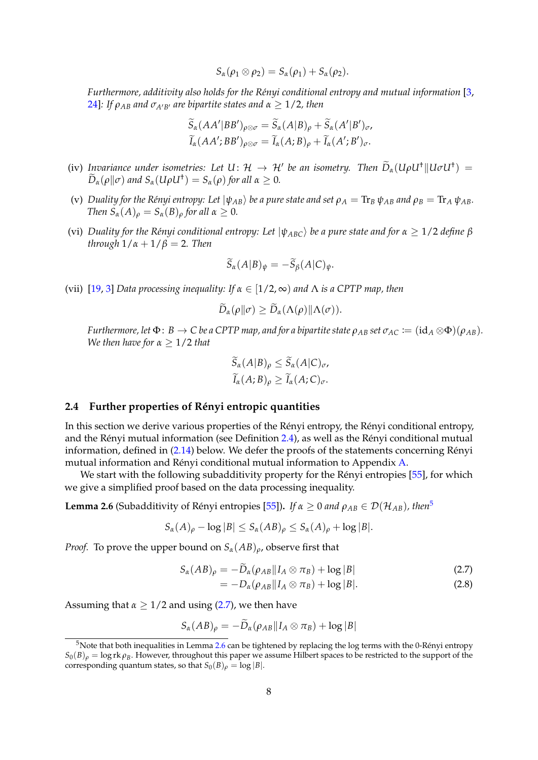$$S_\alpha(\rho_1 \otimes \rho_2) = S_\alpha(\rho_1) + S_\alpha(\rho_2).$$

*Furthermore, additivity also holds for the Rényi conditional entropy and mutual information* [3, 24]*: If $\rho_{AB}$ and $\sigma_{A'B'}$ are bipartite states and $\alpha \geq 1/2$, then*

$$\widetilde{S}_\alpha(AA'|BB')_{\rho\otimes\sigma} = \widetilde{S}_\alpha(A|B)_\rho + \widetilde{S}_\alpha(A'|B')_\sigma,$$
$$\widetilde{I}_\alpha(AA';BB')_{\rho\otimes\sigma} = \widetilde{I}_\alpha(A;B)_\rho + \widetilde{I}_\alpha(A';B')_\sigma.$$

(iv) *Invariance under isometries: Let $U\colon \mathcal{H} \to \mathcal{H}'$ be an isometry. Then $\widetilde{D}_\alpha(U\rho U^\dagger \| U\sigma U^\dagger) = \widetilde{D}_\alpha(\rho\|\sigma)$ and $S_\alpha(U\rho U^\dagger) = S_\alpha(\rho)$ for all $\alpha \geq 0$.*

(v) *Duality for the Rényi entropy: Let $|\psi_{AB}\rangle$ be a pure state and set $\rho_A = \operatorname{Tr}_B \psi_{AB}$ and $\rho_B = \operatorname{Tr}_A \psi_{AB}$. Then $S_\alpha(A)_\rho = S_\alpha(B)_\rho$ for all $\alpha \geq 0$.*

(vi) *Duality for the Rényi conditional entropy: Let $|\psi_{ABC}\rangle$ be a pure state and for $\alpha \geq 1/2$ define $\beta$ through $1/\alpha + 1/\beta = 2$. Then*

$$\widetilde{S}_\alpha(A|B)_\psi = -\widetilde{S}_\beta(A|C)_\psi.$$

(vii) [19, 3] *Data processing inequality: If $\alpha \in [1/2, \infty)$ and $\Lambda$ is a CPTP map, then*

$$\widetilde{D}_\alpha(\rho\|\sigma) \geq \widetilde{D}_\alpha(\Lambda(\rho)\|\Lambda(\sigma)).$$

*Furthermore, let $\Phi\colon B \to C$ be a CPTP map, and for a bipartite state $\rho_{AB}$ set $\sigma_{AC} := (\mathrm{id}_A \otimes \Phi)(\rho_{AB})$. We then have for $\alpha \geq 1/2$ that*

$$\widetilde{S}_\alpha(A|B)_\rho \leq \widetilde{S}_\alpha(A|C)_\sigma,$$
$$\widetilde{I}_\alpha(A;B)_\rho \geq \widetilde{I}_\alpha(A;C)_\sigma.$$

### 2.4 Further properties of Rényi entropic quantities

In this section we derive various properties of the Rényi entropy, the Rényi conditional entropy, and the Rényi mutual information (see Definition 2.4), as well as the Rényi conditional mutual information, defined in (2.14) below. We defer the proofs of the statements concerning Rényi mutual information and Rényi conditional mutual information to Appendix A.

We start with the following subadditivity property for the Rényi entropies [55], for which we give a simplified proof based on the data processing inequality.

**Lemma 2.6** (Subadditivity of Rényi entropies [55])**.** *If $\alpha \geq 0$ and $\rho_{AB} \in \mathcal{D}(\mathcal{H}_{AB})$, then*[5]

$$S_\alpha(A)_\rho - \log|B| \leq S_\alpha(AB)_\rho \leq S_\alpha(A)_\rho + \log|B|.$$

*Proof.* To prove the upper bound on $S_\alpha(AB)_\rho$, observe first that

$$S_\alpha(AB)_\rho = -\widetilde{D}_\alpha(\rho_{AB}\|I_A \otimes \pi_B) + \log|B| \tag{2.7}$$
$$= -D_\alpha(\rho_{AB}\|I_A \otimes \pi_B) + \log|B|. \tag{2.8}$$

Assuming that $\alpha \geq 1/2$ and using (2.7), we then have

$$S_\alpha(AB)_\rho = -\widetilde{D}_\alpha(\rho_{AB}\|I_A \otimes \pi_B) + \log|B|$$

[5] Note that both inequalities in Lemma 2.6 can be tightened by replacing the log terms with the 0-Rényi entropy $S_0(B)_\rho = \log \operatorname{rk} \rho_B$. However, throughout this paper we assume Hilbert spaces to be restricted to the support of the corresponding quantum states, so that $S_0(B)_\rho = \log|B|$.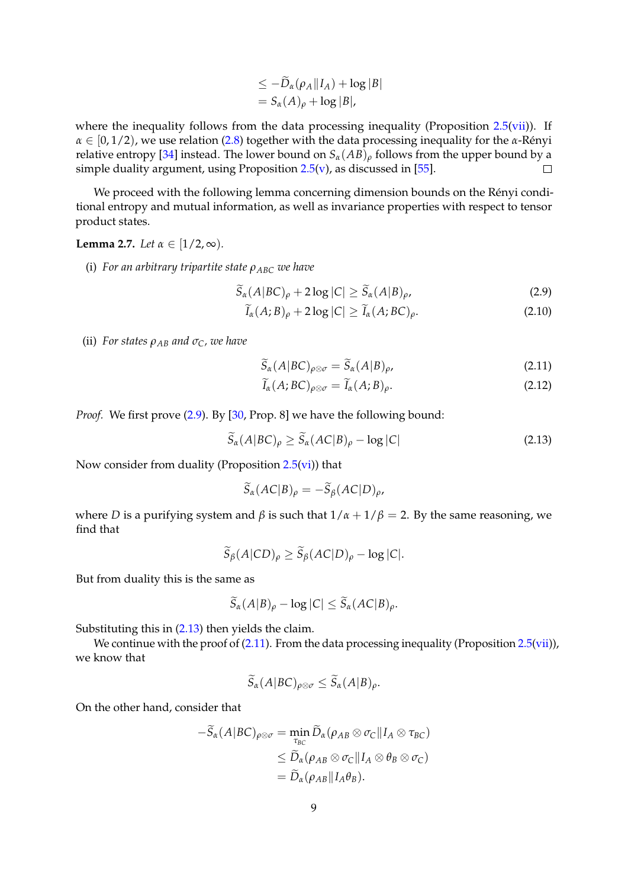$$
\begin{aligned}
&\leq -\widetilde{D}_\alpha(\rho_A \| I_A) + \log |B| \\
&= S_\alpha(A)_\rho + \log |B|,
\end{aligned}
$$

where the inequality follows from the data processing inequality (Proposition 2.5(vii)). If $\alpha \in [0, 1/2)$, we use relation (2.8) together with the data processing inequality for the $\alpha$-Rényi relative entropy [34] instead. The lower bound on $S_\alpha(AB)_\rho$ follows from the upper bound by a simple duality argument, using Proposition 2.5(v), as discussed in [55]. □

We proceed with the following lemma concerning dimension bounds on the Rényi conditional entropy and mutual information, as well as invariance properties with respect to tensor product states.

**Lemma 2.7.** *Let $\alpha \in [1/2, \infty)$.*

(i) *For an arbitrary tripartite state $\rho_{ABC}$ we have*

$$
\widetilde{S}_\alpha(A|BC)_\rho + 2\log |C| \geq \widetilde{S}_\alpha(A|B)_\rho, \tag{2.9}
$$

$$
\widetilde{I}_\alpha(A;B)_\rho + 2\log |C| \geq \widetilde{I}_\alpha(A;BC)_\rho. \tag{2.10}
$$

(ii) *For states $\rho_{AB}$ and $\sigma_C$, we have*

$$
\widetilde{S}_\alpha(A|BC)_{\rho\otimes\sigma} = \widetilde{S}_\alpha(A|B)_\rho, \tag{2.11}
$$

$$
\widetilde{I}_\alpha(A;BC)_{\rho\otimes\sigma} = \widetilde{I}_\alpha(A;B)_\rho. \tag{2.12}
$$

*Proof.* We first prove (2.9). By [30, Prop. 8] we have the following bound:

$$
\widetilde{S}_\alpha(A|BC)_\rho \geq \widetilde{S}_\alpha(AC|B)_\rho - \log |C| \tag{2.13}
$$

Now consider from duality (Proposition 2.5(vi)) that

$$
\widetilde{S}_\alpha(AC|B)_\rho = -\widetilde{S}_\beta(AC|D)_\rho,
$$

where $D$ is a purifying system and $\beta$ is such that $1/\alpha + 1/\beta = 2$. By the same reasoning, we find that

$$
\widetilde{S}_\beta(A|CD)_\rho \geq \widetilde{S}_\beta(AC|D)_\rho - \log |C|.
$$

But from duality this is the same as

$$
\widetilde{S}_\alpha(A|B)_\rho - \log |C| \leq \widetilde{S}_\alpha(AC|B)_\rho.
$$

Substituting this in (2.13) then yields the claim.

We continue with the proof of (2.11). From the data processing inequality (Proposition 2.5(vii)), we know that

$$
\widetilde{S}_\alpha(A|BC)_{\rho\otimes\sigma} \leq \widetilde{S}_\alpha(A|B)_\rho.
$$

On the other hand, consider that

$$
\begin{aligned}
-\widetilde{S}_\alpha(A|BC)_{\rho\otimes\sigma} &= \min_{\tau_{BC}} \widetilde{D}_\alpha(\rho_{AB} \otimes \sigma_C \| I_A \otimes \tau_{BC}) \\
&\leq \widetilde{D}_\alpha(\rho_{AB} \otimes \sigma_C \| I_A \otimes \theta_B \otimes \sigma_C) \\
&= \widetilde{D}_\alpha(\rho_{AB} \| I_A \theta_B).
\end{aligned}
$$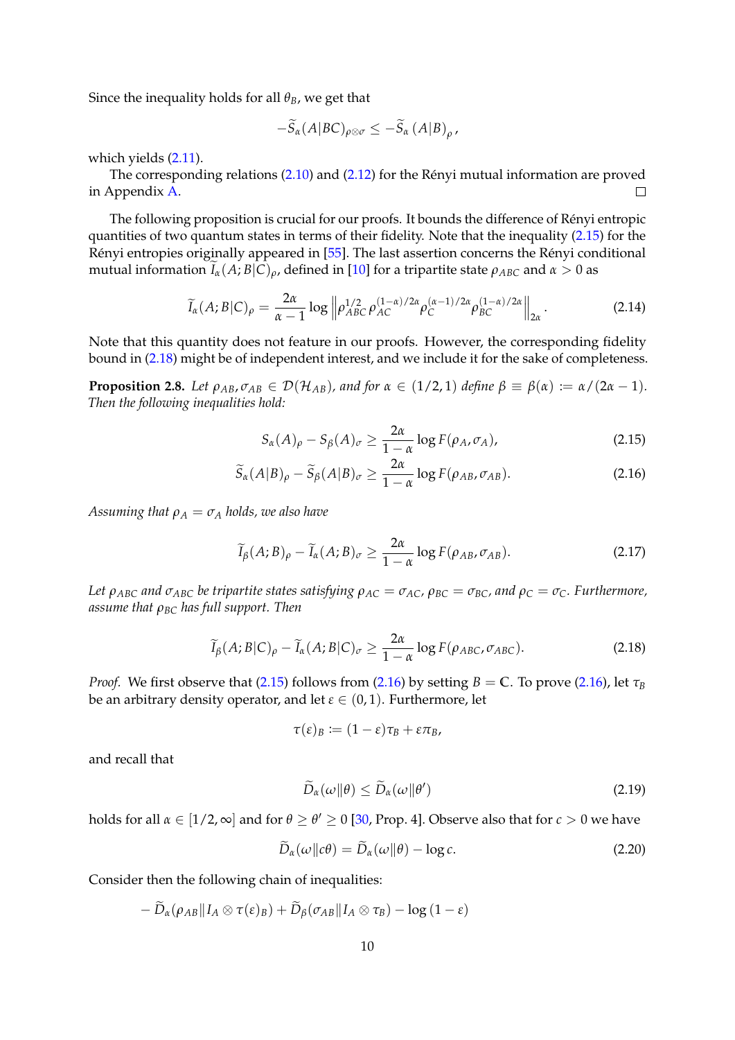Since the inequality holds for all $\theta_B$, we get that

$$-\widetilde{S}_\alpha(A|BC)_{\rho\otimes\sigma} \leq -\widetilde{S}_\alpha(A|B)_\rho,$$

which yields (2.11).

The corresponding relations (2.10) and (2.12) for the Rényi mutual information are proved in Appendix A. □

The following proposition is crucial for our proofs. It bounds the difference of Rényi entropic quantities of two quantum states in terms of their fidelity. Note that the inequality (2.15) for the Rényi entropies originally appeared in [55]. The last assertion concerns the Rényi conditional mutual information $\widetilde{I}_\alpha(A;B|C)_\rho$, defined in [10] for a tripartite state $\rho_{ABC}$ and $\alpha > 0$ as

$$\widetilde{I}_\alpha(A;B|C)_\rho = \frac{2\alpha}{\alpha-1}\log\left\|\rho_{ABC}^{1/2}\rho_{AC}^{(1-\alpha)/2\alpha}\rho_C^{(\alpha-1)/2\alpha}\rho_{BC}^{(1-\alpha)/2\alpha}\right\|_{2\alpha}. \tag{2.14}$$

Note that this quantity does not feature in our proofs. However, the corresponding fidelity bound in (2.18) might be of independent interest, and we include it for the sake of completeness.

**Proposition 2.8.** *Let $\rho_{AB}, \sigma_{AB} \in \mathcal{D}(\mathcal{H}_{AB})$, and for $\alpha \in (1/2, 1)$ define $\beta \equiv \beta(\alpha) := \alpha/(2\alpha - 1)$. Then the following inequalities hold:*

$$S_\alpha(A)_\rho - S_\beta(A)_\sigma \geq \frac{2\alpha}{1-\alpha}\log F(\rho_A, \sigma_A), \tag{2.15}$$

$$\widetilde{S}_\alpha(A|B)_\rho - \widetilde{S}_\beta(A|B)_\sigma \geq \frac{2\alpha}{1-\alpha}\log F(\rho_{AB}, \sigma_{AB}). \tag{2.16}$$

*Assuming that $\rho_A = \sigma_A$ holds, we also have*

$$\widetilde{I}_\beta(A;B)_\rho - \widetilde{I}_\alpha(A;B)_\sigma \geq \frac{2\alpha}{1-\alpha}\log F(\rho_{AB}, \sigma_{AB}). \tag{2.17}$$

*Let $\rho_{ABC}$ and $\sigma_{ABC}$ be tripartite states satisfying $\rho_{AC} = \sigma_{AC}$, $\rho_{BC} = \sigma_{BC}$, and $\rho_C = \sigma_C$. Furthermore, assume that $\rho_{BC}$ has full support. Then*

$$\widetilde{I}_\beta(A;B|C)_\rho - \widetilde{I}_\alpha(A;B|C)_\sigma \geq \frac{2\alpha}{1-\alpha}\log F(\rho_{ABC}, \sigma_{ABC}). \tag{2.18}$$

*Proof.* We first observe that (2.15) follows from (2.16) by setting $B = \mathbb{C}$. To prove (2.16), let $\tau_B$ be an arbitrary density operator, and let $\varepsilon \in (0,1)$. Furthermore, let

$$\tau(\varepsilon)_B := (1-\varepsilon)\tau_B + \varepsilon\pi_B,$$

and recall that

$$\widetilde{D}_\alpha(\omega\|\theta) \leq \widetilde{D}_\alpha(\omega\|\theta') \tag{2.19}$$

holds for all $\alpha \in [1/2, \infty]$ and for $\theta \geq \theta' \geq 0$ [30, Prop. 4]. Observe also that for $c > 0$ we have

$$\widetilde{D}_\alpha(\omega\|c\theta) = \widetilde{D}_\alpha(\omega\|\theta) - \log c. \tag{2.20}$$

Consider then the following chain of inequalities:

$$-\widetilde{D}_\alpha(\rho_{AB}\|I_A \otimes \tau(\varepsilon)_B) + \widetilde{D}_\beta(\sigma_{AB}\|I_A \otimes \tau_B) - \log(1-\varepsilon)$$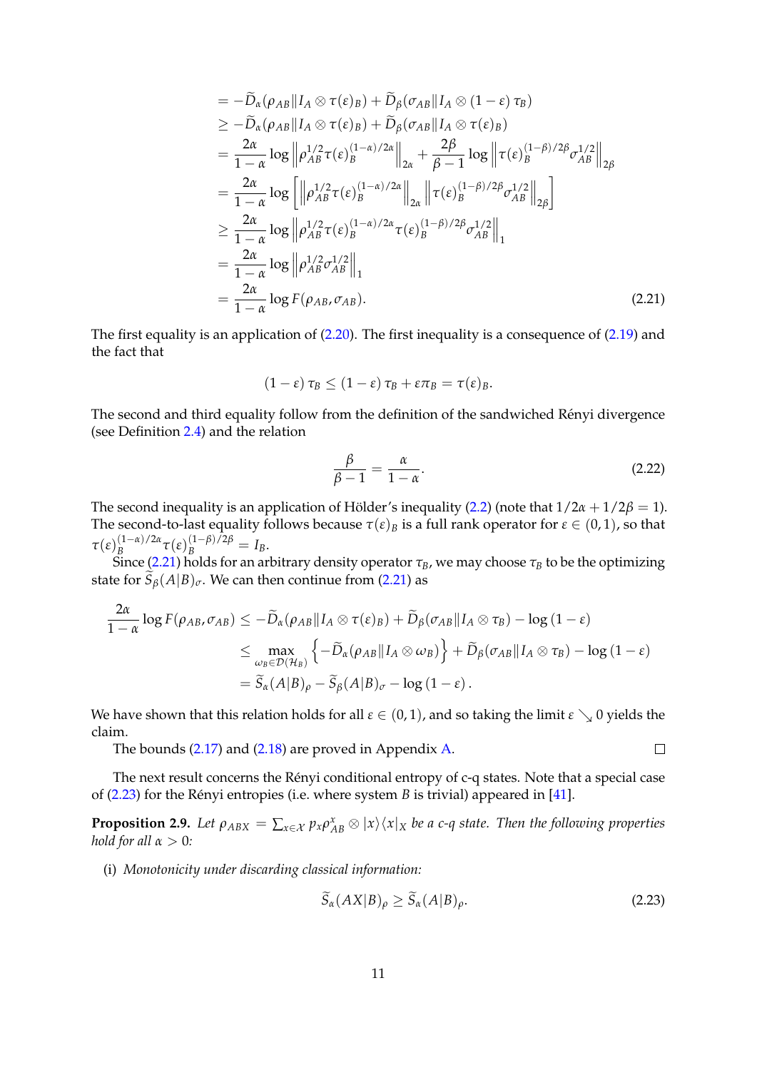$$
\begin{aligned}
&= -\widetilde{D}_\alpha(\rho_{AB}\|I_A \otimes \tau(\varepsilon)_B) + \widetilde{D}_\beta(\sigma_{AB}\|I_A \otimes (1-\varepsilon)\,\tau_B) \\
&\geq -\widetilde{D}_\alpha(\rho_{AB}\|I_A \otimes \tau(\varepsilon)_B) + \widetilde{D}_\beta(\sigma_{AB}\|I_A \otimes \tau(\varepsilon)_B) \\
&= \frac{2\alpha}{1-\alpha}\log\left\|\rho_{AB}^{1/2}\tau(\varepsilon)_B^{(1-\alpha)/2\alpha}\right\|_{2\alpha} + \frac{2\beta}{\beta-1}\log\left\|\tau(\varepsilon)_B^{(1-\beta)/2\beta}\sigma_{AB}^{1/2}\right\|_{2\beta} \\
&= \frac{2\alpha}{1-\alpha}\log\left[\left\|\rho_{AB}^{1/2}\tau(\varepsilon)_B^{(1-\alpha)/2\alpha}\right\|_{2\alpha}\left\|\tau(\varepsilon)_B^{(1-\beta)/2\beta}\sigma_{AB}^{1/2}\right\|_{2\beta}\right] \\
&\geq \frac{2\alpha}{1-\alpha}\log\left\|\rho_{AB}^{1/2}\tau(\varepsilon)_B^{(1-\alpha)/2\alpha}\tau(\varepsilon)_B^{(1-\beta)/2\beta}\sigma_{AB}^{1/2}\right\|_1 \\
&= \frac{2\alpha}{1-\alpha}\log\left\|\rho_{AB}^{1/2}\sigma_{AB}^{1/2}\right\|_1 \\
&= \frac{2\alpha}{1-\alpha}\log F(\rho_{AB},\sigma_{AB}).
\end{aligned} \tag{2.21}
$$

The first equality is an application of (2.20). The first inequality is a consequence of (2.19) and the fact that

$$
(1-\varepsilon)\,\tau_B \leq (1-\varepsilon)\,\tau_B + \varepsilon\pi_B = \tau(\varepsilon)_B.
$$

The second and third equality follow from the definition of the sandwiched Rényi divergence (see Definition 2.4) and the relation

$$
\frac{\beta}{\beta-1} = \frac{\alpha}{1-\alpha}. \tag{2.22}
$$

The second inequality is an application of Hölder's inequality (2.2) (note that $1/2\alpha + 1/2\beta = 1$). The second-to-last equality follows because $\tau(\varepsilon)_B$ is a full rank operator for $\varepsilon \in (0,1)$, so that $\tau(\varepsilon)_B^{(1-\alpha)/2\alpha}\tau(\varepsilon)_B^{(1-\beta)/2\beta} = I_B$.

Since (2.21) holds for an arbitrary density operator $\tau_B$, we may choose $\tau_B$ to be the optimizing state for $\widetilde{S}_\beta(A|B)_\sigma$. We can then continue from (2.21) as

$$
\begin{aligned}
\frac{2\alpha}{1-\alpha}\log F(\rho_{AB},\sigma_{AB}) &\leq -\widetilde{D}_\alpha(\rho_{AB}\|I_A\otimes\tau(\varepsilon)_B) + \widetilde{D}_\beta(\sigma_{AB}\|I_A\otimes\tau_B) - \log(1-\varepsilon) \\
&\leq \max_{\omega_B\in\mathcal{D}(\mathcal{H}_B)}\left\{-\widetilde{D}_\alpha(\rho_{AB}\|I_A\otimes\omega_B)\right\} + \widetilde{D}_\beta(\sigma_{AB}\|I_A\otimes\tau_B) - \log(1-\varepsilon) \\
&= \widetilde{S}_\alpha(A|B)_\rho - \widetilde{S}_\beta(A|B)_\sigma - \log(1-\varepsilon).
\end{aligned}
$$

We have shown that this relation holds for all $\varepsilon \in (0,1)$, and so taking the limit $\varepsilon \searrow 0$ yields the claim.

The bounds (2.17) and (2.18) are proved in Appendix A. □

The next result concerns the Rényi conditional entropy of c-q states. Note that a special case of (2.23) for the Rényi entropies (i.e. where system $B$ is trivial) appeared in [41].

**Proposition 2.9.** *Let $\rho_{ABX} = \sum_{x\in\mathcal{X}} p_x \rho_{AB}^x \otimes |x\rangle\langle x|_X$ be a c-q state. Then the following properties hold for all $\alpha > 0$:*

(i) *Monotonicity under discarding classical information:*

$$
\widetilde{S}_\alpha(AX|B)_\rho \geq \widetilde{S}_\alpha(A|B)_\rho. \tag{2.23}
$$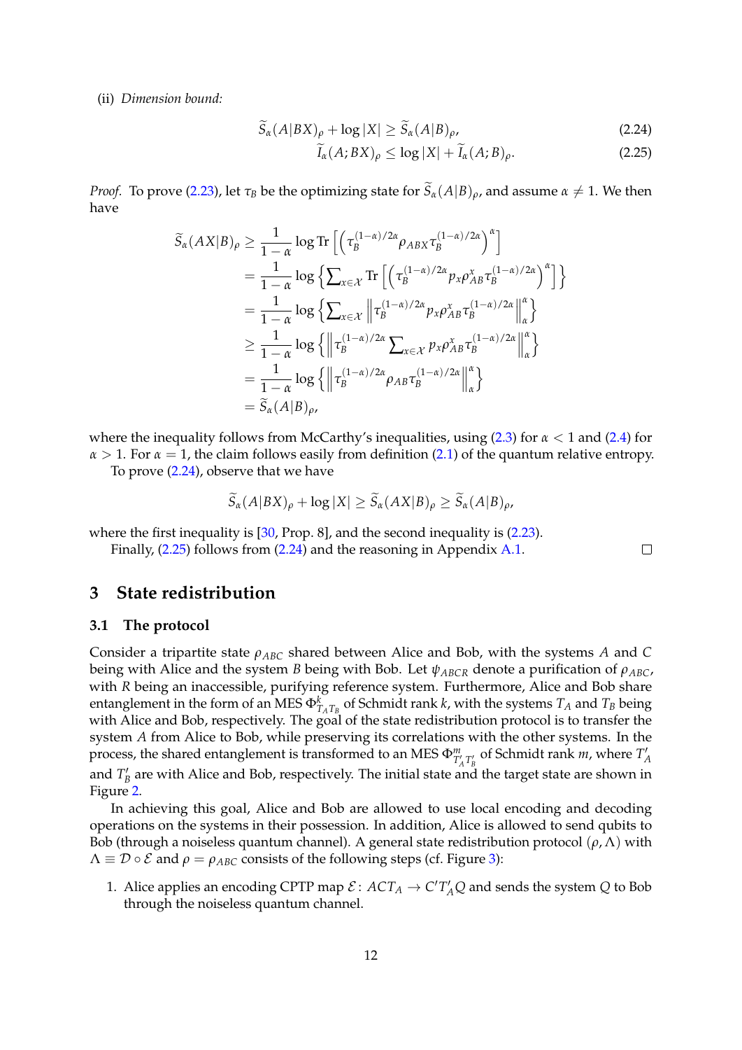(ii) *Dimension bound:*

$$\widetilde{S}_\alpha(A|BX)_\rho + \log|X| \geq \widetilde{S}_\alpha(A|B)_\rho, \tag{2.24}$$

$$\widetilde{I}_\alpha(A;BX)_\rho \leq \log|X| + \widetilde{I}_\alpha(A;B)_\rho. \tag{2.25}$$

*Proof.* To prove (2.23), let $\tau_B$ be the optimizing state for $\widetilde{S}_\alpha(A|B)_\rho$, and assume $\alpha \neq 1$. We then have

$$\begin{aligned}
\widetilde{S}_\alpha(AX|B)_\rho &\geq \frac{1}{1-\alpha}\log \operatorname{Tr}\left[\left(\tau_B^{(1-\alpha)/2\alpha}\rho_{ABX}\tau_B^{(1-\alpha)/2\alpha}\right)^\alpha\right] \\
&= \frac{1}{1-\alpha}\log\left\{\sum_{x\in\mathcal{X}} \operatorname{Tr}\left[\left(\tau_B^{(1-\alpha)/2\alpha}p_x\rho_{AB}^x\tau_B^{(1-\alpha)/2\alpha}\right)^\alpha\right]\right\} \\
&= \frac{1}{1-\alpha}\log\left\{\sum_{x\in\mathcal{X}} \left\|\tau_B^{(1-\alpha)/2\alpha}p_x\rho_{AB}^x\tau_B^{(1-\alpha)/2\alpha}\right\|_\alpha^\alpha\right\} \\
&\geq \frac{1}{1-\alpha}\log\left\{\left\|\tau_B^{(1-\alpha)/2\alpha}\sum_{x\in\mathcal{X}} p_x\rho_{AB}^x\tau_B^{(1-\alpha)/2\alpha}\right\|_\alpha^\alpha\right\} \\
&= \frac{1}{1-\alpha}\log\left\{\left\|\tau_B^{(1-\alpha)/2\alpha}\rho_{AB}\tau_B^{(1-\alpha)/2\alpha}\right\|_\alpha^\alpha\right\} \\
&= \widetilde{S}_\alpha(A|B)_\rho,
\end{aligned}$$

where the inequality follows from McCarthy's inequalities, using (2.3) for $\alpha < 1$ and (2.4) for $\alpha > 1$. For $\alpha = 1$, the claim follows easily from definition (2.1) of the quantum relative entropy.

To prove (2.24), observe that we have

$$\widetilde{S}_\alpha(A|BX)_\rho + \log|X| \geq \widetilde{S}_\alpha(AX|B)_\rho \geq \widetilde{S}_\alpha(A|B)_\rho,$$

where the first inequality is [30, Prop. 8], and the second inequality is (2.23).

Finally, (2.25) follows from (2.24) and the reasoning in Appendix A.1. □

# 3 State redistribution

## 3.1 The protocol

Consider a tripartite state $\rho_{ABC}$ shared between Alice and Bob, with the systems $A$ and $C$ being with Alice and the system $B$ being with Bob. Let $\psi_{ABCR}$ denote a purification of $\rho_{ABC}$, with $R$ being an inaccessible, purifying reference system. Furthermore, Alice and Bob share entanglement in the form of an MES $\Phi^k_{T_A T_B}$ of Schmidt rank $k$, with the systems $T_A$ and $T_B$ being with Alice and Bob, respectively. The goal of the state redistribution protocol is to transfer the system $A$ from Alice to Bob, while preserving its correlations with the other systems. In the process, the shared entanglement is transformed to an MES $\Phi^m_{T'_A T'_B}$ of Schmidt rank $m$, where $T'_A$ and $T'_B$ are with Alice and Bob, respectively. The initial state and the target state are shown in Figure 2.

In achieving this goal, Alice and Bob are allowed to use local encoding and decoding operations on the systems in their possession. In addition, Alice is allowed to send qubits to Bob (through a noiseless quantum channel). A general state redistribution protocol $(\rho, \Lambda)$ with $\Lambda \equiv \mathcal{D} \circ \mathcal{E}$ and $\rho = \rho_{ABC}$ consists of the following steps (cf. Figure 3):

1. Alice applies an encoding CPTP map $\mathcal{E}\colon ACT_A \to C'T'_A Q$ and sends the system $Q$ to Bob through the noiseless quantum channel.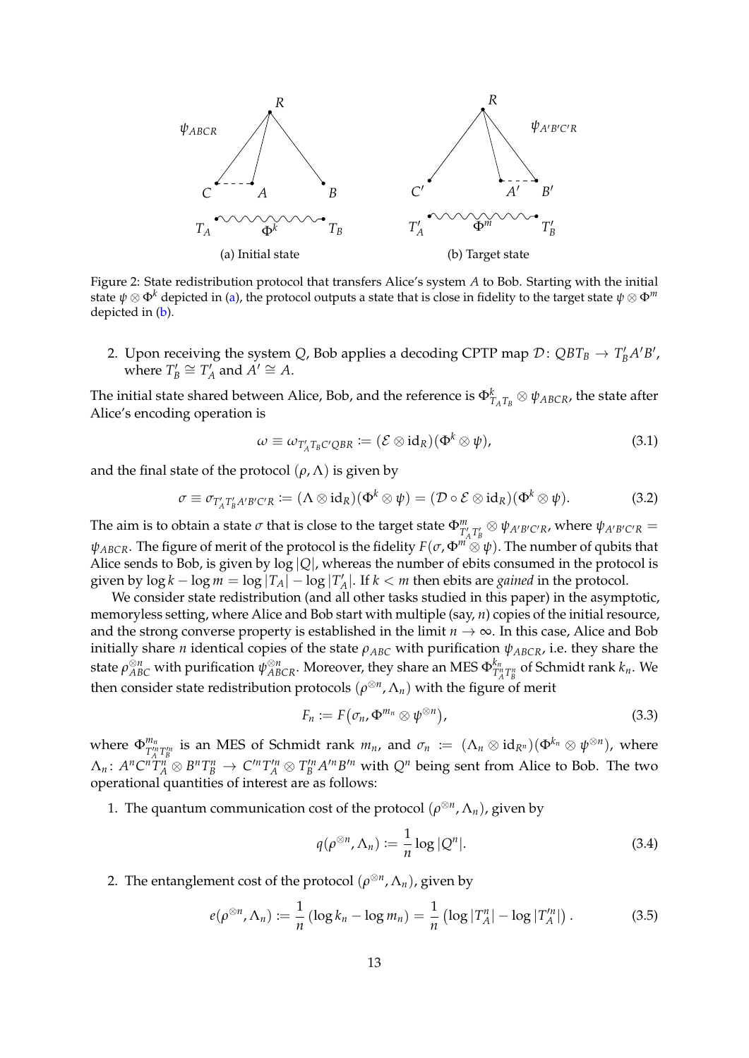Figure 2: State redistribution protocol that transfers Alice's system $A$ to Bob. Starting with the initial state $\psi \otimes \Phi^k$ depicted in (a), the protocol outputs a state that is close in fidelity to the target state $\psi \otimes \Phi^m$ depicted in (b).

2. Upon receiving the system $Q$, Bob applies a decoding CPTP map $\mathcal{D}\colon QBT_B \to T'_B A' B'$, where $T'_B \cong T'_A$ and $A' \cong A$.

The initial state shared between Alice, Bob, and the reference is $\Phi^k_{T_A T_B} \otimes \psi_{ABCR}$, the state after Alice's encoding operation is

$$\omega \equiv \omega_{T'_A T_B C' QBR} := (\mathcal{E} \otimes \mathrm{id}_R)(\Phi^k \otimes \psi), \tag{3.1}$$

and the final state of the protocol $(\rho, \Lambda)$ is given by

$$\sigma \equiv \sigma_{T'_A T'_B A' B' C' R} := (\Lambda \otimes \mathrm{id}_R)(\Phi^k \otimes \psi) = (\mathcal{D} \circ \mathcal{E} \otimes \mathrm{id}_R)(\Phi^k \otimes \psi). \tag{3.2}$$

The aim is to obtain a state $\sigma$ that is close to the target state $\Phi^m_{T'_A T'_B} \otimes \psi_{A'B'C'R}$, where $\psi_{A'B'C'R} = \psi_{ABCR}$. The figure of merit of the protocol is the fidelity $F(\sigma, \Phi^m \otimes \psi)$. The number of qubits that Alice sends to Bob, is given by $\log |Q|$, whereas the number of ebits consumed in the protocol is given by $\log k - \log m = \log |T_A| - \log |T'_A|$. If $k < m$ then ebits are *gained* in the protocol.

We consider state redistribution (and all other tasks studied in this paper) in the asymptotic, memoryless setting, where Alice and Bob start with multiple (say, $n$) copies of the initial resource, and the strong converse property is established in the limit $n \to \infty$. In this case, Alice and Bob initially share $n$ identical copies of the state $\rho_{ABC}$ with purification $\psi_{ABCR}$, i.e. they share the state $\rho^{\otimes n}_{ABC}$ with purification $\psi^{\otimes n}_{ABCR}$. Moreover, they share an MES $\Phi^{k_n}_{T^n_A T^n_B}$ of Schmidt rank $k_n$. We then consider state redistribution protocols $(\rho^{\otimes n}, \Lambda_n)$ with the figure of merit

$$F_n := F\big(\sigma_n, \Phi^{m_n} \otimes \psi^{\otimes n}\big), \tag{3.3}$$

where $\Phi^{m_n}_{T'^n_A T'^n_B}$ is an MES of Schmidt rank $m_n$, and $\sigma_n := (\Lambda_n \otimes \mathrm{id}_{R^n})(\Phi^{k_n} \otimes \psi^{\otimes n})$, where $\Lambda_n\colon A^n C^n T^n_A \otimes B^n T^n_B \to C'^n T'^n_A \otimes T'^n_B A'^n B'^n$ with $Q^n$ being sent from Alice to Bob. The two operational quantities of interest are as follows:

1. The quantum communication cost of the protocol $(\rho^{\otimes n}, \Lambda_n)$, given by

$$q(\rho^{\otimes n}, \Lambda_n) := \frac{1}{n} \log |Q^n|. \tag{3.4}$$

2. The entanglement cost of the protocol $(\rho^{\otimes n}, \Lambda_n)$, given by

$$e(\rho^{\otimes n}, \Lambda_n) := \frac{1}{n} \left(\log k_n - \log m_n\right) = \frac{1}{n} \left(\log |T^n_A| - \log |T'^n_A|\right). \tag{3.5}$$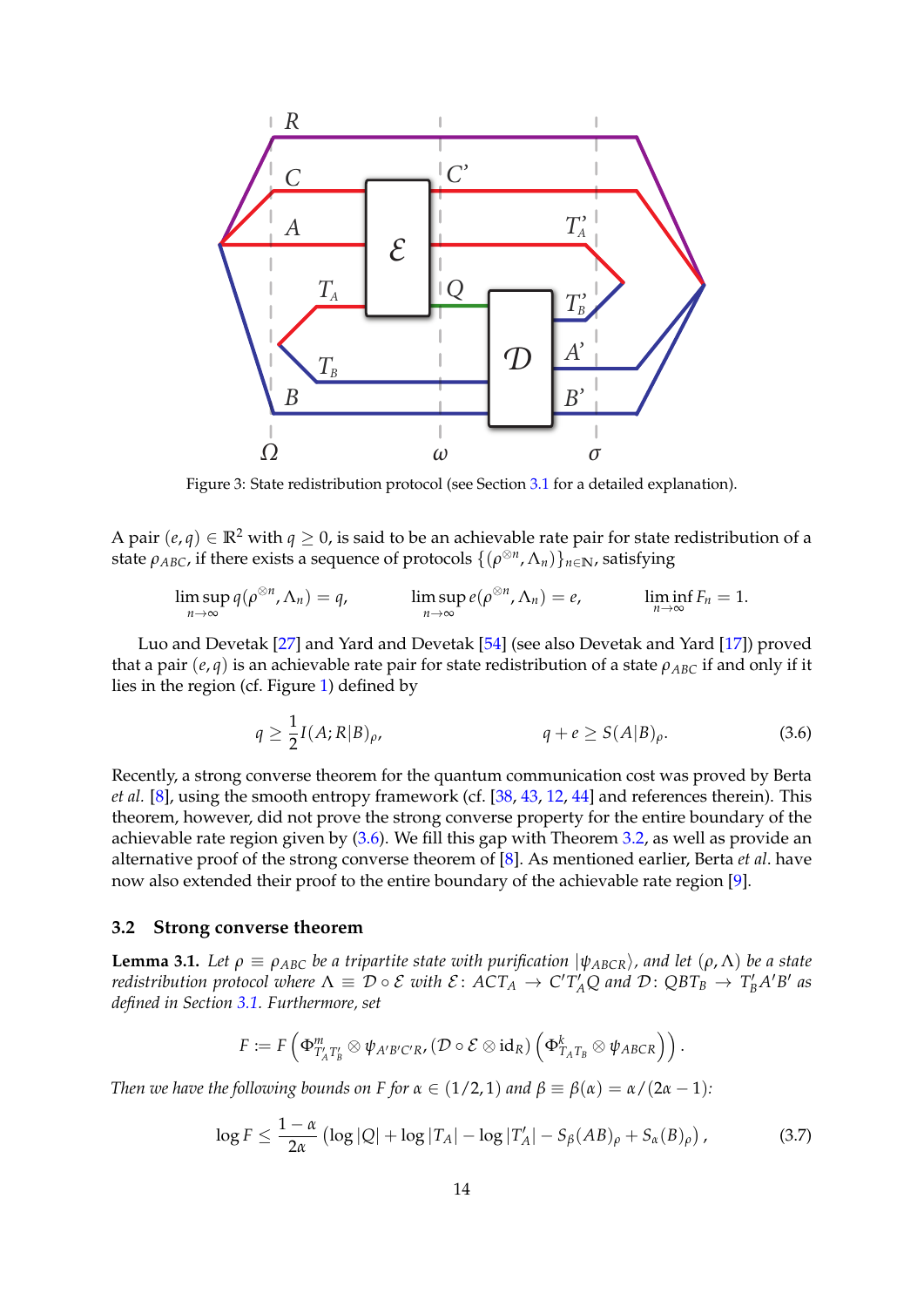Figure 3: State redistribution protocol (see Section 3.1 for a detailed explanation).

A pair $(e, q) \in \mathbb{R}^2$ with $q \geq 0$, is said to be an achievable rate pair for state redistribution of a state $\rho_{ABC}$, if there exists a sequence of protocols $\{(\rho^{\otimes n}, \Lambda_n)\}_{n\in\mathbb{N}}$, satisfying

$$\limsup_{n\to\infty} q(\rho^{\otimes n}, \Lambda_n) = q, \qquad \limsup_{n\to\infty} e(\rho^{\otimes n}, \Lambda_n) = e, \qquad \liminf_{n\to\infty} F_n = 1.$$

Luo and Devetak [27] and Yard and Devetak [54] (see also Devetak and Yard [17]) proved that a pair $(e, q)$ is an achievable rate pair for state redistribution of a state $\rho_{ABC}$ if and only if it lies in the region (cf. Figure 1) defined by

$$q \geq \frac{1}{2} I(A;R|B)_\rho, \qquad\qquad q + e \geq S(A|B)_\rho. \tag{3.6}$$

Recently, a strong converse theorem for the quantum communication cost was proved by Berta *et al.* [8], using the smooth entropy framework (cf. [38, 43, 12, 44] and references therein). This theorem, however, did not prove the strong converse property for the entire boundary of the achievable rate region given by (3.6). We fill this gap with Theorem 3.2, as well as provide an alternative proof of the strong converse theorem of [8]. As mentioned earlier, Berta *et al.* have now also extended their proof to the entire boundary of the achievable rate region [9].

### 3.2 Strong converse theorem

**Lemma 3.1.** *Let $\rho \equiv \rho_{ABC}$ be a tripartite state with purification $|\psi_{ABCR}\rangle$, and let $(\rho, \Lambda)$ be a state redistribution protocol where $\Lambda \equiv \mathcal{D} \circ \mathcal{E}$ with $\mathcal{E}\colon ACT_A \to C'T'_AQ$ and $\mathcal{D}\colon QBT_B \to T'_BA'B'$ as defined in Section 3.1. Furthermore, set*

$$F := F\left(\Phi^m_{T'_AT'_B} \otimes \psi_{A'B'C'R}, (\mathcal{D} \circ \mathcal{E} \otimes \mathrm{id}_R)\left(\Phi^k_{T_AT_B} \otimes \psi_{ABCR}\right)\right).$$

*Then we have the following bounds on $F$ for $\alpha \in (1/2, 1)$ and $\beta \equiv \beta(\alpha) = \alpha/(2\alpha - 1)$:*

$$\log F \leq \frac{1-\alpha}{2\alpha}\left(\log|Q| + \log|T_A| - \log|T'_A| - S_\beta(AB)_\rho + S_\alpha(B)_\rho\right), \tag{3.7}$$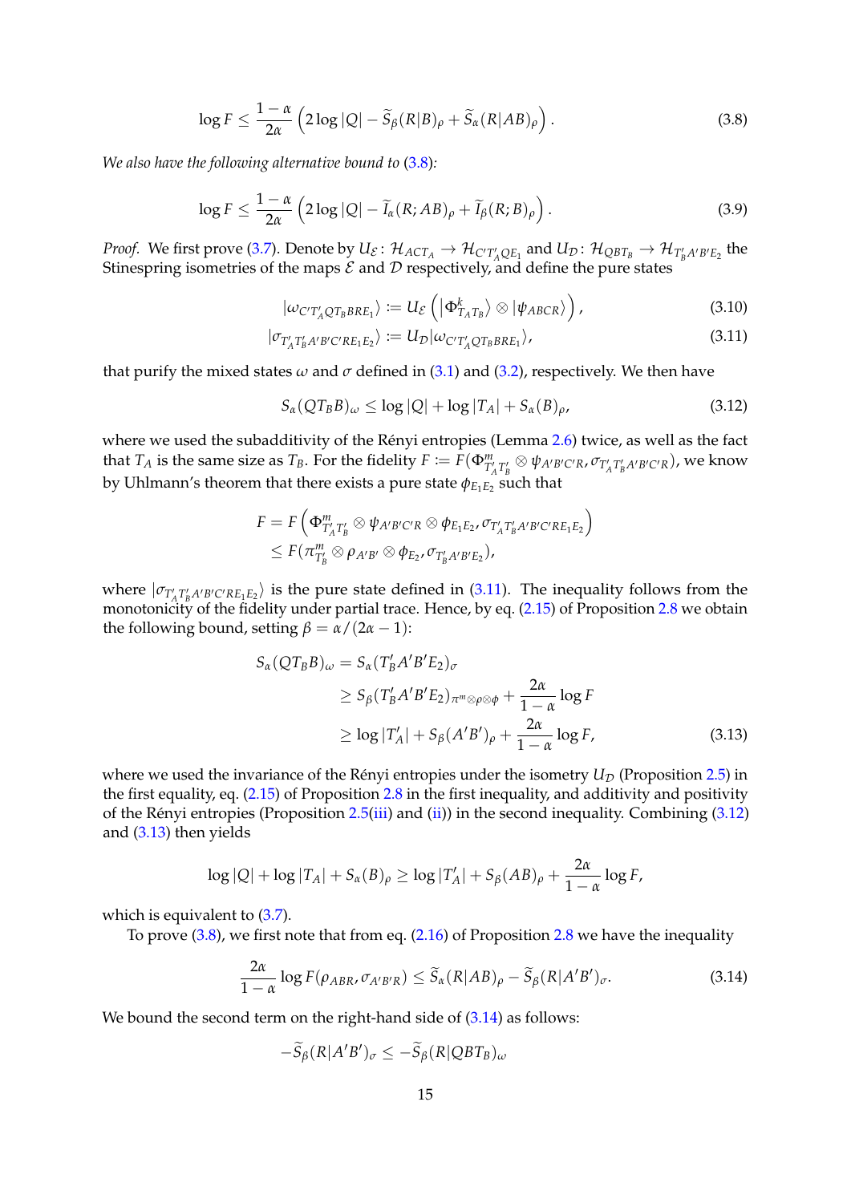$$\log F \leq \frac{1-\alpha}{2\alpha}\left(2\log|Q| - \widetilde{S}_\beta(R|B)_\rho + \widetilde{S}_\alpha(R|AB)_\rho\right). \tag{3.8}$$

*We also have the following alternative bound to (3.8):*

$$\log F \leq \frac{1-\alpha}{2\alpha}\left(2\log|Q| - \widetilde{I}_\alpha(R;AB)_\rho + \widetilde{I}_\beta(R;B)_\rho\right). \tag{3.9}$$

*Proof.* We first prove (3.7). Denote by $U_\mathcal{E}\colon \mathcal{H}_{ACT_A} \to \mathcal{H}_{C'T'_AQE_1}$ and $U_\mathcal{D}\colon \mathcal{H}_{QBT_B} \to \mathcal{H}_{T'_BA'B'E_2}$ the Stinespring isometries of the maps $\mathcal{E}$ and $\mathcal{D}$ respectively, and define the pure states

$$|\omega_{C'T'_AQT_BBRE_1}\rangle := U_\mathcal{E}\left(|\Phi^k_{T_AT_B}\rangle \otimes |\psi_{ABCR}\rangle\right), \tag{3.10}$$

$$|\sigma_{T'_AT'_BA'B'C'RE_1E_2}\rangle := U_\mathcal{D}|\omega_{C'T'_AQT_BBRE_1}\rangle, \tag{3.11}$$

that purify the mixed states $\omega$ and $\sigma$ defined in (3.1) and (3.2), respectively. We then have

$$S_\alpha(QT_BB)_\omega \leq \log|Q| + \log|T_A| + S_\alpha(B)_\rho, \tag{3.12}$$

where we used the subadditivity of the Rényi entropies (Lemma 2.6) twice, as well as the fact that $T_A$ is the same size as $T_B$. For the fidelity $F := F(\Phi^m_{T'_AT'_B} \otimes \psi_{A'B'C'R}, \sigma_{T'_AT'_BA'B'C'R})$, we know by Uhlmann's theorem that there exists a pure state $\phi_{E_1E_2}$ such that

$$\begin{aligned}
F &= F\left(\Phi^m_{T'_AT'_B} \otimes \psi_{A'B'C'R} \otimes \phi_{E_1E_2}, \sigma_{T'_AT'_BA'B'C'RE_1E_2}\right) \\
&\leq F(\pi^m_{T'_B} \otimes \rho_{A'B'} \otimes \phi_{E_2}, \sigma_{T'_BA'B'E_2}),
\end{aligned}$$

where $|\sigma_{T'_AT'_BA'B'C'RE_1E_2}\rangle$ is the pure state defined in (3.11). The inequality follows from the monotonicity of the fidelity under partial trace. Hence, by eq. (2.15) of Proposition 2.8 we obtain the following bound, setting $\beta = \alpha/(2\alpha-1)$:

$$\begin{aligned}
S_\alpha(QT_BB)_\omega &= S_\alpha(T'_BA'B'E_2)_\sigma \\
&\geq S_\beta(T'_BA'B'E_2)_{\pi^m\otimes\rho\otimes\phi} + \frac{2\alpha}{1-\alpha}\log F \\
&\geq \log|T'_A| + S_\beta(A'B')_\rho + \frac{2\alpha}{1-\alpha}\log F,
\end{aligned} \tag{3.13}$$

where we used the invariance of the Rényi entropies under the isometry $U_\mathcal{D}$ (Proposition 2.5) in the first equality, eq. (2.15) of Proposition 2.8 in the first inequality, and additivity and positivity of the Rényi entropies (Proposition 2.5(iii) and (ii)) in the second inequality. Combining (3.12) and (3.13) then yields

$$\log|Q| + \log|T_A| + S_\alpha(B)_\rho \geq \log|T'_A| + S_\beta(AB)_\rho + \frac{2\alpha}{1-\alpha}\log F,$$

which is equivalent to (3.7).

To prove (3.8), we first note that from eq. (2.16) of Proposition 2.8 we have the inequality

$$\frac{2\alpha}{1-\alpha}\log F(\rho_{ABR}, \sigma_{A'B'R}) \leq \widetilde{S}_\alpha(R|AB)_\rho - \widetilde{S}_\beta(R|A'B')_\sigma. \tag{3.14}$$

We bound the second term on the right-hand side of (3.14) as follows:

$$-\widetilde{S}_\beta(R|A'B')_\sigma \leq -\widetilde{S}_\beta(R|QBT_B)_\omega$$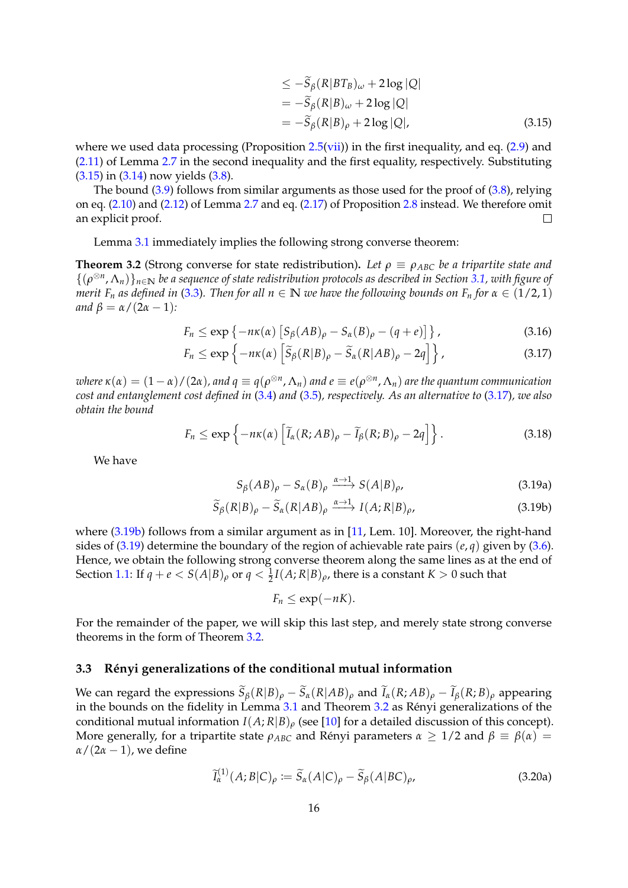$$\leq -\widetilde{S}_\beta(R|BT_B)_\omega + 2\log|Q|$$
$$= -\widetilde{S}_\beta(R|B)_\omega + 2\log|Q|$$
$$= -\widetilde{S}_\beta(R|B)_\rho + 2\log|Q|, \tag{3.15}$$

where we used data processing (Proposition 2.5(vii)) in the first inequality, and eq. (2.9) and (2.11) of Lemma 2.7 in the second inequality and the first equality, respectively. Substituting (3.15) in (3.14) now yields (3.8).

The bound (3.9) follows from similar arguments as those used for the proof of (3.8), relying on eq. (2.10) and (2.12) of Lemma 2.7 and eq. (2.17) of Proposition 2.8 instead. We therefore omit an explicit proof. □

Lemma 3.1 immediately implies the following strong converse theorem:

**Theorem 3.2** (Strong converse for state redistribution)**.** *Let $\rho \equiv \rho_{ABC}$ be a tripartite state and $\{(\rho^{\otimes n}, \Lambda_n)\}_{n\in\mathbb{N}}$ be a sequence of state redistribution protocols as described in Section 3.1, with figure of merit $F_n$ as defined in (3.3). Then for all $n \in \mathbb{N}$ we have the following bounds on $F_n$ for $\alpha \in (1/2, 1)$ and $\beta = \alpha/(2\alpha - 1)$:*

$$F_n \leq \exp\left\{-n\kappa(\alpha)\left[S_\beta(AB)_\rho - S_\alpha(B)_\rho - (q+e)\right]\right\}, \tag{3.16}$$

$$F_n \leq \exp\left\{-n\kappa(\alpha)\left[\widetilde{S}_\beta(R|B)_\rho - \widetilde{S}_\alpha(R|AB)_\rho - 2q\right]\right\}, \tag{3.17}$$

*where $\kappa(\alpha) = (1-\alpha)/(2\alpha)$, and $q \equiv q(\rho^{\otimes n}, \Lambda_n)$ and $e \equiv e(\rho^{\otimes n}, \Lambda_n)$ are the quantum communication cost and entanglement cost defined in (3.4) and (3.5), respectively. As an alternative to (3.17), we also obtain the bound*

$$F_n \leq \exp\left\{-n\kappa(\alpha)\left[\widetilde{I}_\alpha(R;AB)_\rho - \widetilde{I}_\beta(R;B)_\rho - 2q\right]\right\}. \tag{3.18}$$

We have

$$S_\beta(AB)_\rho - S_\alpha(B)_\rho \xrightarrow{\alpha\to 1} S(A|B)_\rho, \tag{3.19a}$$

$$\widetilde{S}_\beta(R|B)_\rho - \widetilde{S}_\alpha(R|AB)_\rho \xrightarrow{\alpha\to 1} I(A;R|B)_\rho, \tag{3.19b}$$

where (3.19b) follows from a similar argument as in [11, Lem. 10]. Moreover, the right-hand sides of (3.19) determine the boundary of the region of achievable rate pairs $(e,q)$ given by (3.6). Hence, we obtain the following strong converse theorem along the same lines as at the end of Section 1.1: If $q + e < S(A|B)_\rho$ or $q < \frac{1}{2}I(A;R|B)_\rho$, there is a constant $K > 0$ such that

$$F_n \leq \exp(-nK).$$

For the remainder of the paper, we will skip this last step, and merely state strong converse theorems in the form of Theorem 3.2.

### 3.3 Rényi generalizations of the conditional mutual information

We can regard the expressions $\widetilde{S}_\beta(R|B)_\rho - \widetilde{S}_\alpha(R|AB)_\rho$ and $\widetilde{I}_\alpha(R;AB)_\rho - \widetilde{I}_\beta(R;B)_\rho$ appearing in the bounds on the fidelity in Lemma 3.1 and Theorem 3.2 as Rényi generalizations of the conditional mutual information $I(A;R|B)_\rho$ (see [10] for a detailed discussion of this concept). More generally, for a tripartite state $\rho_{ABC}$ and Rényi parameters $\alpha \geq 1/2$ and $\beta \equiv \beta(\alpha) = \alpha/(2\alpha-1)$, we define

$$\widetilde{I}_\alpha^{(1)}(A;B|C)_\rho := \widetilde{S}_\alpha(A|C)_\rho - \widetilde{S}_\beta(A|BC)_\rho, \tag{3.20a}$$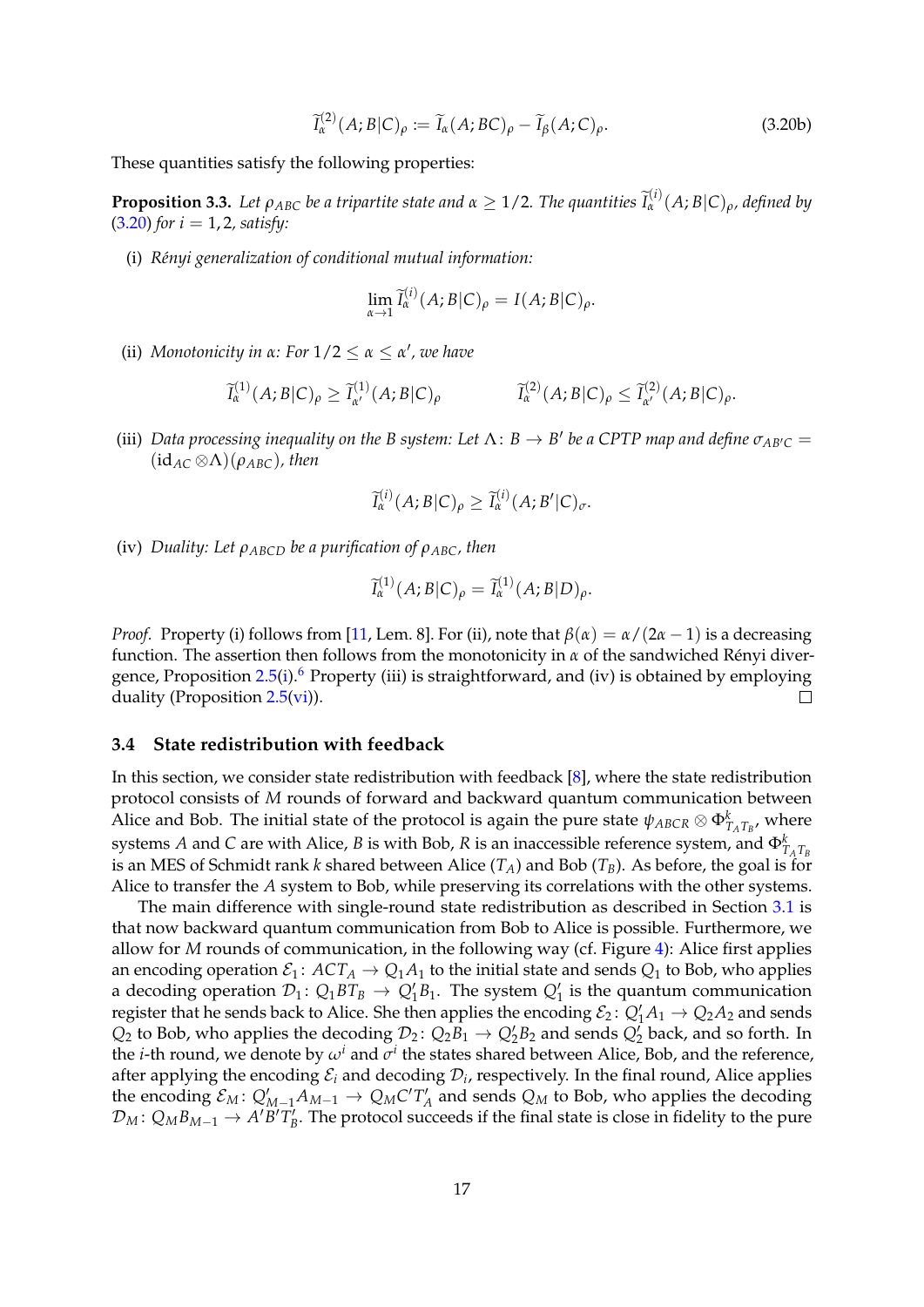$$\widetilde{I}_{\alpha}^{(2)}(A;B|C)_{\rho} := \widetilde{I}_{\alpha}(A;BC)_{\rho} - \widetilde{I}_{\beta}(A;C)_{\rho}. \tag{3.20b}$$

These quantities satisfy the following properties:

**Proposition 3.3.** *Let $\rho_{ABC}$ be a tripartite state and $\alpha \geq 1/2$. The quantities $\widetilde{I}_{\alpha}^{(i)}(A;B|C)_{\rho}$, defined by (3.20) for $i = 1, 2$, satisfy:*

(i) *Rényi generalization of conditional mutual information:*

$$\lim_{\alpha \to 1} \widetilde{I}_{\alpha}^{(i)}(A;B|C)_{\rho} = I(A;B|C)_{\rho}.$$

(ii) *Monotonicity in $\alpha$: For $1/2 \leq \alpha \leq \alpha'$, we have*

$$\widetilde{I}_{\alpha}^{(1)}(A;B|C)_{\rho} \geq \widetilde{I}_{\alpha'}^{(1)}(A;B|C)_{\rho} \qquad\qquad \widetilde{I}_{\alpha}^{(2)}(A;B|C)_{\rho} \leq \widetilde{I}_{\alpha'}^{(2)}(A;B|C)_{\rho}.$$

(iii) *Data processing inequality on the $B$ system: Let $\Lambda \colon B \to B'$ be a CPTP map and define $\sigma_{AB'C} = (\mathrm{id}_{AC} \otimes \Lambda)(\rho_{ABC})$, then*

$$\widetilde{I}_{\alpha}^{(i)}(A;B|C)_{\rho} \geq \widetilde{I}_{\alpha}^{(i)}(A;B'|C)_{\sigma}.$$

(iv) *Duality: Let $\rho_{ABCD}$ be a purification of $\rho_{ABC}$, then*

$$\widetilde{I}_{\alpha}^{(1)}(A;B|C)_{\rho} = \widetilde{I}_{\alpha}^{(1)}(A;B|D)_{\rho}.$$

*Proof.* Property (i) follows from [11, Lem. 8]. For (ii), note that $\beta(\alpha) = \alpha/(2\alpha - 1)$ is a decreasing function. The assertion then follows from the monotonicity in $\alpha$ of the sandwiched Rényi divergence, Proposition 2.5(i).[6] Property (iii) is straightforward, and (iv) is obtained by employing duality (Proposition 2.5(vi)). □

### 3.4 State redistribution with feedback

In this section, we consider state redistribution with feedback [8], where the state redistribution protocol consists of $M$ rounds of forward and backward quantum communication between Alice and Bob. The initial state of the protocol is again the pure state $\psi_{ABCR} \otimes \Phi^k_{T_A T_B}$, where systems $A$ and $C$ are with Alice, $B$ is with Bob, $R$ is an inaccessible reference system, and $\Phi^k_{T_A T_B}$ is an MES of Schmidt rank $k$ shared between Alice ($T_A$) and Bob ($T_B$). As before, the goal is for Alice to transfer the $A$ system to Bob, while preserving its correlations with the other systems.

The main difference with single-round state redistribution as described in Section 3.1 is that now backward quantum communication from Bob to Alice is possible. Furthermore, we allow for $M$ rounds of communication, in the following way (cf. Figure 4): Alice first applies an encoding operation $\mathcal{E}_1 \colon ACT_A \to Q_1 A_1$ to the initial state and sends $Q_1$ to Bob, who applies a decoding operation $\mathcal{D}_1 \colon Q_1 B T_B \to Q_1' B_1$. The system $Q_1'$ is the quantum communication register that he sends back to Alice. She then applies the encoding $\mathcal{E}_2 \colon Q_1' A_1 \to Q_2 A_2$ and sends $Q_2$ to Bob, who applies the decoding $\mathcal{D}_2 \colon Q_2 B_1 \to Q_2' B_2$ and sends $Q_2'$ back, and so forth. In the $i$-th round, we denote by $\omega^i$ and $\sigma^i$ the states shared between Alice, Bob, and the reference, after applying the encoding $\mathcal{E}_i$ and decoding $\mathcal{D}_i$, respectively. In the final round, Alice applies the encoding $\mathcal{E}_M \colon Q_{M-1}' A_{M-1} \to Q_M C' T_A'$ and sends $Q_M$ to Bob, who applies the decoding $\mathcal{D}_M \colon Q_M B_{M-1} \to A' B' T_B'$. The protocol succeeds if the final state is close in fidelity to the pure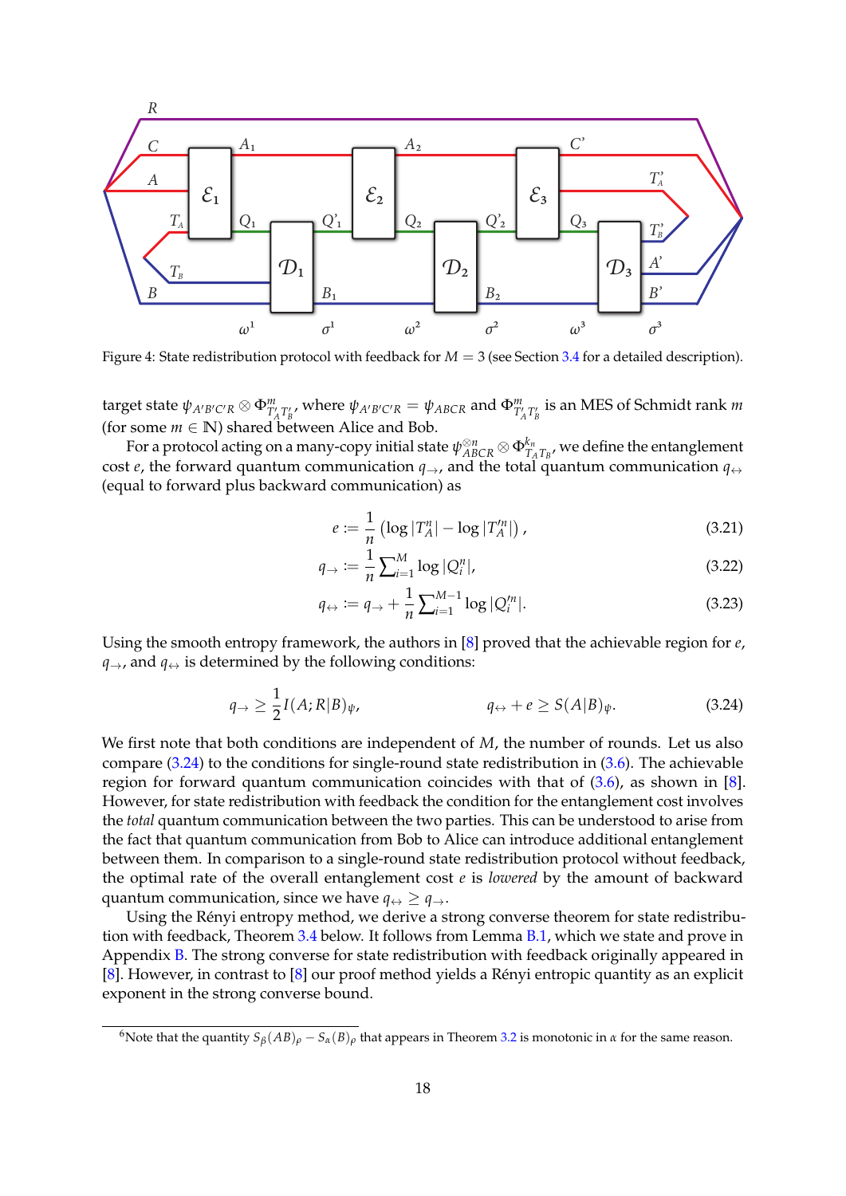Figure 4: State redistribution protocol with feedback for $M = 3$ (see Section 3.4 for a detailed description).

target state $\psi_{A'B'C'R} \otimes \Phi^m_{T'_A T'_B}$, where $\psi_{A'B'C'R} = \psi_{ABCR}$ and $\Phi^m_{T'_A T'_B}$ is an MES of Schmidt rank $m$ (for some $m \in \mathbb{N}$) shared between Alice and Bob.

For a protocol acting on a many-copy initial state $\psi^{\otimes n}_{ABCR} \otimes \Phi^{k_n}_{T_A T_B}$, we define the entanglement cost $e$, the forward quantum communication $q_\to$, and the total quantum communication $q_\leftrightarrow$ (equal to forward plus backward communication) as

$$e := \frac{1}{n}\left(\log|T^n_A| - \log|T'^n_A|\right), \tag{3.21}$$

$$q_\to := \frac{1}{n}\sum_{i=1}^{M} \log|Q^n_i|, \tag{3.22}$$

$$q_\leftrightarrow := q_\to + \frac{1}{n}\sum_{i=1}^{M-1} \log|Q'^n_i|. \tag{3.23}$$

Using the smooth entropy framework, the authors in [8] proved that the achievable region for $e$, $q_\to$, and $q_\leftrightarrow$ is determined by the following conditions:

$$q_\to \geq \frac{1}{2} I(A;R|B)_\psi, \qquad\qquad q_\leftrightarrow + e \geq S(A|B)_\psi. \tag{3.24}$$

We first note that both conditions are independent of $M$, the number of rounds. Let us also compare (3.24) to the conditions for single-round state redistribution in (3.6). The achievable region for forward quantum communication coincides with that of (3.6), as shown in [8]. However, for state redistribution with feedback the condition for the entanglement cost involves the *total* quantum communication between the two parties. This can be understood to arise from the fact that quantum communication from Bob to Alice can introduce additional entanglement between them. In comparison to a single-round state redistribution protocol without feedback, the optimal rate of the overall entanglement cost $e$ is *lowered* by the amount of backward quantum communication, since we have $q_\leftrightarrow \geq q_\to$.

Using the Rényi entropy method, we derive a strong converse theorem for state redistribution with feedback, Theorem 3.4 below. It follows from Lemma B.1, which we state and prove in Appendix B. The strong converse for state redistribution with feedback originally appeared in [8]. However, in contrast to [8] our proof method yields a Rényi entropic quantity as an explicit exponent in the strong converse bound.

[6]Note that the quantity $S_\beta(AB)_\rho - S_\alpha(B)_\rho$ that appears in Theorem 3.2 is monotonic in $\alpha$ for the same reason.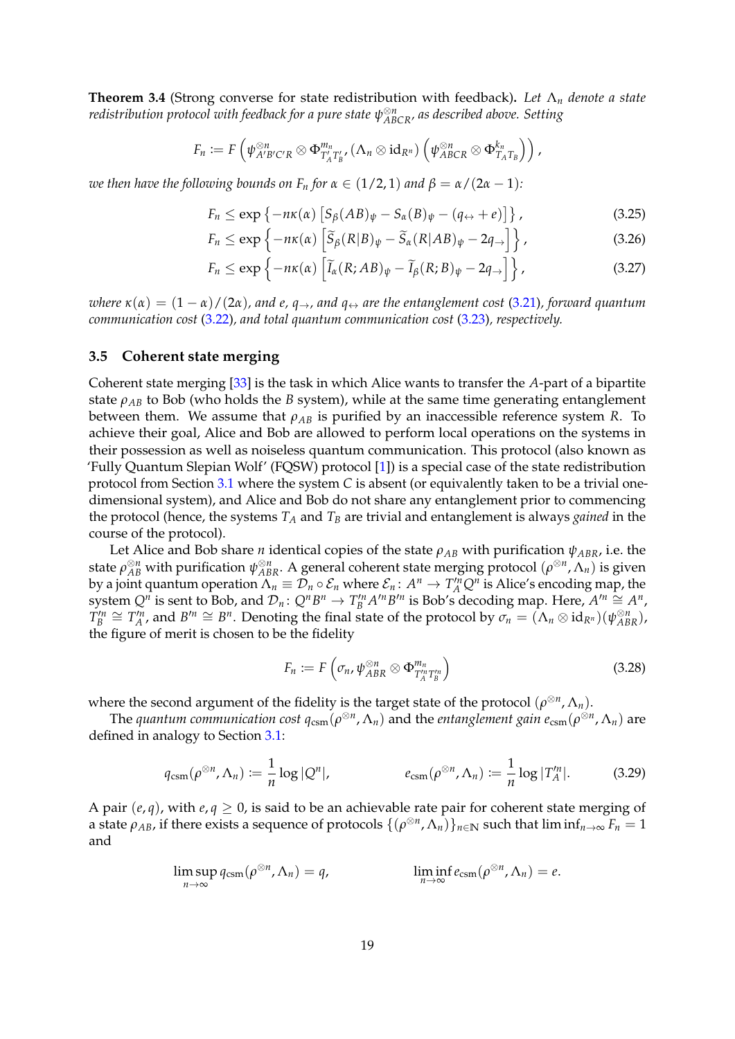**Theorem 3.4** (Strong converse for state redistribution with feedback)**.** *Let $\Lambda_n$ denote a state redistribution protocol with feedback for a pure state $\psi_{ABCR}^{\otimes n}$, as described above. Setting*

$$F_n := F\left(\psi_{A'B'C'R}^{\otimes n} \otimes \Phi_{T_A' T_B'}^{m_n}, (\Lambda_n \otimes \mathrm{id}_{R^n})\left(\psi_{ABCR}^{\otimes n} \otimes \Phi_{T_A T_B}^{k_n}\right)\right),$$

*we then have the following bounds on $F_n$ for $\alpha \in (1/2, 1)$ and $\beta = \alpha/(2\alpha - 1)$:*

$$F_n \leq \exp\left\{-n\kappa(\alpha)\left[S_\beta(AB)_\psi - S_\alpha(B)_\psi - (q_\leftrightarrow + e)\right]\right\}, \tag{3.25}$$

$$F_n \leq \exp\left\{-n\kappa(\alpha)\left[\widetilde{S}_\beta(R|B)_\psi - \widetilde{S}_\alpha(R|AB)_\psi - 2q_\rightarrow\right]\right\}, \tag{3.26}$$

$$F_n \leq \exp\left\{-n\kappa(\alpha)\left[\widetilde{I}_\alpha(R;AB)_\psi - \widetilde{I}_\beta(R;B)_\psi - 2q_\rightarrow\right]\right\}, \tag{3.27}$$

*where $\kappa(\alpha) = (1-\alpha)/(2\alpha)$, and $e$, $q_\rightarrow$, and $q_\leftrightarrow$ are the entanglement cost (3.21), forward quantum communication cost (3.22), and total quantum communication cost (3.23), respectively.*

### 3.5 Coherent state merging

Coherent state merging [33] is the task in which Alice wants to transfer the $A$-part of a bipartite state $\rho_{AB}$ to Bob (who holds the $B$ system), while at the same time generating entanglement between them. We assume that $\rho_{AB}$ is purified by an inaccessible reference system $R$. To achieve their goal, Alice and Bob are allowed to perform local operations on the systems in their possession as well as noiseless quantum communication. This protocol (also known as 'Fully Quantum Slepian Wolf' (FQSW) protocol [1]) is a special case of the state redistribution protocol from Section 3.1 where the system $C$ is absent (or equivalently taken to be a trivial one-dimensional system), and Alice and Bob do not share any entanglement prior to commencing the protocol (hence, the systems $T_A$ and $T_B$ are trivial and entanglement is always *gained* in the course of the protocol).

Let Alice and Bob share $n$ identical copies of the state $\rho_{AB}$ with purification $\psi_{ABR}$, i.e. the state $\rho_{AB}^{\otimes n}$ with purification $\psi_{ABR}^{\otimes n}$. A general coherent state merging protocol $(\rho^{\otimes n}, \Lambda_n)$ is given by a joint quantum operation $\Lambda_n \equiv \mathcal{D}_n \circ \mathcal{E}_n$ where $\mathcal{E}_n \colon A^n \to T_A'^n Q^n$ is Alice's encoding map, the system $Q^n$ is sent to Bob, and $\mathcal{D}_n \colon Q^n B^n \to T_B'^n A'^n B'^n$ is Bob's decoding map. Here, $A'^n \cong A^n$, $T_B'^n \cong T_A'^n$, and $B'^n \cong B^n$. Denoting the final state of the protocol by $\sigma_n = (\Lambda_n \otimes \mathrm{id}_{R^n})(\psi_{ABR}^{\otimes n})$, the figure of merit is chosen to be the fidelity

$$F_n := F\left(\sigma_n, \psi_{ABR}^{\otimes n} \otimes \Phi_{T_A'^n T_B'^n}^{m_n}\right) \tag{3.28}$$

where the second argument of the fidelity is the target state of the protocol $(\rho^{\otimes n}, \Lambda_n)$.

The *quantum communication cost* $q_{\mathrm{csm}}(\rho^{\otimes n}, \Lambda_n)$ and the *entanglement gain* $e_{\mathrm{csm}}(\rho^{\otimes n}, \Lambda_n)$ are defined in analogy to Section 3.1:

$$q_{\mathrm{csm}}(\rho^{\otimes n}, \Lambda_n) := \frac{1}{n}\log|Q^n|, \qquad\qquad e_{\mathrm{csm}}(\rho^{\otimes n}, \Lambda_n) := \frac{1}{n}\log|T_A'^n|. \tag{3.29}$$

A pair $(e, q)$, with $e, q \geq 0$, is said to be an achievable rate pair for coherent state merging of a state $\rho_{AB}$, if there exists a sequence of protocols $\{(\rho^{\otimes n}, \Lambda_n)\}_{n\in\mathbb{N}}$ such that $\liminf_{n\to\infty} F_n = 1$ and

$$\limsup_{n\to\infty} q_{\mathrm{csm}}(\rho^{\otimes n}, \Lambda_n) = q, \qquad\qquad \liminf_{n\to\infty} e_{\mathrm{csm}}(\rho^{\otimes n}, \Lambda_n) = e.$$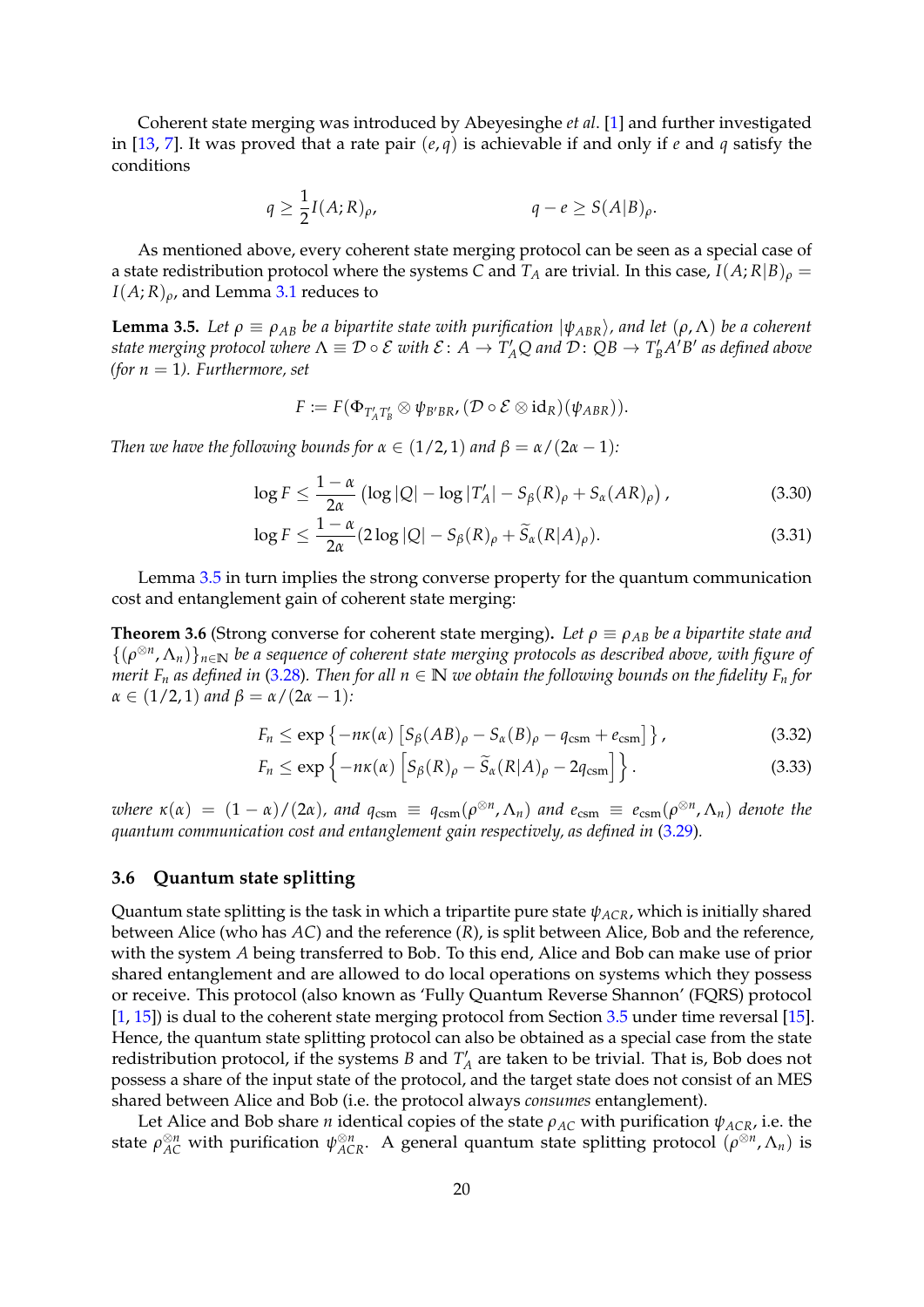Coherent state merging was introduced by Abeyesinghe *et al*. [1] and further investigated in [13, 7]. It was proved that a rate pair $(e, q)$ is achievable if and only if $e$ and $q$ satisfy the conditions

$$q \geq \frac{1}{2} I(A;R)_\rho, \qquad\qquad q - e \geq S(A|B)_\rho.$$

As mentioned above, every coherent state merging protocol can be seen as a special case of a state redistribution protocol where the systems $C$ and $T_A$ are trivial. In this case, $I(A;R|B)_\rho = I(A;R)_\rho$, and Lemma 3.1 reduces to

**Lemma 3.5.** *Let $\rho \equiv \rho_{AB}$ be a bipartite state with purification $|\psi_{ABR}\rangle$, and let $(\rho, \Lambda)$ be a coherent state merging protocol where $\Lambda \equiv \mathcal{D} \circ \mathcal{E}$ with $\mathcal{E}\colon A \to T'_A Q$ and $\mathcal{D}\colon QB \to T'_B A' B'$ as defined above (for $n = 1$). Furthermore, set*

$$F := F(\Phi_{T'_A T'_B} \otimes \psi_{B'BR}, (\mathcal{D} \circ \mathcal{E} \otimes \mathrm{id}_R)(\psi_{ABR})).$$

*Then we have the following bounds for $\alpha \in (1/2, 1)$ and $\beta = \alpha/(2\alpha - 1)$:*

$$\log F \leq \frac{1-\alpha}{2\alpha} \left( \log |Q| - \log |T'_A| - S_\beta(R)_\rho + S_\alpha(AR)_\rho \right), \tag{3.30}$$

$$\log F \leq \frac{1-\alpha}{2\alpha} (2 \log |Q| - S_\beta(R)_\rho + \widetilde{S}_\alpha(R|A)_\rho). \tag{3.31}$$

Lemma 3.5 in turn implies the strong converse property for the quantum communication cost and entanglement gain of coherent state merging:

**Theorem 3.6** (Strong converse for coherent state merging)**.** *Let $\rho \equiv \rho_{AB}$ be a bipartite state and $\{(\rho^{\otimes n}, \Lambda_n)\}_{n \in \mathbb{N}}$ be a sequence of coherent state merging protocols as described above, with figure of merit $F_n$ as defined in (3.28). Then for all $n \in \mathbb{N}$ we obtain the following bounds on the fidelity $F_n$ for $\alpha \in (1/2, 1)$ and $\beta = \alpha/(2\alpha - 1)$:*

$$F_n \leq \exp\left\{ -n\kappa(\alpha) \left[ S_\beta(AB)_\rho - S_\alpha(B)_\rho - q_{\mathrm{csm}} + e_{\mathrm{csm}} \right] \right\}, \tag{3.32}$$

$$F_n \leq \exp\left\{ -n\kappa(\alpha) \left[ S_\beta(R)_\rho - \widetilde{S}_\alpha(R|A)_\rho - 2q_{\mathrm{csm}} \right] \right\}. \tag{3.33}$$

*where $\kappa(\alpha) = (1-\alpha)/(2\alpha)$, and $q_{\mathrm{csm}} \equiv q_{\mathrm{csm}}(\rho^{\otimes n}, \Lambda_n)$ and $e_{\mathrm{csm}} \equiv e_{\mathrm{csm}}(\rho^{\otimes n}, \Lambda_n)$ denote the quantum communication cost and entanglement gain respectively, as defined in (3.29).*

### 3.6 Quantum state splitting

Quantum state splitting is the task in which a tripartite pure state $\psi_{ACR}$, which is initially shared between Alice (who has $AC$) and the reference ($R$), is split between Alice, Bob and the reference, with the system $A$ being transferred to Bob. To this end, Alice and Bob can make use of prior shared entanglement and are allowed to do local operations on systems which they possess or receive. This protocol (also known as 'Fully Quantum Reverse Shannon' (FQRS) protocol [1, 15]) is dual to the coherent state merging protocol from Section 3.5 under time reversal [15]. Hence, the quantum state splitting protocol can also be obtained as a special case from the state redistribution protocol, if the systems $B$ and $T'_A$ are taken to be trivial. That is, Bob does not possess a share of the input state of the protocol, and the target state does not consist of an MES shared between Alice and Bob (i.e. the protocol always *consumes* entanglement).

Let Alice and Bob share $n$ identical copies of the state $\rho_{AC}$ with purification $\psi_{ACR}$, i.e. the state $\rho_{AC}^{\otimes n}$ with purification $\psi_{ACR}^{\otimes n}$. A general quantum state splitting protocol $(\rho^{\otimes n}, \Lambda_n)$ is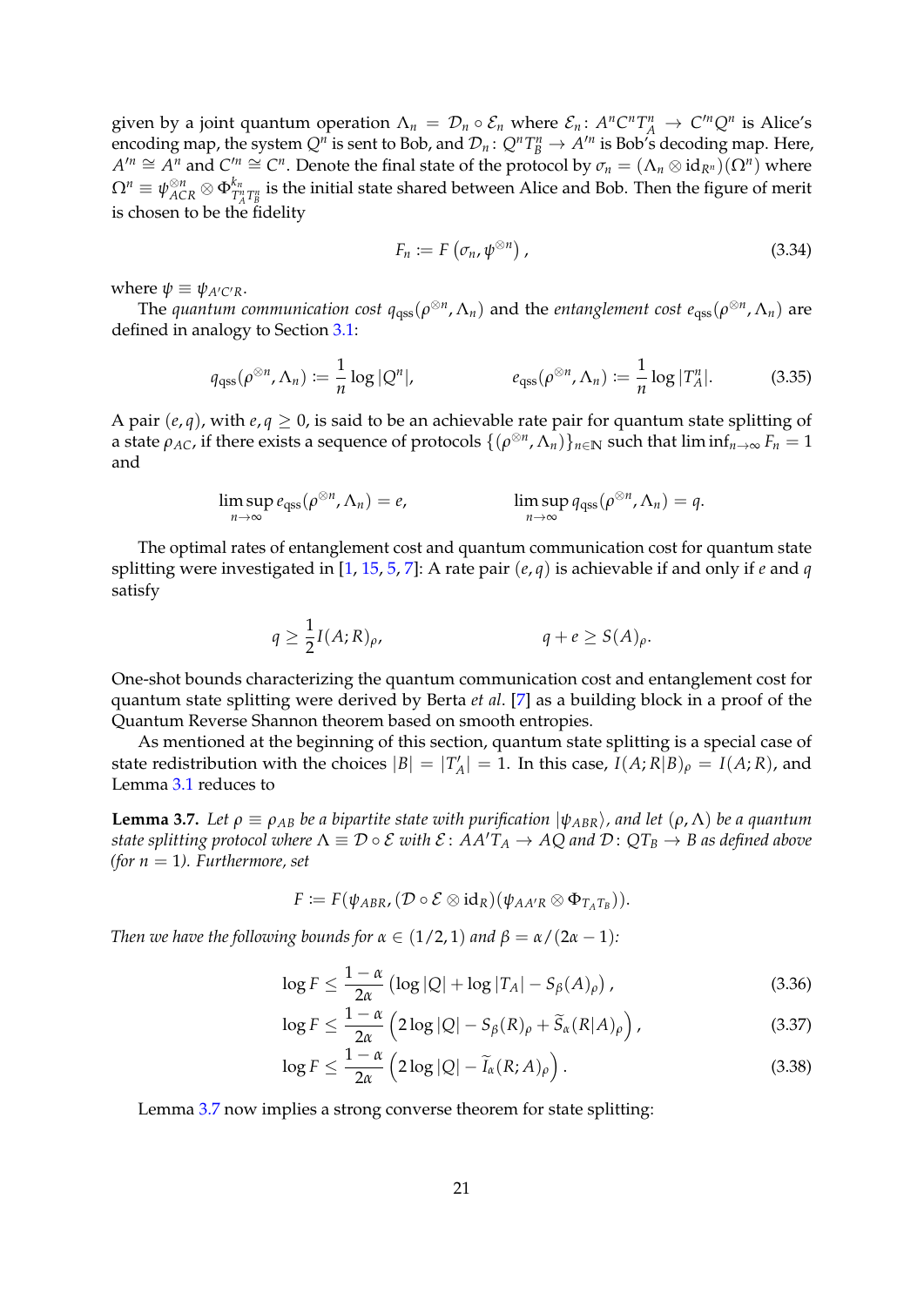given by a joint quantum operation $\Lambda_n = \mathcal{D}_n \circ \mathcal{E}_n$ where $\mathcal{E}_n \colon A^n C^n T_A^n \to C'^n Q^n$ is Alice's encoding map, the system $Q^n$ is sent to Bob, and $\mathcal{D}_n \colon Q^n T_B^n \to A'^n$ is Bob's decoding map. Here, $A'^n \cong A^n$ and $C'^n \cong C^n$. Denote the final state of the protocol by $\sigma_n = (\Lambda_n \otimes \mathrm{id}_{R^n})(\Omega^n)$ where $\Omega^n \equiv \psi_{ACR}^{\otimes n} \otimes \Phi^{k_n}_{T_A^n T_B^n}$ is the initial state shared between Alice and Bob. Then the figure of merit is chosen to be the fidelity

$$
F_n := F\left(\sigma_n, \psi^{\otimes n}\right), \tag{3.34}
$$

where $\psi \equiv \psi_{A'C'R}$.

The *quantum communication cost* $q_{\mathrm{qss}}(\rho^{\otimes n}, \Lambda_n)$ and the *entanglement cost* $e_{\mathrm{qss}}(\rho^{\otimes n}, \Lambda_n)$ are defined in analogy to Section 3.1:

$$
q_{\mathrm{qss}}(\rho^{\otimes n}, \Lambda_n) := \frac{1}{n} \log |Q^n|, \qquad\qquad e_{\mathrm{qss}}(\rho^{\otimes n}, \Lambda_n) := \frac{1}{n} \log |T_A^n|. \tag{3.35}
$$

A pair $(e, q)$, with $e, q \geq 0$, is said to be an achievable rate pair for quantum state splitting of a state $\rho_{AC}$, if there exists a sequence of protocols $\{(\rho^{\otimes n}, \Lambda_n)\}_{n \in \mathbb{N}}$ such that $\liminf_{n\to\infty} F_n = 1$ and

$$
\limsup_{n\to\infty} e_{\mathrm{qss}}(\rho^{\otimes n}, \Lambda_n) = e, \qquad\qquad \limsup_{n\to\infty} q_{\mathrm{qss}}(\rho^{\otimes n}, \Lambda_n) = q.
$$

The optimal rates of entanglement cost and quantum communication cost for quantum state splitting were investigated in [1, 15, 5, 7]: A rate pair $(e, q)$ is achievable if and only if $e$ and $q$ satisfy

$$
q \geq \frac{1}{2} I(A; R)_\rho, \qquad\qquad q + e \geq S(A)_\rho.
$$

One-shot bounds characterizing the quantum communication cost and entanglement cost for quantum state splitting were derived by Berta *et al.* [7] as a building block in a proof of the Quantum Reverse Shannon theorem based on smooth entropies.

As mentioned at the beginning of this section, quantum state splitting is a special case of state redistribution with the choices $|B| = |T_A'| = 1$. In this case, $I(A; R|B)_\rho = I(A; R)$, and Lemma 3.1 reduces to

**Lemma 3.7.** *Let $\rho \equiv \rho_{AB}$ be a bipartite state with purification $|\psi_{ABR}\rangle$, and let $(\rho, \Lambda)$ be a quantum state splitting protocol where $\Lambda \equiv \mathcal{D} \circ \mathcal{E}$ with $\mathcal{E} \colon AA'T_A \to AQ$ and $\mathcal{D} \colon QT_B \to B$ as defined above (for $n = 1$). Furthermore, set*

$$
F := F(\psi_{ABR}, (\mathcal{D} \circ \mathcal{E} \otimes \mathrm{id}_R)(\psi_{AA'R} \otimes \Phi_{T_A T_B})).
$$

*Then we have the following bounds for $\alpha \in (1/2, 1)$ and $\beta = \alpha/(2\alpha - 1)$:*

$$
\log F \leq \frac{1-\alpha}{2\alpha} \left( \log |Q| + \log |T_A| - S_\beta(A)_\rho \right), \tag{3.36}
$$

$$
\log F \leq \frac{1-\alpha}{2\alpha} \left( 2 \log |Q| - S_\beta(R)_\rho + \widetilde{S}_\alpha(R|A)_\rho \right), \tag{3.37}
$$

$$
\log F \leq \frac{1-\alpha}{2\alpha} \left( 2 \log |Q| - \widetilde{I}_\alpha(R; A)_\rho \right). \tag{3.38}
$$

Lemma 3.7 now implies a strong converse theorem for state splitting: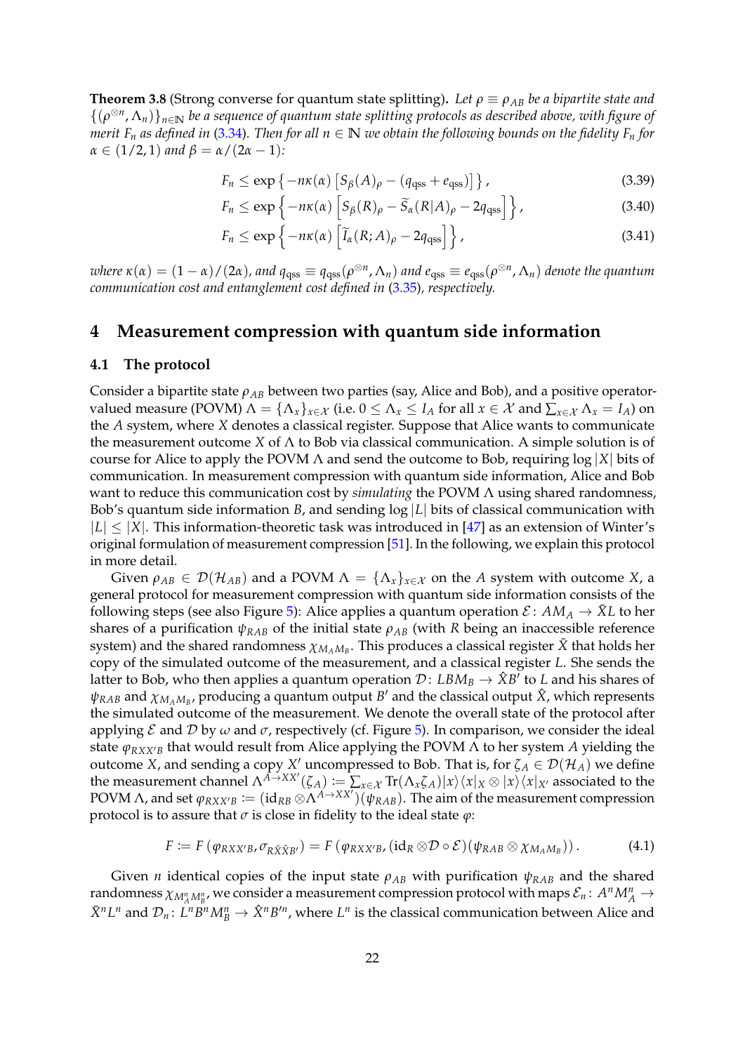**Theorem 3.8** (Strong converse for quantum state splitting)**.** *Let $\rho \equiv \rho_{AB}$ be a bipartite state and $\{(\rho^{\otimes n}, \Lambda_n)\}_{n\in\mathbb{N}}$ be a sequence of quantum state splitting protocols as described above, with figure of merit $F_n$ as defined in (3.34). Then for all $n \in \mathbb{N}$ we obtain the following bounds on the fidelity $F_n$ for $\alpha \in (1/2, 1)$ and $\beta = \alpha/(2\alpha - 1)$:*

$$F_n \leq \exp\left\{-n\kappa(\alpha)\left[S_\beta(A)_\rho - (q_{\text{qss}} + e_{\text{qss}})\right]\right\}, \tag{3.39}$$

$$F_n \leq \exp\left\{-n\kappa(\alpha)\left[S_\beta(R)_\rho - \widetilde{S}_\alpha(R|A)_\rho - 2q_{\text{qss}}\right]\right\}, \tag{3.40}$$

$$F_n \leq \exp\left\{-n\kappa(\alpha)\left[\widetilde{I}_\alpha(R;A)_\rho - 2q_{\text{qss}}\right]\right\}, \tag{3.41}$$

*where $\kappa(\alpha) = (1-\alpha)/(2\alpha)$, and $q_{\text{qss}} \equiv q_{\text{qss}}(\rho^{\otimes n}, \Lambda_n)$ and $e_{\text{qss}} \equiv e_{\text{qss}}(\rho^{\otimes n}, \Lambda_n)$ denote the quantum communication cost and entanglement cost defined in (3.35), respectively.*

# 4 Measurement compression with quantum side information

## 4.1 The protocol

Consider a bipartite state $\rho_{AB}$ between two parties (say, Alice and Bob), and a positive operator-valued measure (POVM) $\Lambda = \{\Lambda_x\}_{x\in\mathcal{X}}$ (i.e. $0 \leq \Lambda_x \leq I_A$ for all $x \in \mathcal{X}$ and $\sum_{x\in\mathcal{X}} \Lambda_x = I_A$) on the $A$ system, where $X$ denotes a classical register. Suppose that Alice wants to communicate the measurement outcome $X$ of $\Lambda$ to Bob via classical communication. A simple solution is of course for Alice to apply the POVM $\Lambda$ and send the outcome to Bob, requiring $\log|X|$ bits of communication. In measurement compression with quantum side information, Alice and Bob want to reduce this communication cost by *simulating* the POVM $\Lambda$ using shared randomness, Bob's quantum side information $B$, and sending $\log|L|$ bits of classical communication with $|L| \leq |X|$. This information-theoretic task was introduced in [47] as an extension of Winter's original formulation of measurement compression [51]. In the following, we explain this protocol in more detail.

Given $\rho_{AB} \in \mathcal{D}(\mathcal{H}_{AB})$ and a POVM $\Lambda = \{\Lambda_x\}_{x\in\mathcal{X}}$ on the $A$ system with outcome $X$, a general protocol for measurement compression with quantum side information consists of the following steps (see also Figure 5): Alice applies a quantum operation $\mathcal{E}\colon AM_A \to \bar{X}L$ to her shares of a purification $\psi_{RAB}$ of the initial state $\rho_{AB}$ (with $R$ being an inaccessible reference system) and the shared randomness $\chi_{M_A M_B}$. This produces a classical register $\bar{X}$ that holds her copy of the simulated outcome of the measurement, and a classical register $L$. She sends the latter to Bob, who then applies a quantum operation $\mathcal{D}\colon LBM_B \to \hat{X}B'$ to $L$ and his shares of $\psi_{RAB}$ and $\chi_{M_A M_B}$, producing a quantum output $B'$ and the classical output $\hat{X}$, which represents the simulated outcome of the measurement. We denote the overall state of the protocol after applying $\mathcal{E}$ and $\mathcal{D}$ by $\omega$ and $\sigma$, respectively (cf. Figure 5). In comparison, we consider the ideal state $\varphi_{RXX'B}$ that would result from Alice applying the POVM $\Lambda$ to her system $A$ yielding the outcome $X$, and sending a copy $X'$ uncompressed to Bob. That is, for $\zeta_A \in \mathcal{D}(\mathcal{H}_A)$ we define the measurement channel $\Lambda^{A\to XX'}(\zeta_A) := \sum_{x\in\mathcal{X}} \operatorname{Tr}(\Lambda_x\zeta_A)|x\rangle\langle x|_X \otimes |x\rangle\langle x|_{X'}$ associated to the POVM $\Lambda$, and set $\varphi_{RXX'B} := (\mathrm{id}_{RB} \otimes \Lambda^{A\to XX'})(\psi_{RAB})$. The aim of the measurement compression protocol is to assure that $\sigma$ is close in fidelity to the ideal state $\varphi$:

$$F := F\left(\varphi_{RXX'B}, \sigma_{R\bar{X}\hat{X}B'}\right) = F\left(\varphi_{RXX'B}, (\mathrm{id}_R \otimes \mathcal{D} \circ \mathcal{E})(\psi_{RAB} \otimes \chi_{M_A M_B})\right). \tag{4.1}$$

Given $n$ identical copies of the input state $\rho_{AB}$ with purification $\psi_{RAB}$ and the shared randomness $\chi_{M_A^n M_B^n}$, we consider a measurement compression protocol with maps $\mathcal{E}_n\colon A^n M_A^n \to \bar{X}^n L^n$ and $\mathcal{D}_n\colon L^n B^n M_B^n \to \hat{X}^n B'^n$, where $L^n$ is the classical communication between Alice and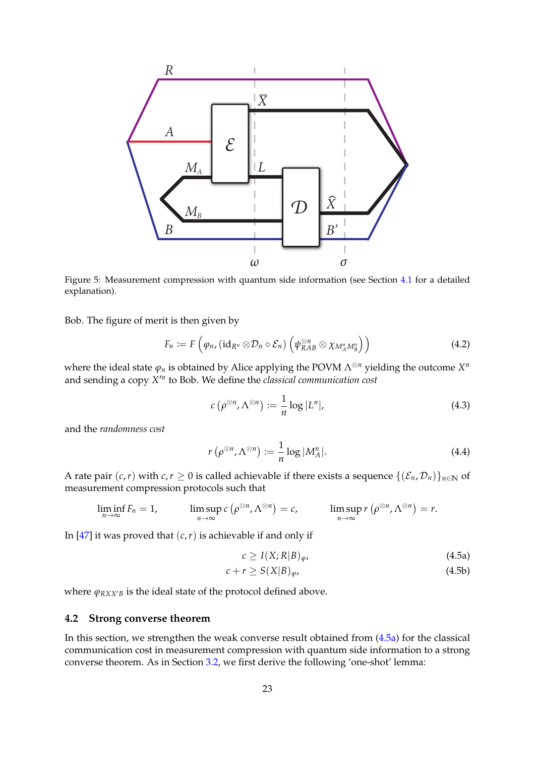Figure 5: Measurement compression with quantum side information (see Section 4.1 for a detailed explanation).

Bob. The figure of merit is then given by

$$F_n := F\left(\varphi_n, (\mathrm{id}_{R^n} \otimes \mathcal{D}_n \circ \mathcal{E}_n)\left(\psi_{RAB}^{\otimes n} \otimes \chi_{M_A^n M_B^n}\right)\right) \tag{4.2}$$

where the ideal state $\varphi_n$ is obtained by Alice applying the POVM $\Lambda^{\otimes n}$ yielding the outcome $X^n$ and sending a copy $X'^n$ to Bob. We define the *classical communication cost*

$$c\left(\rho^{\otimes n}, \Lambda^{\otimes n}\right) := \frac{1}{n} \log |L^n|, \tag{4.3}$$

and the *randomness cost*

$$r\left(\rho^{\otimes n}, \Lambda^{\otimes n}\right) := \frac{1}{n} \log |M_A^n|. \tag{4.4}$$

A rate pair $(c, r)$ with $c, r \geq 0$ is called achievable if there exists a sequence $\{(\mathcal{E}_n, \mathcal{D}_n)\}_{n \in \mathbb{N}}$ of measurement compression protocols such that

$$\liminf_{n \to \infty} F_n = 1, \qquad \limsup_{n \to \infty} c\left(\rho^{\otimes n}, \Lambda^{\otimes n}\right) = c, \qquad \limsup_{n \to \infty} r\left(\rho^{\otimes n}, \Lambda^{\otimes n}\right) = r.$$

In [47] it was proved that $(c, r)$ is achievable if and only if

$$c \geq I(X; R|B)_{\varphi}, \tag{4.5a}$$

$$c + r \geq S(X|B)_{\varphi}, \tag{4.5b}$$

where $\varphi_{RXX'B}$ is the ideal state of the protocol defined above.

## 4.2 Strong converse theorem

In this section, we strengthen the weak converse result obtained from (4.5a) for the classical communication cost in measurement compression with quantum side information to a strong converse theorem. As in Section 3.2, we first derive the following 'one-shot' lemma: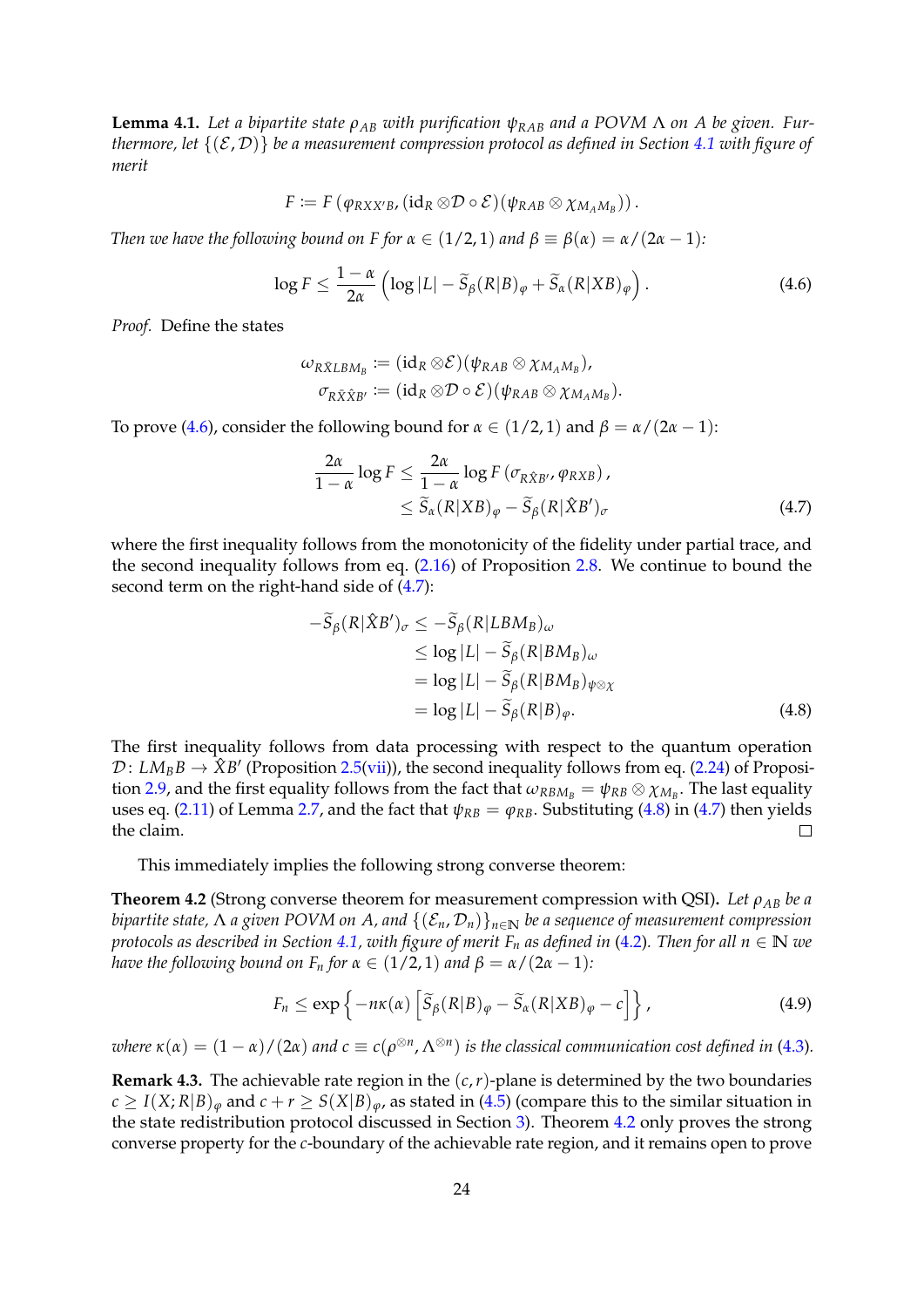**Lemma 4.1.** *Let a bipartite state $\rho_{AB}$ with purification $\psi_{RAB}$ and a POVM $\Lambda$ on $A$ be given. Furthermore, let $\{(\mathcal{E}, \mathcal{D})\}$ be a measurement compression protocol as defined in Section 4.1 with figure of merit*

$$F := F\left(\varphi_{RXX'B}, (\mathrm{id}_R \otimes \mathcal{D} \circ \mathcal{E})(\psi_{RAB} \otimes \chi_{M_A M_B})\right).$$

*Then we have the following bound on $F$ for $\alpha \in (1/2, 1)$ and $\beta \equiv \beta(\alpha) = \alpha/(2\alpha - 1)$:*

$$\log F \leq \frac{1-\alpha}{2\alpha}\left(\log |L| - \widetilde{S}_\beta(R|B)_\varphi + \widetilde{S}_\alpha(R|XB)_\varphi\right). \tag{4.6}$$

*Proof.* Define the states

$$\begin{aligned}
\omega_{R\tilde{X}LBM_B} &:= (\mathrm{id}_R \otimes \mathcal{E})(\psi_{RAB} \otimes \chi_{M_A M_B}), \\
\sigma_{R\hat{X}\tilde{X}B'} &:= (\mathrm{id}_R \otimes \mathcal{D} \circ \mathcal{E})(\psi_{RAB} \otimes \chi_{M_A M_B}).
\end{aligned}$$

To prove (4.6), consider the following bound for $\alpha \in (1/2, 1)$ and $\beta = \alpha/(2\alpha - 1)$:

$$\begin{aligned}
\frac{2\alpha}{1-\alpha}\log F &\leq \frac{2\alpha}{1-\alpha}\log F\left(\sigma_{R\hat{X}B'}, \varphi_{RXB}\right), \\
&\leq \widetilde{S}_\alpha(R|XB)_\varphi - \widetilde{S}_\beta(R|\hat{X}B')_\sigma
\end{aligned} \tag{4.7}$$

where the first inequality follows from the monotonicity of the fidelity under partial trace, and the second inequality follows from eq. (2.16) of Proposition 2.8. We continue to bound the second term on the right-hand side of (4.7):

$$\begin{aligned}
-\widetilde{S}_\beta(R|\hat{X}B')_\sigma &\leq -\widetilde{S}_\beta(R|LBM_B)_\omega \\
&\leq \log |L| - \widetilde{S}_\beta(R|BM_B)_\omega \\
&= \log |L| - \widetilde{S}_\beta(R|BM_B)_{\psi\otimes\chi} \\
&= \log |L| - \widetilde{S}_\beta(R|B)_\varphi.
\end{aligned} \tag{4.8}$$

The first inequality follows from data processing with respect to the quantum operation $\mathcal{D}\colon LM_B B \to \hat{X}B'$ (Proposition 2.5(vii)), the second inequality follows from eq. (2.24) of Proposition 2.9, and the first equality follows from the fact that $\omega_{RBM_B} = \psi_{RB} \otimes \chi_{M_B}$. The last equality uses eq. (2.11) of Lemma 2.7, and the fact that $\psi_{RB} = \varphi_{RB}$. Substituting (4.8) in (4.7) then yields the claim. $\square$

This immediately implies the following strong converse theorem:

**Theorem 4.2** (Strong converse theorem for measurement compression with QSI)**.** *Let $\rho_{AB}$ be a bipartite state, $\Lambda$ a given POVM on $A$, and $\{(\mathcal{E}_n, \mathcal{D}_n)\}_{n\in\mathbb{N}}$ be a sequence of measurement compression protocols as described in Section 4.1, with figure of merit $F_n$ as defined in (4.2). Then for all $n \in \mathbb{N}$ we have the following bound on $F_n$ for $\alpha \in (1/2, 1)$ and $\beta = \alpha/(2\alpha - 1)$:*

$$F_n \leq \exp\left\{-n\kappa(\alpha)\left[\widetilde{S}_\beta(R|B)_\varphi - \widetilde{S}_\alpha(R|XB)_\varphi - c\right]\right\}, \tag{4.9}$$

*where $\kappa(\alpha) = (1-\alpha)/(2\alpha)$ and $c \equiv c(\rho^{\otimes n}, \Lambda^{\otimes n})$ is the classical communication cost defined in (4.3).*

**Remark 4.3.** The achievable rate region in the $(c, r)$-plane is determined by the two boundaries $c \geq I(X; R|B)_\varphi$ and $c + r \geq S(X|B)_\varphi$, as stated in (4.5) (compare this to the similar situation in the state redistribution protocol discussed in Section 3). Theorem 4.2 only proves the strong converse property for the $c$-boundary of the achievable rate region, and it remains open to prove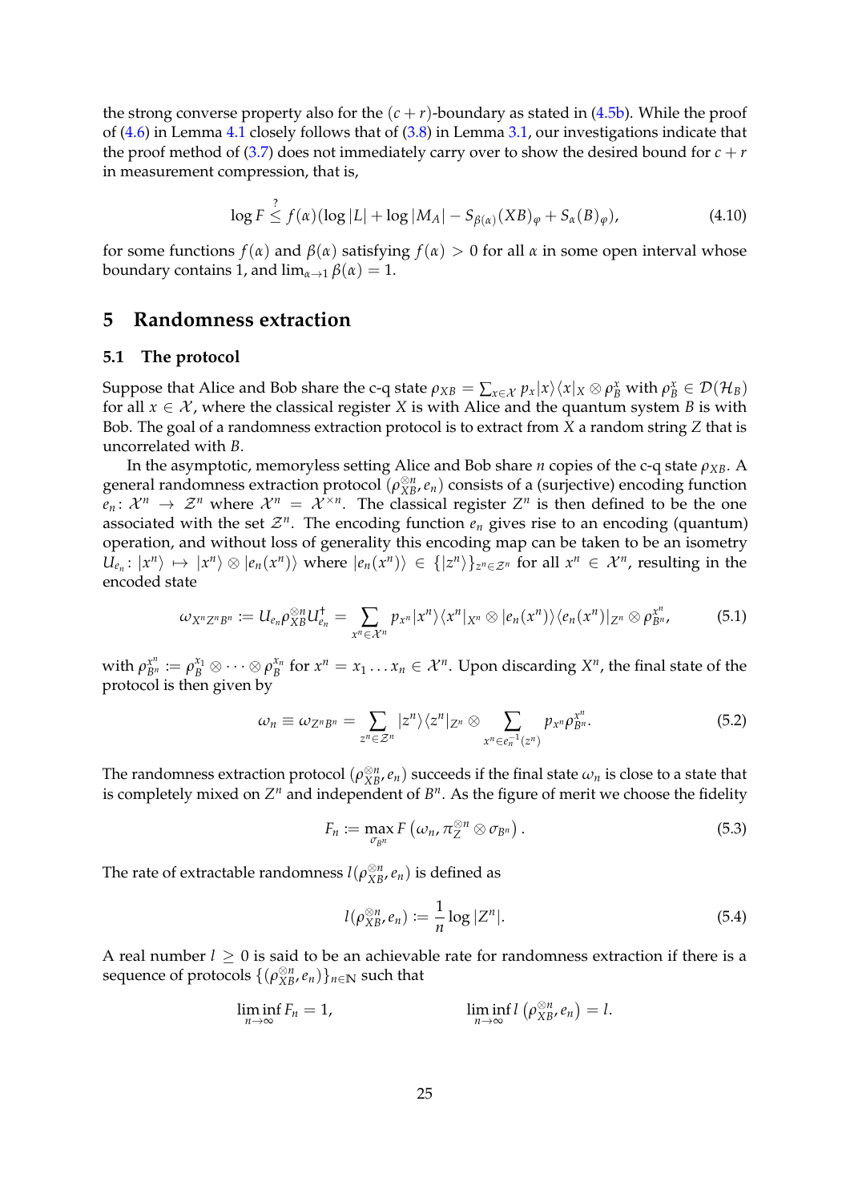the strong converse property also for the $(c+r)$-boundary as stated in (4.5b). While the proof of (4.6) in Lemma 4.1 closely follows that of (3.8) in Lemma 3.1, our investigations indicate that the proof method of (3.7) does not immediately carry over to show the desired bound for $c+r$ in measurement compression, that is,

$$\log F \overset{?}{\leq} f(\alpha)(\log |L| + \log |M_A| - S_{\beta(\alpha)}(XB)_\varphi + S_\alpha(B)_\varphi), \tag{4.10}$$

for some functions $f(\alpha)$ and $\beta(\alpha)$ satisfying $f(\alpha) > 0$ for all $\alpha$ in some open interval whose boundary contains 1, and $\lim_{\alpha\to 1}\beta(\alpha) = 1$.

# 5 Randomness extraction

## 5.1 The protocol

Suppose that Alice and Bob share the c-q state $\rho_{XB} = \sum_{x\in\mathcal{X}} p_x |x\rangle\langle x|_X \otimes \rho_B^x$ with $\rho_B^x \in \mathcal{D}(\mathcal{H}_B)$ for all $x \in \mathcal{X}$, where the classical register $X$ is with Alice and the quantum system $B$ is with Bob. The goal of a randomness extraction protocol is to extract from $X$ a random string $Z$ that is uncorrelated with $B$.

In the asymptotic, memoryless setting Alice and Bob share $n$ copies of the c-q state $\rho_{XB}$. A general randomness extraction protocol $(\rho_{XB}^{\otimes n}, e_n)$ consists of a (surjective) encoding function $e_n\colon \mathcal{X}^n \to \mathcal{Z}^n$ where $\mathcal{X}^n = \mathcal{X}^{\times n}$. The classical register $Z^n$ is then defined to be the one associated with the set $\mathcal{Z}^n$. The encoding function $e_n$ gives rise to an encoding (quantum) operation, and without loss of generality this encoding map can be taken to be an isometry $U_{e_n}\colon |x^n\rangle \mapsto |x^n\rangle \otimes |e_n(x^n)\rangle$ where $|e_n(x^n)\rangle \in \{|z^n\rangle\}_{z^n\in\mathcal{Z}^n}$ for all $x^n \in \mathcal{X}^n$, resulting in the encoded state

$$\omega_{X^nZ^nB^n} := U_{e_n}\rho_{XB}^{\otimes n}U_{e_n}^\dagger = \sum_{x^n\in\mathcal{X}^n} p_{x^n}|x^n\rangle\langle x^n|_{X^n} \otimes |e_n(x^n)\rangle\langle e_n(x^n)|_{Z^n} \otimes \rho_{B^n}^{x^n}, \tag{5.1}$$

with $\rho_{B^n}^{x^n} := \rho_B^{x_1} \otimes \cdots \otimes \rho_B^{x_n}$ for $x^n = x_1 \ldots x_n \in \mathcal{X}^n$. Upon discarding $X^n$, the final state of the protocol is then given by

$$\omega_n \equiv \omega_{Z^nB^n} = \sum_{z^n\in\mathcal{Z}^n} |z^n\rangle\langle z^n|_{Z^n} \otimes \sum_{x^n\in e_n^{-1}(z^n)} p_{x^n}\rho_{B^n}^{x^n}. \tag{5.2}$$

The randomness extraction protocol $(\rho_{XB}^{\otimes n}, e_n)$ succeeds if the final state $\omega_n$ is close to a state that is completely mixed on $Z^n$ and independent of $B^n$. As the figure of merit we choose the fidelity

$$F_n := \max_{\sigma_{B^n}} F\left(\omega_n, \pi_Z^{\otimes n} \otimes \sigma_{B^n}\right). \tag{5.3}$$

The rate of extractable randomness $l(\rho_{XB}^{\otimes n}, e_n)$ is defined as

$$l(\rho_{XB}^{\otimes n}, e_n) := \frac{1}{n}\log |Z^n|. \tag{5.4}$$

A real number $l \geq 0$ is said to be an achievable rate for randomness extraction if there is a sequence of protocols $\{(\rho_{XB}^{\otimes n}, e_n)\}_{n\in\mathbb{N}}$ such that

$$\liminf_{n\to\infty} F_n = 1, \qquad\qquad \liminf_{n\to\infty} l\left(\rho_{XB}^{\otimes n}, e_n\right) = l.$$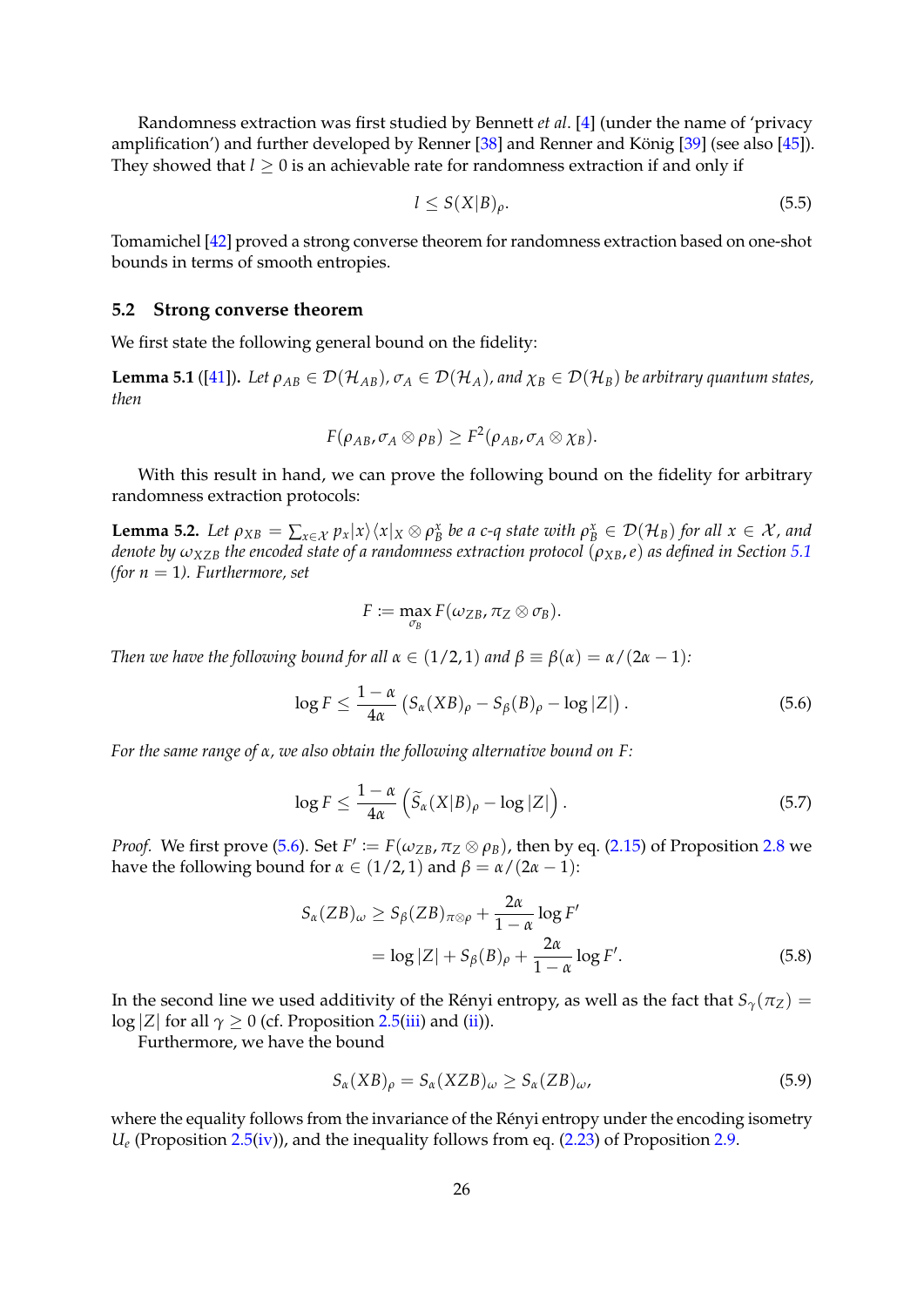Randomness extraction was first studied by Bennett *et al.* [4] (under the name of 'privacy amplification') and further developed by Renner [38] and Renner and König [39] (see also [45]). They showed that $l \geq 0$ is an achievable rate for randomness extraction if and only if

$$l \leq S(X|B)_\rho. \tag{5.5}$$

Tomamichel [42] proved a strong converse theorem for randomness extraction based on one-shot bounds in terms of smooth entropies.

## 5.2 Strong converse theorem

We first state the following general bound on the fidelity:

**Lemma 5.1** ([41])**.** *Let $\rho_{AB} \in \mathcal{D}(\mathcal{H}_{AB})$, $\sigma_A \in \mathcal{D}(\mathcal{H}_A)$, and $\chi_B \in \mathcal{D}(\mathcal{H}_B)$ be arbitrary quantum states, then*

$$F(\rho_{AB}, \sigma_A \otimes \rho_B) \geq F^2(\rho_{AB}, \sigma_A \otimes \chi_B).$$

With this result in hand, we can prove the following bound on the fidelity for arbitrary randomness extraction protocols:

**Lemma 5.2.** *Let $\rho_{XB} = \sum_{x\in\mathcal{X}} p_x |x\rangle\langle x|_X \otimes \rho_B^x$ be a c-q state with $\rho_B^x \in \mathcal{D}(\mathcal{H}_B)$ for all $x \in \mathcal{X}$, and denote by $\omega_{XZB}$ the encoded state of a randomness extraction protocol $(\rho_{XB}, e)$ as defined in Section 5.1 (for $n = 1$). Furthermore, set*

$$F := \max_{\sigma_B} F(\omega_{ZB}, \pi_Z \otimes \sigma_B).$$

*Then we have the following bound for all $\alpha \in (1/2, 1)$ and $\beta \equiv \beta(\alpha) = \alpha/(2\alpha - 1)$:*

$$\log F \leq \frac{1-\alpha}{4\alpha}\left(S_\alpha(XB)_\rho - S_\beta(B)_\rho - \log|Z|\right). \tag{5.6}$$

*For the same range of $\alpha$, we also obtain the following alternative bound on $F$:*

$$\log F \leq \frac{1-\alpha}{4\alpha}\left(\widetilde{S}_\alpha(X|B)_\rho - \log|Z|\right). \tag{5.7}$$

*Proof.* We first prove (5.6). Set $F' := F(\omega_{ZB}, \pi_Z \otimes \rho_B)$, then by eq. (2.15) of Proposition 2.8 we have the following bound for $\alpha \in (1/2, 1)$ and $\beta = \alpha/(2\alpha - 1)$:

$$\begin{aligned}
S_\alpha(ZB)_\omega &\geq S_\beta(ZB)_{\pi\otimes\rho} + \frac{2\alpha}{1-\alpha}\log F' \\
&= \log|Z| + S_\beta(B)_\rho + \frac{2\alpha}{1-\alpha}\log F'.
\end{aligned} \tag{5.8}$$

In the second line we used additivity of the Rényi entropy, as well as the fact that $S_\gamma(\pi_Z) = \log|Z|$ for all $\gamma \geq 0$ (cf. Proposition 2.5(iii) and (ii)).

Furthermore, we have the bound

$$S_\alpha(XB)_\rho = S_\alpha(XZB)_\omega \geq S_\alpha(ZB)_\omega, \tag{5.9}$$

where the equality follows from the invariance of the Rényi entropy under the encoding isometry $U_e$ (Proposition 2.5(iv)), and the inequality follows from eq. (2.23) of Proposition 2.9.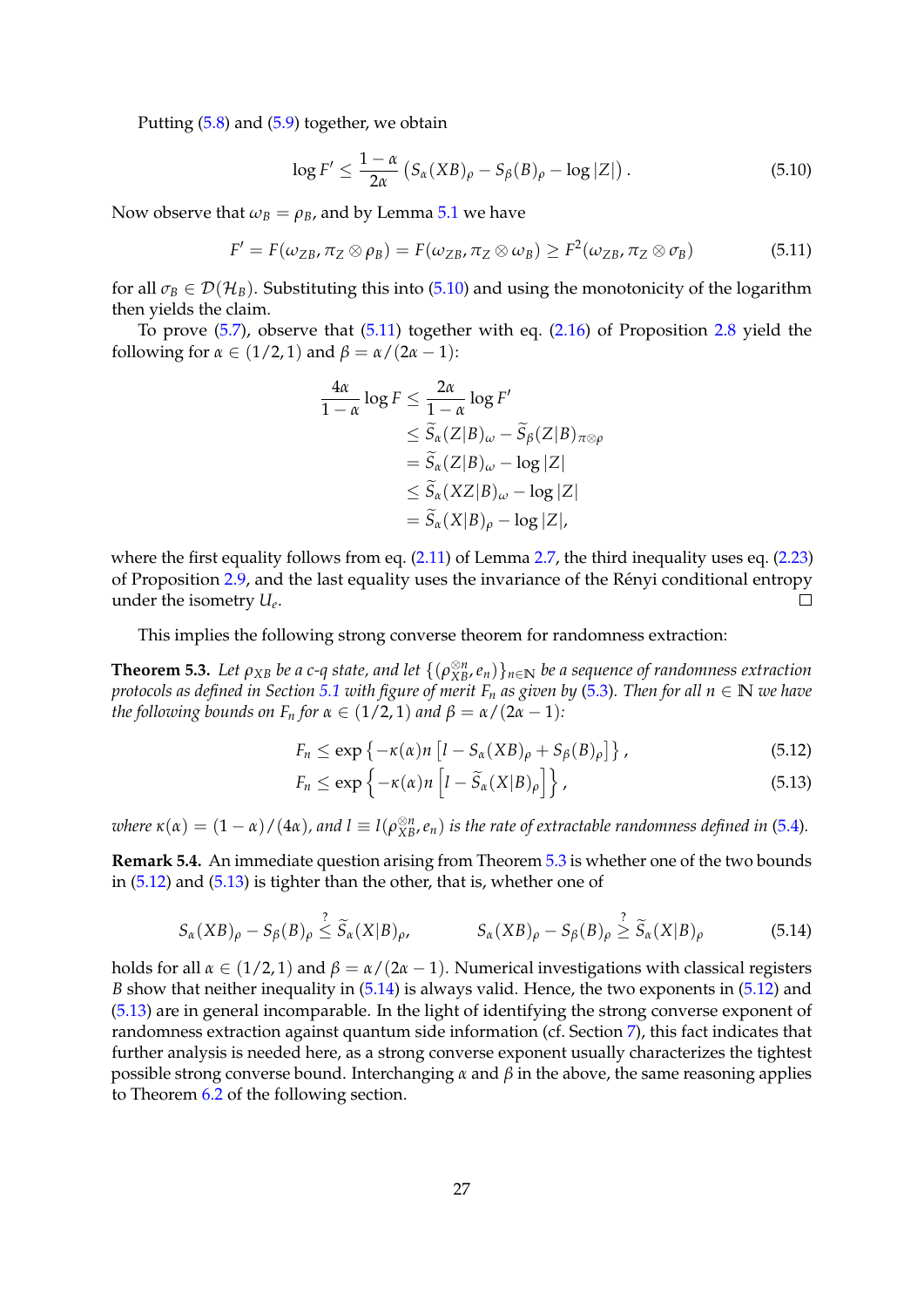Putting (5.8) and (5.9) together, we obtain

$$\log F' \leq \frac{1-\alpha}{2\alpha}\left(S_\alpha(XB)_\rho - S_\beta(B)_\rho - \log|Z|\right). \tag{5.10}$$

Now observe that $\omega_B = \rho_B$, and by Lemma 5.1 we have

$$F' = F(\omega_{ZB}, \pi_Z \otimes \rho_B) = F(\omega_{ZB}, \pi_Z \otimes \omega_B) \geq F^2(\omega_{ZB}, \pi_Z \otimes \sigma_B) \tag{5.11}$$

for all $\sigma_B \in \mathcal{D}(\mathcal{H}_B)$. Substituting this into (5.10) and using the monotonicity of the logarithm then yields the claim.

To prove (5.7), observe that (5.11) together with eq. (2.16) of Proposition 2.8 yield the following for $\alpha \in (1/2, 1)$ and $\beta = \alpha/(2\alpha - 1)$:

$$\begin{aligned}
\frac{4\alpha}{1-\alpha}\log F &\leq \frac{2\alpha}{1-\alpha}\log F' \\
&\leq \widetilde{S}_\alpha(Z|B)_\omega - \widetilde{S}_\beta(Z|B)_{\pi\otimes\rho} \\
&= \widetilde{S}_\alpha(Z|B)_\omega - \log|Z| \\
&\leq \widetilde{S}_\alpha(XZ|B)_\omega - \log|Z| \\
&= \widetilde{S}_\alpha(X|B)_\rho - \log|Z|,
\end{aligned}$$

where the first equality follows from eq. (2.11) of Lemma 2.7, the third inequality uses eq. (2.23) of Proposition 2.9, and the last equality uses the invariance of the Rényi conditional entropy under the isometry $U_e$. □

This implies the following strong converse theorem for randomness extraction:

**Theorem 5.3.** *Let $\rho_{XB}$ be a c-q state, and let $\{(\rho_{XB}^{\otimes n}, e_n)\}_{n\in\mathbb{N}}$ be a sequence of randomness extraction protocols as defined in Section 5.1 with figure of merit $F_n$ as given by (5.3). Then for all $n \in \mathbb{N}$ we have the following bounds on $F_n$ for $\alpha \in (1/2, 1)$ and $\beta = \alpha/(2\alpha - 1)$:*

$$F_n \leq \exp\left\{-\kappa(\alpha)n\left[l - S_\alpha(XB)_\rho + S_\beta(B)_\rho\right]\right\}, \tag{5.12}$$

$$F_n \leq \exp\left\{-\kappa(\alpha)n\left[l - \widetilde{S}_\alpha(X|B)_\rho\right]\right\}, \tag{5.13}$$

*where $\kappa(\alpha) = (1-\alpha)/(4\alpha)$, and $l \equiv l(\rho_{XB}^{\otimes n}, e_n)$ is the rate of extractable randomness defined in (5.4).*

**Remark 5.4.** An immediate question arising from Theorem 5.3 is whether one of the two bounds in (5.12) and (5.13) is tighter than the other, that is, whether one of

$$S_\alpha(XB)_\rho - S_\beta(B)_\rho \overset{?}{\leq} \widetilde{S}_\alpha(X|B)_\rho, \qquad S_\alpha(XB)_\rho - S_\beta(B)_\rho \overset{?}{\geq} \widetilde{S}_\alpha(X|B)_\rho \tag{5.14}$$

holds for all $\alpha \in (1/2, 1)$ and $\beta = \alpha/(2\alpha - 1)$. Numerical investigations with classical registers $B$ show that neither inequality in (5.14) is always valid. Hence, the two exponents in (5.12) and (5.13) are in general incomparable. In the light of identifying the strong converse exponent of randomness extraction against quantum side information (cf. Section 7), this fact indicates that further analysis is needed here, as a strong converse exponent usually characterizes the tightest possible strong converse bound. Interchanging $\alpha$ and $\beta$ in the above, the same reasoning applies to Theorem 6.2 of the following section.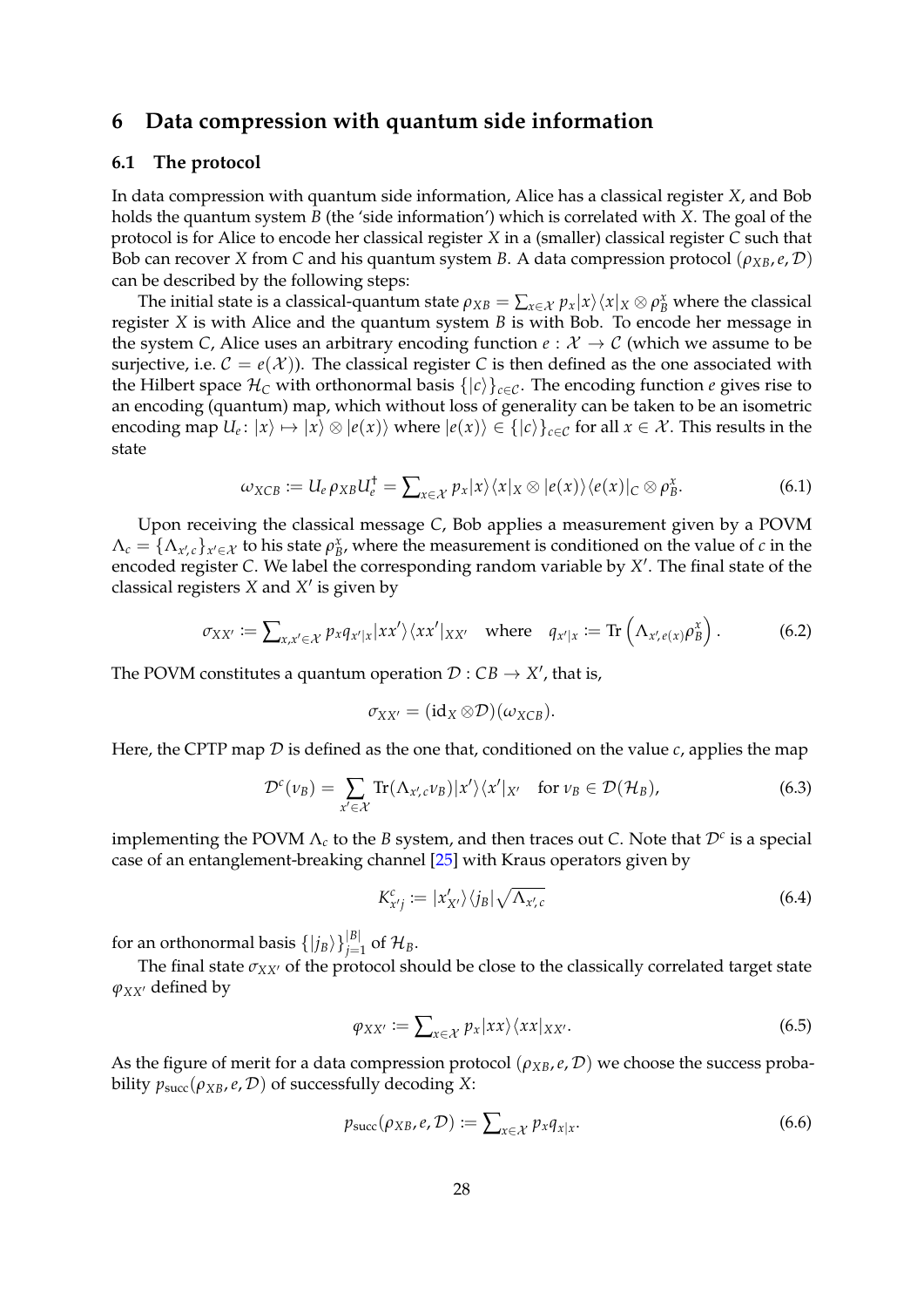## 6 Data compression with quantum side information

### 6.1 The protocol

In data compression with quantum side information, Alice has a classical register $X$, and Bob holds the quantum system $B$ (the 'side information') which is correlated with $X$. The goal of the protocol is for Alice to encode her classical register $X$ in a (smaller) classical register $C$ such that Bob can recover $X$ from $C$ and his quantum system $B$. A data compression protocol $(\rho_{XB}, e, \mathcal{D})$ can be described by the following steps:

The initial state is a classical-quantum state $\rho_{XB} = \sum_{x\in\mathcal{X}} p_x |x\rangle\langle x|_X \otimes \rho_B^x$ where the classical register $X$ is with Alice and the quantum system $B$ is with Bob. To encode her message in the system $C$, Alice uses an arbitrary encoding function $e : \mathcal{X} \to \mathcal{C}$ (which we assume to be surjective, i.e. $\mathcal{C} = e(\mathcal{X})$). The classical register $C$ is then defined as the one associated with the Hilbert space $\mathcal{H}_C$ with orthonormal basis $\{|c\rangle\}_{c\in\mathcal{C}}$. The encoding function $e$ gives rise to an encoding (quantum) map, which without loss of generality can be taken to be an isometric encoding map $U_e \colon |x\rangle \mapsto |x\rangle \otimes |e(x)\rangle$ where $|e(x)\rangle \in \{|c\rangle\}_{c\in\mathcal{C}}$ for all $x \in \mathcal{X}$. This results in the state

$$\omega_{XCB} := U_e \rho_{XB} U_e^\dagger = \sum\nolimits_{x\in\mathcal{X}} p_x |x\rangle\langle x|_X \otimes |e(x)\rangle\langle e(x)|_C \otimes \rho_B^x. \tag{6.1}$$

Upon receiving the classical message $C$, Bob applies a measurement given by a POVM $\Lambda_c = \{\Lambda_{x',c}\}_{x'\in\mathcal{X}}$ to his state $\rho_B^x$, where the measurement is conditioned on the value of $c$ in the encoded register $C$. We label the corresponding random variable by $X'$. The final state of the classical registers $X$ and $X'$ is given by

$$\sigma_{XX'} := \sum\nolimits_{x,x'\in\mathcal{X}} p_x q_{x'|x} |xx'\rangle\langle xx'|_{XX'} \quad \text{where} \quad q_{x'|x} := \operatorname{Tr}\left(\Lambda_{x',e(x)} \rho_B^x\right). \tag{6.2}$$

The POVM constitutes a quantum operation $\mathcal{D} : CB \to X'$, that is,

$$\sigma_{XX'} = (\mathrm{id}_X \otimes \mathcal{D})(\omega_{XCB}).$$

Here, the CPTP map $\mathcal{D}$ is defined as the one that, conditioned on the value $c$, applies the map

$$\mathcal{D}^c(\nu_B) = \sum_{x'\in\mathcal{X}} \operatorname{Tr}(\Lambda_{x',c}\nu_B)|x'\rangle\langle x'|_{X'} \quad \text{for } \nu_B \in \mathcal{D}(\mathcal{H}_B), \tag{6.3}$$

implementing the POVM $\Lambda_c$ to the $B$ system, and then traces out $C$. Note that $\mathcal{D}^c$ is a special case of an entanglement-breaking channel [25] with Kraus operators given by

$$K^c_{x'j} := |x'_{X'}\rangle\langle j_B| \sqrt{\Lambda_{x',c}} \tag{6.4}$$

for an orthonormal basis $\{|j_B\rangle\}_{j=1}^{|B|}$ of $\mathcal{H}_B$.

The final state $\sigma_{XX'}$ of the protocol should be close to the classically correlated target state $\varphi_{XX'}$ defined by

$$\varphi_{XX'} := \sum\nolimits_{x\in\mathcal{X}} p_x |xx\rangle\langle xx|_{XX'}. \tag{6.5}$$

As the figure of merit for a data compression protocol $(\rho_{XB}, e, \mathcal{D})$ we choose the success probability $p_{\mathrm{succ}}(\rho_{XB}, e, \mathcal{D})$ of successfully decoding $X$:

$$p_{\mathrm{succ}}(\rho_{XB}, e, \mathcal{D}) := \sum\nolimits_{x\in\mathcal{X}} p_x q_{x|x}. \tag{6.6}$$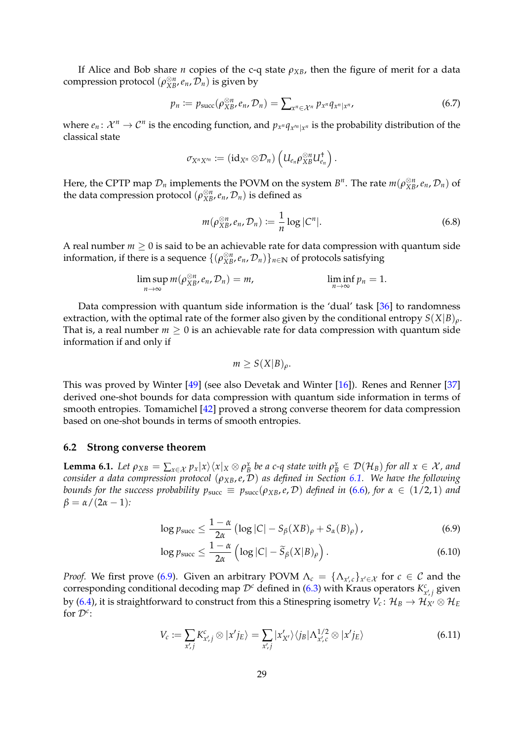If Alice and Bob share $n$ copies of the c-q state $\rho_{XB}$, then the figure of merit for a data compression protocol $(\rho_{XB}^{\otimes n}, e_n, \mathcal{D}_n)$ is given by

$$p_n := p_{\mathrm{succ}}(\rho_{XB}^{\otimes n}, e_n, \mathcal{D}_n) = \sum\nolimits_{x^n \in \mathcal{X}^n} p_{x^n} q_{x^n|x^n}, \tag{6.7}$$

where $e_n \colon \mathcal{X}^n \to \mathcal{C}^n$ is the encoding function, and $p_{x^n} q_{x'^n|x^n}$ is the probability distribution of the classical state

$$\sigma_{X^n X'^n} := (\mathrm{id}_{X^n} \otimes \mathcal{D}_n) \left( U_{e_n} \rho_{XB}^{\otimes n} U_{e_n}^\dagger \right).$$

Here, the CPTP map $\mathcal{D}_n$ implements the POVM on the system $B^n$. The rate $m(\rho_{XB}^{\otimes n}, e_n, \mathcal{D}_n)$ of the data compression protocol $(\rho_{XB}^{\otimes n}, e_n, \mathcal{D}_n)$ is defined as

$$m(\rho_{XB}^{\otimes n}, e_n, \mathcal{D}_n) := \frac{1}{n} \log |C^n|. \tag{6.8}$$

A real number $m \geq 0$ is said to be an achievable rate for data compression with quantum side information, if there is a sequence $\{(\rho_{XB}^{\otimes n}, e_n, \mathcal{D}_n)\}_{n \in \mathbb{N}}$ of protocols satisfying

$$\limsup_{n \to \infty} m(\rho_{XB}^{\otimes n}, e_n, \mathcal{D}_n) = m, \qquad\qquad \liminf_{n \to \infty} p_n = 1.$$

Data compression with quantum side information is the 'dual' task [36] to randomness extraction, with the optimal rate of the former also given by the conditional entropy $S(X|B)_\rho$. That is, a real number $m \geq 0$ is an achievable rate for data compression with quantum side information if and only if

$$m \geq S(X|B)_\rho.$$

This was proved by Winter [49] (see also Devetak and Winter [16]). Renes and Renner [37] derived one-shot bounds for data compression with quantum side information in terms of smooth entropies. Tomamichel [42] proved a strong converse theorem for data compression based on one-shot bounds in terms of smooth entropies.

### 6.2 Strong converse theorem

**Lemma 6.1.** *Let $\rho_{XB} = \sum_{x \in \mathcal{X}} p_x |x\rangle\langle x|_X \otimes \rho_B^x$ be a c-q state with $\rho_B^x \in \mathcal{D}(\mathcal{H}_B)$ for all $x \in \mathcal{X}$, and consider a data compression protocol $(\rho_{XB}, e, \mathcal{D})$ as defined in Section 6.1. We have the following bounds for the success probability $p_{\mathrm{succ}} \equiv p_{\mathrm{succ}}(\rho_{XB}, e, \mathcal{D})$ defined in (6.6), for $\alpha \in (1/2, 1)$ and $\beta = \alpha/(2\alpha - 1)$:*

$$\log p_{\mathrm{succ}} \leq \frac{1-\alpha}{2\alpha} \left( \log |C| - S_\beta(XB)_\rho + S_\alpha(B)_\rho \right), \tag{6.9}$$

$$\log p_{\mathrm{succ}} \leq \frac{1-\alpha}{2\alpha} \left( \log |C| - \widetilde{S}_\beta(X|B)_\rho \right). \tag{6.10}$$

*Proof.* We first prove (6.9). Given an arbitrary POVM $\Lambda_c = \{\Lambda_{x',c}\}_{x' \in \mathcal{X}}$ for $c \in \mathcal{C}$ and the corresponding conditional decoding map $\mathcal{D}^c$ defined in (6.3) with Kraus operators $K_{x',j}^c$ given by (6.4), it is straightforward to construct from this a Stinespring isometry $V_c \colon \mathcal{H}_B \to \mathcal{H}_{X'} \otimes \mathcal{H}_E$ for $\mathcal{D}^c$:

$$V_c := \sum_{x',j} K_{x',j}^c \otimes |x' j_E\rangle = \sum_{x',j} |x'_{X'}\rangle\langle j_B| \Lambda_{x',c}^{1/2} \otimes |x' j_E\rangle \tag{6.11}$$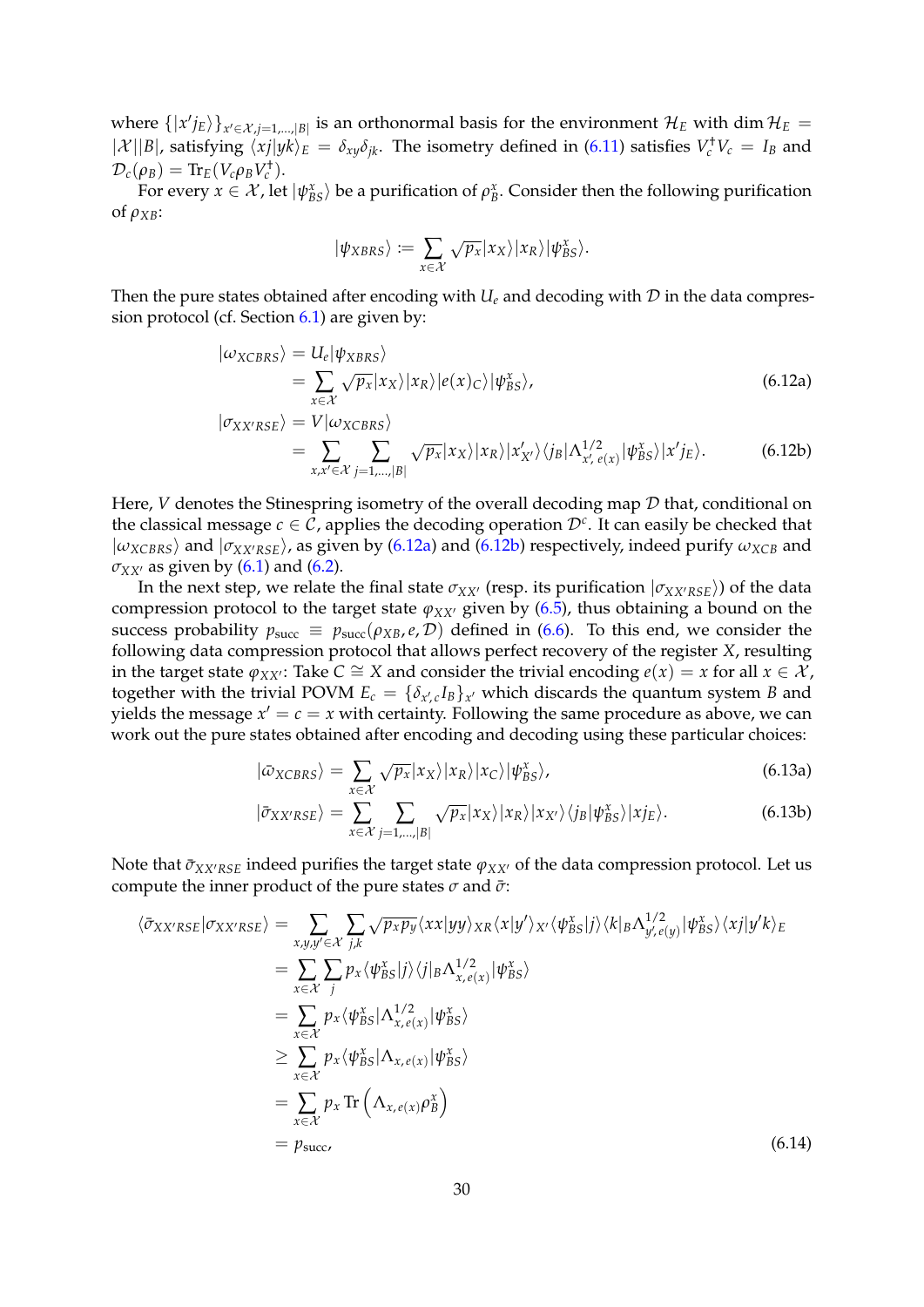where $\{|x'j_E\rangle\}_{x'\in\mathcal{X},j=1,\ldots,|B|}$ is an orthonormal basis for the environment $\mathcal{H}_E$ with $\dim\mathcal{H}_E = |\mathcal{X}||B|$, satisfying $\langle xj|yk\rangle_E = \delta_{xy}\delta_{jk}$. The isometry defined in (6.11) satisfies $V_c^\dagger V_c = I_B$ and $\mathcal{D}_c(\rho_B) = \operatorname{Tr}_E(V_c\rho_B V_c^\dagger)$.

For every $x\in\mathcal{X}$, let $|\psi^x_{BS}\rangle$ be a purification of $\rho^x_B$. Consider then the following purification of $\rho_{XB}$:

$$|\psi_{XBRS}\rangle := \sum_{x\in\mathcal{X}}\sqrt{p_x}|x_X\rangle|x_R\rangle|\psi^x_{BS}\rangle.$$

Then the pure states obtained after encoding with $U_e$ and decoding with $\mathcal{D}$ in the data compression protocol (cf. Section 6.1) are given by:

$$\begin{aligned}
|\omega_{XCBRS}\rangle &= U_e|\psi_{XBRS}\rangle \\
&= \sum_{x\in\mathcal{X}}\sqrt{p_x}|x_X\rangle|x_R\rangle|e(x)_C\rangle|\psi^x_{BS}\rangle, && (6.12a)\\
|\sigma_{XX'RSE}\rangle &= V|\omega_{XCBRS}\rangle \\
&= \sum_{x,x'\in\mathcal{X}}\sum_{j=1,\ldots,|B|}\sqrt{p_x}|x_X\rangle|x_R\rangle|x'_{X'}\rangle\langle j_B|\Lambda^{1/2}_{x',e(x)}|\psi^x_{BS}\rangle|x'j_E\rangle. && (6.12b)
\end{aligned}$$

Here, $V$ denotes the Stinespring isometry of the overall decoding map $\mathcal{D}$ that, conditional on the classical message $c\in\mathcal{C}$, applies the decoding operation $\mathcal{D}^c$. It can easily be checked that $|\omega_{XCBRS}\rangle$ and $|\sigma_{XX'RSE}\rangle$, as given by (6.12a) and (6.12b) respectively, indeed purify $\omega_{XCB}$ and $\sigma_{XX'}$ as given by (6.1) and (6.2).

In the next step, we relate the final state $\sigma_{XX'}$ (resp. its purification $|\sigma_{XX'RSE}\rangle$) of the data compression protocol to the target state $\varphi_{XX'}$ given by (6.5), thus obtaining a bound on the success probability $p_{\text{succ}} \equiv p_{\text{succ}}(\rho_{XB}, e, \mathcal{D})$ defined in (6.6). To this end, we consider the following data compression protocol that allows perfect recovery of the register $X$, resulting in the target state $\varphi_{XX'}$: Take $C\cong X$ and consider the trivial encoding $e(x) = x$ for all $x\in\mathcal{X}$, together with the trivial POVM $E_c = \{\delta_{x',c}I_B\}_{x'}$ which discards the quantum system $B$ and yields the message $x' = c = x$ with certainty. Following the same procedure as above, we can work out the pure states obtained after encoding and decoding using these particular choices:

$$\begin{aligned}
|\bar{\omega}_{XCBRS}\rangle &= \sum_{x\in\mathcal{X}}\sqrt{p_x}|x_X\rangle|x_R\rangle|x_C\rangle|\psi^x_{BS}\rangle, && (6.13a)\\
|\bar{\sigma}_{XX'RSE}\rangle &= \sum_{x\in\mathcal{X}}\sum_{j=1,\ldots,|B|}\sqrt{p_x}|x_X\rangle|x_R\rangle|x_{X'}\rangle\langle j_B|\psi^x_{BS}\rangle|xj_E\rangle. && (6.13b)
\end{aligned}$$

Note that $\bar{\sigma}_{XX'RSE}$ indeed purifies the target state $\varphi_{XX'}$ of the data compression protocol. Let us compute the inner product of the pure states $\sigma$ and $\bar{\sigma}$:

$$\begin{aligned}
\langle\bar{\sigma}_{XX'RSE}|\sigma_{XX'RSE}\rangle &= \sum_{x,y,y'\in\mathcal{X}}\sum_{j,k}\sqrt{p_xp_y}\langle xx|yy\rangle_{XR}\langle x|y'\rangle_{X'}\langle\psi^x_{BS}|j\rangle\langle k|_B\Lambda^{1/2}_{y',e(y)}|\psi^y_{BS}\rangle\langle xj|y'k\rangle_E\\
&= \sum_{x\in\mathcal{X}}\sum_j p_x\langle\psi^x_{BS}|j\rangle\langle j|_B\Lambda^{1/2}_{x,e(x)}|\psi^x_{BS}\rangle\\
&= \sum_{x\in\mathcal{X}} p_x\langle\psi^x_{BS}|\Lambda^{1/2}_{x,e(x)}|\psi^x_{BS}\rangle\\
&\geq \sum_{x\in\mathcal{X}} p_x\langle\psi^x_{BS}|\Lambda_{x,e(x)}|\psi^x_{BS}\rangle\\
&= \sum_{x\in\mathcal{X}} p_x\operatorname{Tr}\left(\Lambda_{x,e(x)}\rho^x_B\right)\\
&= p_{\text{succ}}, && (6.14)
\end{aligned}$$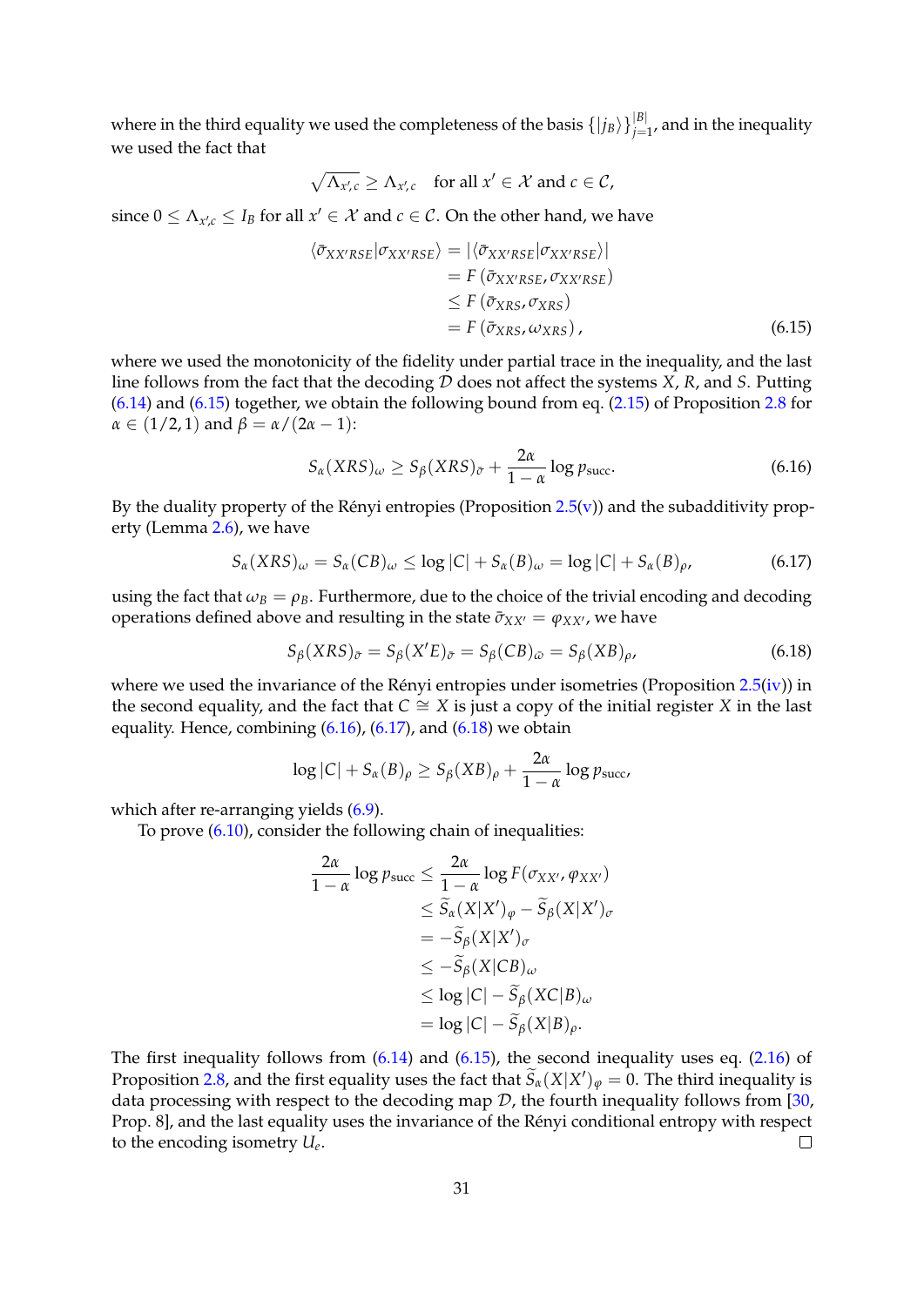where in the third equality we used the completeness of the basis $\{|j_B\rangle\}_{j=1}^{|B|}$, and in the inequality we used the fact that

$$\sqrt{\Lambda_{x',c}} \geq \Lambda_{x',c} \quad \text{for all } x' \in \mathcal{X} \text{ and } c \in \mathcal{C},$$

since $0 \leq \Lambda_{x',c} \leq I_B$ for all $x' \in \mathcal{X}$ and $c \in \mathcal{C}$. On the other hand, we have

$$\begin{aligned}
\langle \tilde{\sigma}_{XX'RSE} | \sigma_{XX'RSE} \rangle &= |\langle \tilde{\sigma}_{XX'RSE} | \sigma_{XX'RSE} \rangle| \\
&= F\left(\tilde{\sigma}_{XX'RSE}, \sigma_{XX'RSE}\right) \\
&\leq F\left(\tilde{\sigma}_{XRS}, \sigma_{XRS}\right) \\
&= F\left(\tilde{\sigma}_{XRS}, \omega_{XRS}\right),
\end{aligned} \tag{6.15}$$

where we used the monotonicity of the fidelity under partial trace in the inequality, and the last line follows from the fact that the decoding $\mathcal{D}$ does not affect the systems $X$, $R$, and $S$. Putting (6.14) and (6.15) together, we obtain the following bound from eq. (2.15) of Proposition 2.8 for $\alpha \in (1/2, 1)$ and $\beta = \alpha/(2\alpha - 1)$:

$$S_\alpha(XRS)_\omega \geq S_\beta(XRS)_{\tilde{\sigma}} + \frac{2\alpha}{1-\alpha} \log p_{\text{succ}}. \tag{6.16}$$

By the duality property of the Rényi entropies (Proposition 2.5(v)) and the subadditivity property (Lemma 2.6), we have

$$S_\alpha(XRS)_\omega = S_\alpha(CB)_\omega \leq \log |C| + S_\alpha(B)_\omega = \log |C| + S_\alpha(B)_\rho, \tag{6.17}$$

using the fact that $\omega_B = \rho_B$. Furthermore, due to the choice of the trivial encoding and decoding operations defined above and resulting in the state $\tilde{\sigma}_{XX'} = \varphi_{XX'}$, we have

$$S_\beta(XRS)_{\tilde{\sigma}} = S_\beta(X'E)_{\tilde{\sigma}} = S_\beta(CB)_{\tilde{\omega}} = S_\beta(XB)_\rho, \tag{6.18}$$

where we used the invariance of the Rényi entropies under isometries (Proposition 2.5(iv)) in the second equality, and the fact that $C \cong X$ is just a copy of the initial register $X$ in the last equality. Hence, combining (6.16), (6.17), and (6.18) we obtain

$$\log |C| + S_\alpha(B)_\rho \geq S_\beta(XB)_\rho + \frac{2\alpha}{1-\alpha} \log p_{\text{succ}},$$

which after re-arranging yields (6.9).

To prove (6.10), consider the following chain of inequalities:

$$\begin{aligned}
\frac{2\alpha}{1-\alpha} \log p_{\text{succ}} &\leq \frac{2\alpha}{1-\alpha} \log F(\sigma_{XX'}, \varphi_{XX'}) \\
&\leq \widetilde{S}_\alpha(X|X')_\varphi - \widetilde{S}_\beta(X|X')_\sigma \\
&= -\widetilde{S}_\beta(X|X')_\sigma \\
&\leq -\widetilde{S}_\beta(X|CB)_\omega \\
&\leq \log |C| - \widetilde{S}_\beta(XC|B)_\omega \\
&= \log |C| - \widetilde{S}_\beta(X|B)_\rho.
\end{aligned}$$

The first inequality follows from (6.14) and (6.15), the second inequality uses eq. (2.16) of Proposition 2.8, and the first equality uses the fact that $\widetilde{S}_\alpha(X|X')_\varphi = 0$. The third inequality is data processing with respect to the decoding map $\mathcal{D}$, the fourth inequality follows from [30, Prop. 8], and the last equality uses the invariance of the Rényi conditional entropy with respect to the encoding isometry $U_e$. $\square$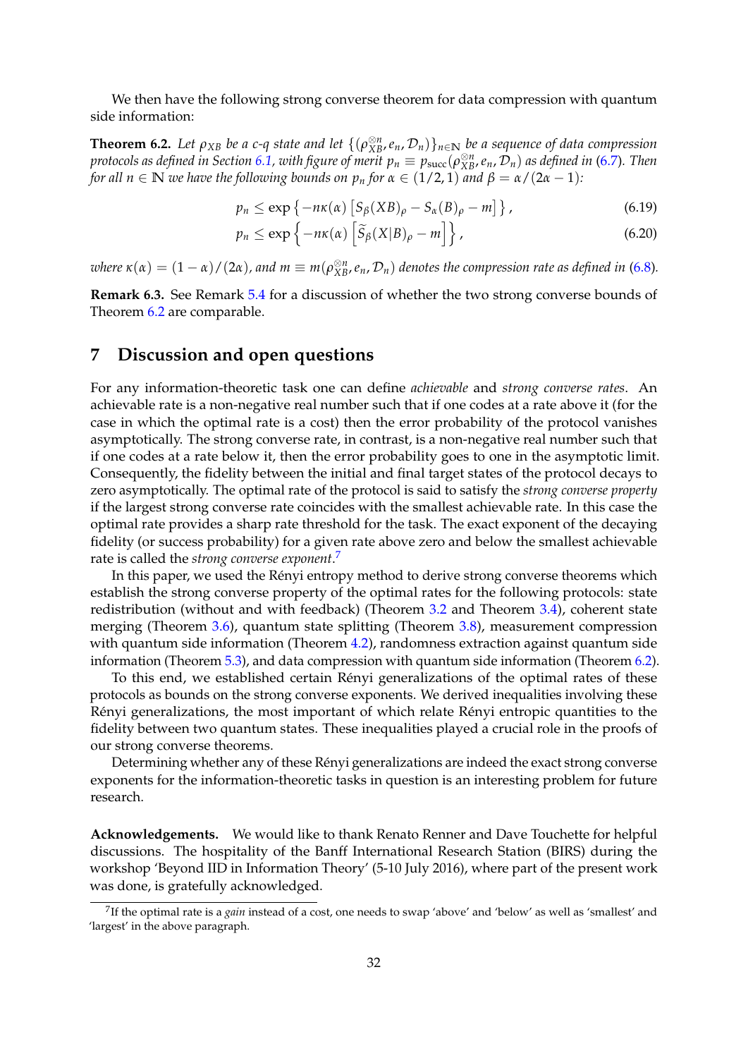We then have the following strong converse theorem for data compression with quantum side information:

**Theorem 6.2.** *Let $\rho_{XB}$ be a c-q state and let $\{(\rho_{XB}^{\otimes n}, e_n, \mathcal{D}_n)\}_{n\in\mathbb{N}}$ be a sequence of data compression protocols as defined in Section 6.1, with figure of merit $p_n \equiv p_{\text{succ}}(\rho_{XB}^{\otimes n}, e_n, \mathcal{D}_n)$ as defined in (6.7). Then for all $n \in \mathbb{N}$ we have the following bounds on $p_n$ for $\alpha \in (1/2, 1)$ and $\beta = \alpha/(2\alpha - 1)$:*

$$p_n \leq \exp\left\{-n\kappa(\alpha)\left[S_\beta(XB)_\rho - S_\alpha(B)_\rho - m\right]\right\}, \tag{6.19}$$

$$p_n \leq \exp\left\{-n\kappa(\alpha)\left[\widetilde{S}_\beta(X|B)_\rho - m\right]\right\}, \tag{6.20}$$

*where $\kappa(\alpha) = (1-\alpha)/(2\alpha)$, and $m \equiv m(\rho_{XB}^{\otimes n}, e_n, \mathcal{D}_n)$ denotes the compression rate as defined in (6.8).*

**Remark 6.3.** See Remark 5.4 for a discussion of whether the two strong converse bounds of Theorem 6.2 are comparable.

## 7 Discussion and open questions

For any information-theoretic task one can define *achievable* and *strong converse rates*. An achievable rate is a non-negative real number such that if one codes at a rate above it (for the case in which the optimal rate is a cost) then the error probability of the protocol vanishes asymptotically. The strong converse rate, in contrast, is a non-negative real number such that if one codes at a rate below it, then the error probability goes to one in the asymptotic limit. Consequently, the fidelity between the initial and final target states of the protocol decays to zero asymptotically. The optimal rate of the protocol is said to satisfy the *strong converse property* if the largest strong converse rate coincides with the smallest achievable rate. In this case the optimal rate provides a sharp rate threshold for the task. The exact exponent of the decaying fidelity (or success probability) for a given rate above zero and below the smallest achievable rate is called the *strong converse exponent*.[7]

In this paper, we used the Rényi entropy method to derive strong converse theorems which establish the strong converse property of the optimal rates for the following protocols: state redistribution (without and with feedback) (Theorem 3.2 and Theorem 3.4), coherent state merging (Theorem 3.6), quantum state splitting (Theorem 3.8), measurement compression with quantum side information (Theorem 4.2), randomness extraction against quantum side information (Theorem 5.3), and data compression with quantum side information (Theorem 6.2).

To this end, we established certain Rényi generalizations of the optimal rates of these protocols as bounds on the strong converse exponents. We derived inequalities involving these Rényi generalizations, the most important of which relate Rényi entropic quantities to the fidelity between two quantum states. These inequalities played a crucial role in the proofs of our strong converse theorems.

Determining whether any of these Rényi generalizations are indeed the exact strong converse exponents for the information-theoretic tasks in question is an interesting problem for future research.

**Acknowledgements.** We would like to thank Renato Renner and Dave Touchette for helpful discussions. The hospitality of the Banff International Research Station (BIRS) during the workshop 'Beyond IID in Information Theory' (5-10 July 2016), where part of the present work was done, is gratefully acknowledged.

[7] If the optimal rate is a *gain* instead of a cost, one needs to swap 'above' and 'below' as well as 'smallest' and 'largest' in the above paragraph.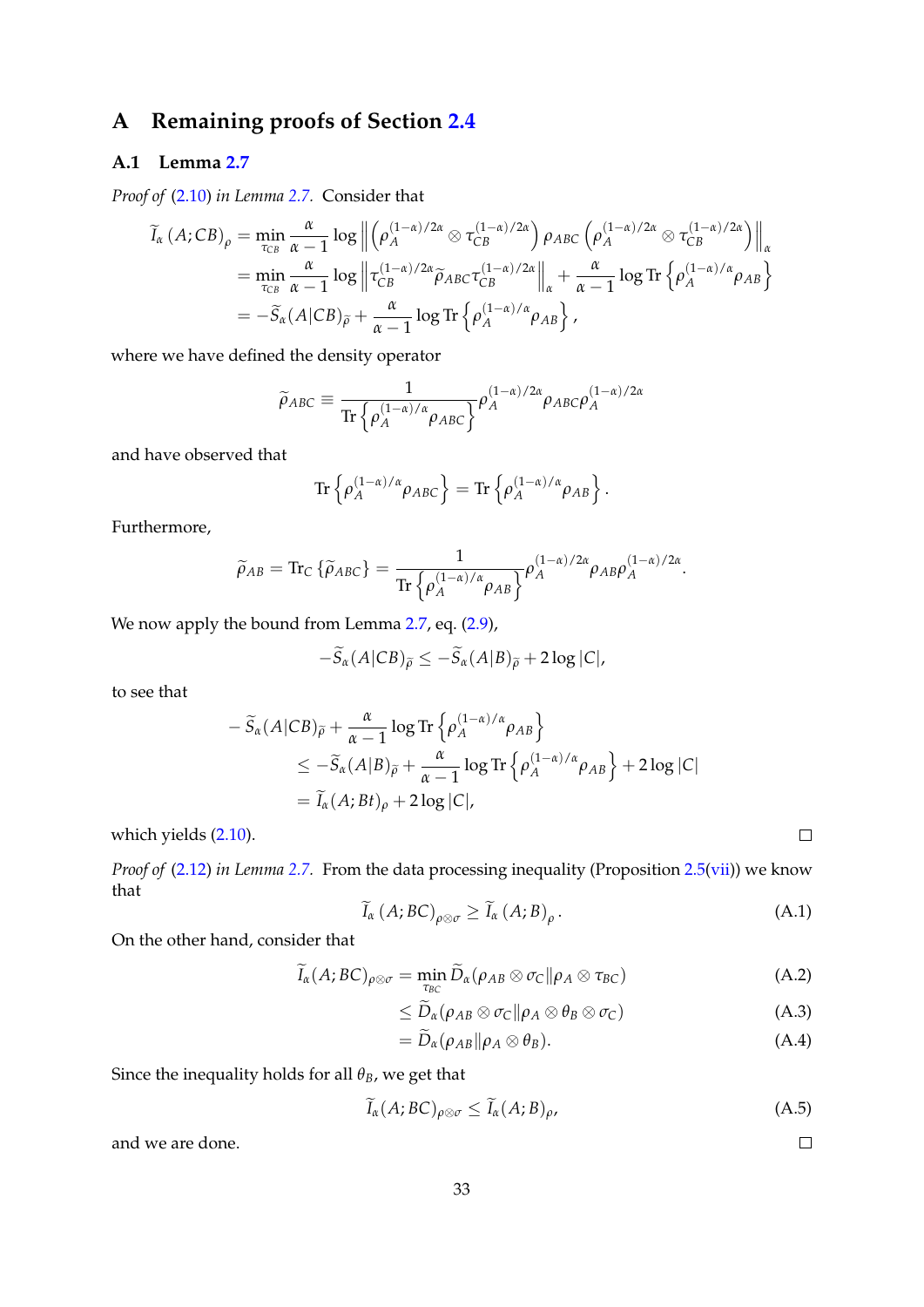# A Remaining proofs of Section 2.4

## A.1 Lemma 2.7

*Proof of* (2.10) *in Lemma 2.7.* Consider that

$$
\begin{aligned}
\widetilde{I}_\alpha (A;CB)_\rho &= \min_{\tau_{CB}} \frac{\alpha}{\alpha-1} \log \left\| \left( \rho_A^{(1-\alpha)/2\alpha} \otimes \tau_{CB}^{(1-\alpha)/2\alpha} \right) \rho_{ABC} \left( \rho_A^{(1-\alpha)/2\alpha} \otimes \tau_{CB}^{(1-\alpha)/2\alpha} \right) \right\|_\alpha \\
&= \min_{\tau_{CB}} \frac{\alpha}{\alpha-1} \log \left\| \tau_{CB}^{(1-\alpha)/2\alpha} \widetilde{\rho}_{ABC} \tau_{CB}^{(1-\alpha)/2\alpha} \right\|_\alpha + \frac{\alpha}{\alpha-1} \log \operatorname{Tr} \left\{ \rho_A^{(1-\alpha)/\alpha} \rho_{AB} \right\} \\
&= -\widetilde{S}_\alpha(A|CB)_{\widetilde{\rho}} + \frac{\alpha}{\alpha-1} \log \operatorname{Tr} \left\{ \rho_A^{(1-\alpha)/\alpha} \rho_{AB} \right\},
\end{aligned}
$$

where we have defined the density operator

$$
\widetilde{\rho}_{ABC} \equiv \frac{1}{\operatorname{Tr}\left\{ \rho_A^{(1-\alpha)/\alpha} \rho_{ABC} \right\}} \rho_A^{(1-\alpha)/2\alpha} \rho_{ABC} \rho_A^{(1-\alpha)/2\alpha}
$$

and have observed that

$$
\operatorname{Tr}\left\{ \rho_A^{(1-\alpha)/\alpha} \rho_{ABC} \right\} = \operatorname{Tr}\left\{ \rho_A^{(1-\alpha)/\alpha} \rho_{AB} \right\}.
$$

Furthermore,

$$
\widetilde{\rho}_{AB} = \operatorname{Tr}_C \left\{ \widetilde{\rho}_{ABC} \right\} = \frac{1}{\operatorname{Tr}\left\{ \rho_A^{(1-\alpha)/\alpha} \rho_{AB} \right\}} \rho_A^{(1-\alpha)/2\alpha} \rho_{AB} \rho_A^{(1-\alpha)/2\alpha}.
$$

We now apply the bound from Lemma 2.7, eq. (2.9),

$$
-\widetilde{S}_\alpha(A|CB)_{\widetilde{\rho}} \leq -\widetilde{S}_\alpha(A|B)_{\widetilde{\rho}} + 2\log|C|,
$$

to see that

$$
\begin{aligned}
&-\widetilde{S}_\alpha(A|CB)_{\widetilde{\rho}} + \frac{\alpha}{\alpha-1} \log \operatorname{Tr} \left\{ \rho_A^{(1-\alpha)/\alpha} \rho_{AB} \right\} \\
&\quad \leq -\widetilde{S}_\alpha(A|B)_{\widetilde{\rho}} + \frac{\alpha}{\alpha-1} \log \operatorname{Tr} \left\{ \rho_A^{(1-\alpha)/\alpha} \rho_{AB} \right\} + 2\log|C| \\
&\quad = \widetilde{I}_\alpha(A;Bt)_\rho + 2\log|C|,
\end{aligned}
$$

which yields (2.10). ☐

*Proof of* (2.12) *in Lemma 2.7.* From the data processing inequality (Proposition 2.5(vii)) we know that

$$
\widetilde{I}_\alpha (A;BC)_{\rho\otimes\sigma} \geq \widetilde{I}_\alpha (A;B)_\rho . \tag{A.1}
$$

On the other hand, consider that

$$
\begin{aligned}
\widetilde{I}_\alpha(A;BC)_{\rho\otimes\sigma} &= \min_{\tau_{BC}} \widetilde{D}_\alpha(\rho_{AB}\otimes\sigma_C \| \rho_A \otimes \tau_{BC}) && \text{(A.2)}\\
&\leq \widetilde{D}_\alpha(\rho_{AB}\otimes\sigma_C \| \rho_A \otimes \theta_B \otimes \sigma_C) && \text{(A.3)}\\
&= \widetilde{D}_\alpha(\rho_{AB} \| \rho_A \otimes \theta_B). && \text{(A.4)}
\end{aligned}
$$

Since the inequality holds for all $\theta_B$, we get that

$$
\widetilde{I}_\alpha(A;BC)_{\rho\otimes\sigma} \leq \widetilde{I}_\alpha(A;B)_\rho, \tag{A.5}
$$

and we are done. ☐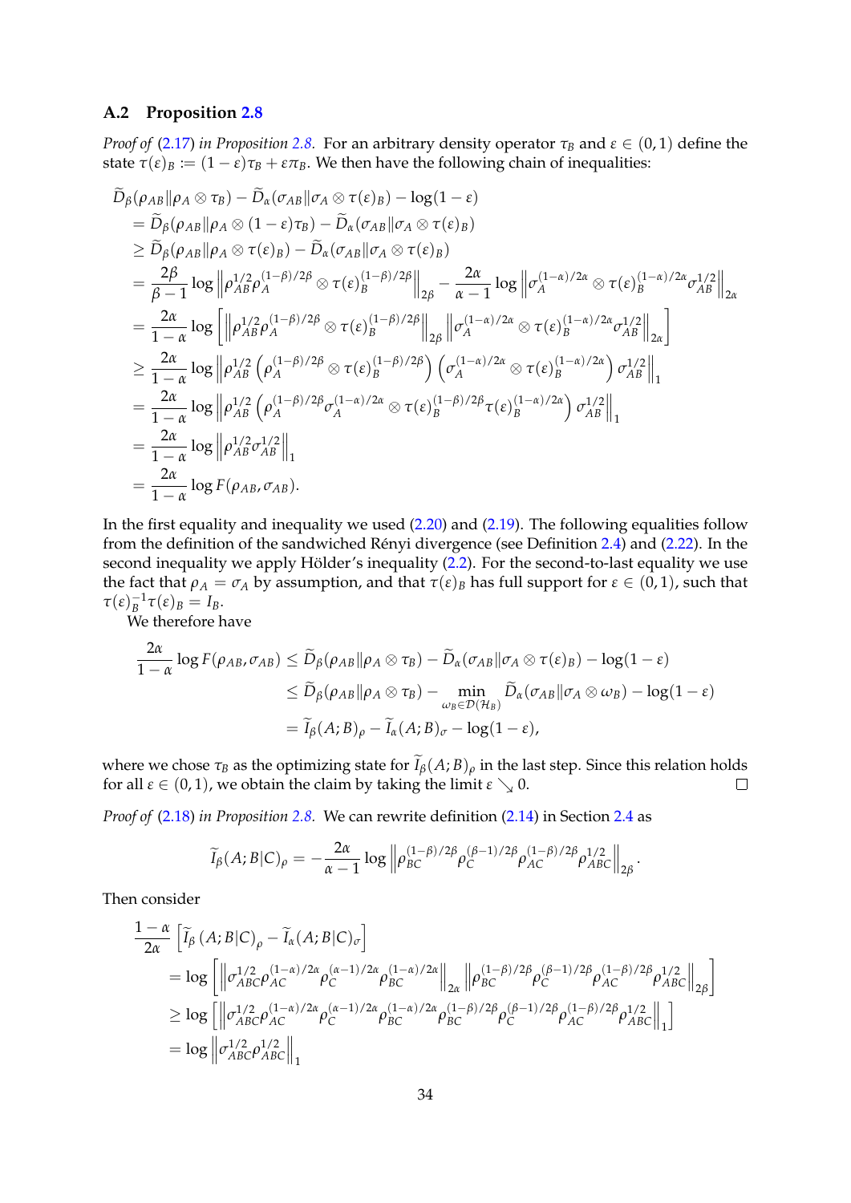### A.2 Proposition 2.8

*Proof of* (2.17) *in Proposition 2.8.* For an arbitrary density operator $\tau_B$ and $\varepsilon \in (0,1)$ define the state $\tau(\varepsilon)_B := (1-\varepsilon)\tau_B + \varepsilon \pi_B$. We then have the following chain of inequalities:

$$
\begin{aligned}
&\widetilde{D}_\beta(\rho_{AB} \| \rho_A \otimes \tau_B) - \widetilde{D}_\alpha(\sigma_{AB} \| \sigma_A \otimes \tau(\varepsilon)_B) - \log(1-\varepsilon) \\
&\quad = \widetilde{D}_\beta(\rho_{AB} \| \rho_A \otimes (1-\varepsilon)\tau_B) - \widetilde{D}_\alpha(\sigma_{AB} \| \sigma_A \otimes \tau(\varepsilon)_B) \\
&\quad \geq \widetilde{D}_\beta(\rho_{AB} \| \rho_A \otimes \tau(\varepsilon)_B) - \widetilde{D}_\alpha(\sigma_{AB} \| \sigma_A \otimes \tau(\varepsilon)_B) \\
&\quad = \frac{2\beta}{\beta-1} \log \left\| \rho_{AB}^{1/2} \rho_A^{(1-\beta)/2\beta} \otimes \tau(\varepsilon)_B^{(1-\beta)/2\beta} \right\|_{2\beta} - \frac{2\alpha}{\alpha-1} \log \left\| \sigma_A^{(1-\alpha)/2\alpha} \otimes \tau(\varepsilon)_B^{(1-\alpha)/2\alpha} \sigma_{AB}^{1/2} \right\|_{2\alpha} \\
&\quad = \frac{2\alpha}{1-\alpha} \log \left[ \left\| \rho_{AB}^{1/2} \rho_A^{(1-\beta)/2\beta} \otimes \tau(\varepsilon)_B^{(1-\beta)/2\beta} \right\|_{2\beta} \left\| \sigma_A^{(1-\alpha)/2\alpha} \otimes \tau(\varepsilon)_B^{(1-\alpha)/2\alpha} \sigma_{AB}^{1/2} \right\|_{2\alpha} \right] \\
&\quad \geq \frac{2\alpha}{1-\alpha} \log \left\| \rho_{AB}^{1/2} \left( \rho_A^{(1-\beta)/2\beta} \otimes \tau(\varepsilon)_B^{(1-\beta)/2\beta} \right) \left( \sigma_A^{(1-\alpha)/2\alpha} \otimes \tau(\varepsilon)_B^{(1-\alpha)/2\alpha} \right) \sigma_{AB}^{1/2} \right\|_1 \\
&\quad = \frac{2\alpha}{1-\alpha} \log \left\| \rho_{AB}^{1/2} \left( \rho_A^{(1-\beta)/2\beta} \sigma_A^{(1-\alpha)/2\alpha} \otimes \tau(\varepsilon)_B^{(1-\beta)/2\beta} \tau(\varepsilon)_B^{(1-\alpha)/2\alpha} \right) \sigma_{AB}^{1/2} \right\|_1 \\
&\quad = \frac{2\alpha}{1-\alpha} \log \left\| \rho_{AB}^{1/2} \sigma_{AB}^{1/2} \right\|_1 \\
&\quad = \frac{2\alpha}{1-\alpha} \log F(\rho_{AB}, \sigma_{AB}).
\end{aligned}
$$

In the first equality and inequality we used (2.20) and (2.19). The following equalities follow from the definition of the sandwiched Rényi divergence (see Definition 2.4) and (2.22). In the second inequality we apply Hölder's inequality (2.2). For the second-to-last equality we use the fact that $\rho_A = \sigma_A$ by assumption, and that $\tau(\varepsilon)_B$ has full support for $\varepsilon \in (0,1)$, such that $\tau(\varepsilon)_B^{-1}\tau(\varepsilon)_B = I_B$.

We therefore have

$$
\begin{aligned}
\frac{2\alpha}{1-\alpha} \log F(\rho_{AB}, \sigma_{AB}) &\leq \widetilde{D}_\beta(\rho_{AB} \| \rho_A \otimes \tau_B) - \widetilde{D}_\alpha(\sigma_{AB} \| \sigma_A \otimes \tau(\varepsilon)_B) - \log(1-\varepsilon) \\
&\leq \widetilde{D}_\beta(\rho_{AB} \| \rho_A \otimes \tau_B) - \min_{\omega_B \in \mathcal{D}(\mathcal{H}_B)} \widetilde{D}_\alpha(\sigma_{AB} \| \sigma_A \otimes \omega_B) - \log(1-\varepsilon) \\
&= \widetilde{I}_\beta(A;B)_\rho - \widetilde{I}_\alpha(A;B)_\sigma - \log(1-\varepsilon),
\end{aligned}
$$

where we chose $\tau_B$ as the optimizing state for $\widetilde{I}_\beta(A;B)_\rho$ in the last step. Since this relation holds for all $\varepsilon \in (0,1)$, we obtain the claim by taking the limit $\varepsilon \searrow 0$. □

*Proof of* (2.18) *in Proposition 2.8.* We can rewrite definition (2.14) in Section 2.4 as

$$
\widetilde{I}_\beta(A;B|C)_\rho = -\frac{2\alpha}{\alpha-1} \log \left\| \rho_{BC}^{(1-\beta)/2\beta} \rho_C^{(\beta-1)/2\beta} \rho_{AC}^{(1-\beta)/2\beta} \rho_{ABC}^{1/2} \right\|_{2\beta}.
$$

Then consider

$$
\begin{aligned}
&\frac{1-\alpha}{2\alpha} \left[ \widetilde{I}_\beta(A;B|C)_\rho - \widetilde{I}_\alpha(A;B|C)_\sigma \right] \\
&\quad = \log \left[ \left\| \sigma_{ABC}^{1/2} \rho_{AC}^{(1-\alpha)/2\alpha} \rho_C^{(\alpha-1)/2\alpha} \rho_{BC}^{(1-\alpha)/2\alpha} \right\|_{2\alpha} \left\| \rho_{BC}^{(1-\beta)/2\beta} \rho_C^{(\beta-1)/2\beta} \rho_{AC}^{(1-\beta)/2\beta} \rho_{ABC}^{1/2} \right\|_{2\beta} \right] \\
&\quad \geq \log \left[ \left\| \sigma_{ABC}^{1/2} \rho_{AC}^{(1-\alpha)/2\alpha} \rho_C^{(\alpha-1)/2\alpha} \rho_{BC}^{(1-\alpha)/2\alpha} \rho_{BC}^{(1-\beta)/2\beta} \rho_C^{(\beta-1)/2\beta} \rho_{AC}^{(1-\beta)/2\beta} \rho_{ABC}^{1/2} \right\|_1 \right] \\
&\quad = \log \left\| \sigma_{ABC}^{1/2} \rho_{ABC}^{1/2} \right\|_1
\end{aligned}
$$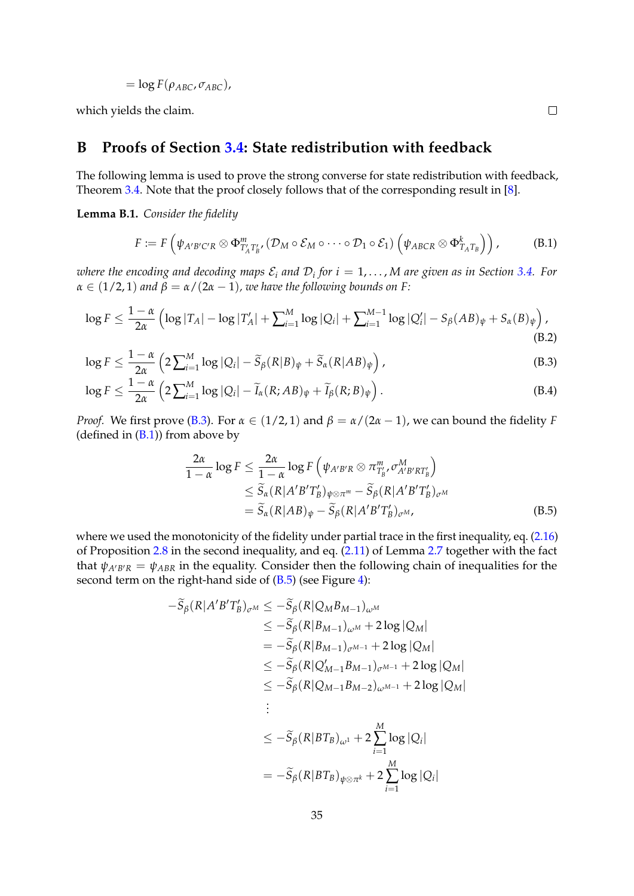$$= \log F(\rho_{ABC}, \sigma_{ABC}),$$

which yields the claim. □

## B Proofs of Section 3.4: State redistribution with feedback

The following lemma is used to prove the strong converse for state redistribution with feedback, Theorem 3.4. Note that the proof closely follows that of the corresponding result in [8].

**Lemma B.1.** *Consider the fidelity*

$$F := F\left(\psi_{A'B'C'R} \otimes \Phi^m_{T'_A T'_B}, (\mathcal{D}_M \circ \mathcal{E}_M \circ \cdots \circ \mathcal{D}_1 \circ \mathcal{E}_1)\left(\psi_{ABCR} \otimes \Phi^k_{T_A T_B}\right)\right), \tag{B.1}$$

*where the encoding and decoding maps $\mathcal{E}_i$ and $\mathcal{D}_i$ for $i = 1, \ldots, M$ are given as in Section 3.4. For $\alpha \in (1/2, 1)$ and $\beta = \alpha/(2\alpha - 1)$, we have the following bounds on $F$:*

$$\log F \le \frac{1-\alpha}{2\alpha}\left(\log|T_A| - \log|T'_A| + \sum_{i=1}^M \log|Q_i| + \sum_{i=1}^{M-1}\log|Q'_i| - S_\beta(AB)_\psi + S_\alpha(B)_\psi\right), \tag{B.2}$$

$$\log F \le \frac{1-\alpha}{2\alpha}\left(2\sum_{i=1}^M \log|Q_i| - \widetilde{S}_\beta(R|B)_\psi + \widetilde{S}_\alpha(R|AB)_\psi\right), \tag{B.3}$$

$$\log F \le \frac{1-\alpha}{2\alpha}\left(2\sum_{i=1}^M \log|Q_i| - \widetilde{I}_\alpha(R;AB)_\psi + \widetilde{I}_\beta(R;B)_\psi\right). \tag{B.4}$$

*Proof.* We first prove (B.3). For $\alpha \in (1/2, 1)$ and $\beta = \alpha/(2\alpha - 1)$, we can bound the fidelity $F$ (defined in (B.1)) from above by

$$\begin{aligned}
\frac{2\alpha}{1-\alpha}\log F &\le \frac{2\alpha}{1-\alpha}\log F\left(\psi_{A'B'R} \otimes \pi^m_{T'_B}, \sigma^M_{A'B'RT'_B}\right) \\
&\le \widetilde{S}_\alpha(R|A'B'T'_B)_{\psi\otimes\pi^m} - \widetilde{S}_\beta(R|A'B'T'_B)_{\sigma^M} \\
&= \widetilde{S}_\alpha(R|AB)_\psi - \widetilde{S}_\beta(R|A'B'T'_B)_{\sigma^M},
\end{aligned} \tag{B.5}$$

where we used the monotonicity of the fidelity under partial trace in the first inequality, eq. (2.16) of Proposition 2.8 in the second inequality, and eq. (2.11) of Lemma 2.7 together with the fact that $\psi_{A'B'R} = \psi_{ABR}$ in the equality. Consider then the following chain of inequalities for the second term on the right-hand side of (B.5) (see Figure 4):

$$\begin{aligned}
-\widetilde{S}_\beta(R|A'B'T'_B)_{\sigma^M} &\le -\widetilde{S}_\beta(R|Q_M B_{M-1})_{\omega^M} \\
&\le -\widetilde{S}_\beta(R|B_{M-1})_{\omega^M} + 2\log|Q_M| \\
&= -\widetilde{S}_\beta(R|B_{M-1})_{\sigma^{M-1}} + 2\log|Q_M| \\
&\le -\widetilde{S}_\beta(R|Q'_{M-1}B_{M-1})_{\sigma^{M-1}} + 2\log|Q_M| \\
&\le -\widetilde{S}_\beta(R|Q_{M-1}B_{M-2})_{\omega^{M-1}} + 2\log|Q_M| \\
&\vdots \\
&\le -\widetilde{S}_\beta(R|BT_B)_{\omega^1} + 2\sum_{i=1}^M \log|Q_i| \\
&= -\widetilde{S}_\beta(R|BT_B)_{\psi\otimes\pi^k} + 2\sum_{i=1}^M \log|Q_i|
\end{aligned}$$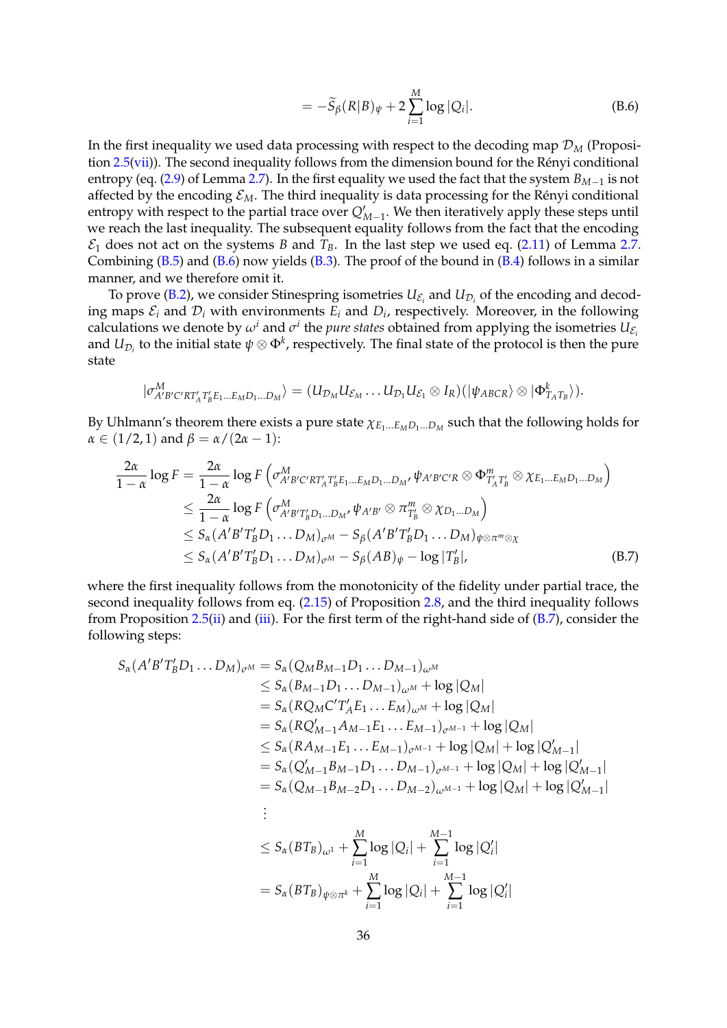$$= -\widetilde{S}_\beta(R|B)_\psi + 2\sum_{i=1}^{M} \log |Q_i|. \tag{B.6}$$

In the first inequality we used data processing with respect to the decoding map $\mathcal{D}_M$ (Proposition 2.5(vii)). The second inequality follows from the dimension bound for the Rényi conditional entropy (eq. (2.9) of Lemma 2.7). In the first equality we used the fact that the system $B_{M-1}$ is not affected by the encoding $\mathcal{E}_M$. The third inequality is data processing for the Rényi conditional entropy with respect to the partial trace over $Q'_{M-1}$. We then iteratively apply these steps until we reach the last inequality. The subsequent equality follows from the fact that the encoding $\mathcal{E}_1$ does not act on the systems $B$ and $T_B$. In the last step we used eq. (2.11) of Lemma 2.7. Combining (B.5) and (B.6) now yields (B.3). The proof of the bound in (B.4) follows in a similar manner, and we therefore omit it.

To prove (B.2), we consider Stinespring isometries $U_{\mathcal{E}_i}$ and $U_{\mathcal{D}_i}$ of the encoding and decoding maps $\mathcal{E}_i$ and $\mathcal{D}_i$ with environments $E_i$ and $D_i$, respectively. Moreover, in the following calculations we denote by $\omega^i$ and $\sigma^i$ the *pure states* obtained from applying the isometries $U_{\mathcal{E}_i}$ and $U_{\mathcal{D}_i}$ to the initial state $\psi \otimes \Phi^k$, respectively. The final state of the protocol is then the pure state

$$|\sigma^M_{A'B'C'RT'_AT'_BE_1\dots E_MD_1\dots D_M}\rangle = (U_{\mathcal{D}_M}U_{\mathcal{E}_M}\dots U_{\mathcal{D}_1}U_{\mathcal{E}_1}\otimes I_R)(|\psi_{ABCR}\rangle \otimes |\Phi^k_{T_AT_B}\rangle).$$

By Uhlmann's theorem there exists a pure state $\chi_{E_1\dots E_MD_1\dots D_M}$ such that the following holds for $\alpha \in (1/2, 1)$ and $\beta = \alpha/(2\alpha - 1)$:

$$\begin{aligned}
\frac{2\alpha}{1-\alpha}\log F &= \frac{2\alpha}{1-\alpha}\log F\left(\sigma^M_{A'B'C'RT'_AT'_BE_1\dots E_MD_1\dots D_M}, \psi_{A'B'C'R}\otimes \Phi^m_{T'_AT'_B}\otimes \chi_{E_1\dots E_MD_1\dots D_M}\right)\\
&\leq \frac{2\alpha}{1-\alpha}\log F\left(\sigma^M_{A'B'T'_BD_1\dots D_M}, \psi_{A'B'}\otimes \pi^m_{T'_B}\otimes \chi_{D_1\dots D_M}\right)\\
&\leq S_\alpha(A'B'T'_BD_1\dots D_M)_{\sigma^M} - S_\beta(A'B'T'_BD_1\dots D_M)_{\psi\otimes\pi^m\otimes\chi}\\
&\leq S_\alpha(A'B'T'_BD_1\dots D_M)_{\sigma^M} - S_\beta(AB)_\psi - \log|T'_B|,
\end{aligned} \tag{B.7}$$

where the first inequality follows from the monotonicity of the fidelity under partial trace, the second inequality follows from eq. (2.15) of Proposition 2.8, and the third inequality follows from Proposition 2.5(ii) and (iii). For the first term of the right-hand side of (B.7), consider the following steps:

$$\begin{aligned}
S_\alpha(A'B'T'_BD_1\dots D_M)_{\sigma^M} &= S_\alpha(Q_MB_{M-1}D_1\dots D_{M-1})_{\omega^M}\\
&\leq S_\alpha(B_{M-1}D_1\dots D_{M-1})_{\omega^M} + \log|Q_M|\\
&= S_\alpha(RQ_MC'T'_AE_1\dots E_M)_{\omega^M} + \log|Q_M|\\
&= S_\alpha(RQ'_{M-1}A_{M-1}E_1\dots E_{M-1})_{\sigma^{M-1}} + \log|Q_M|\\
&\leq S_\alpha(RA_{M-1}E_1\dots E_{M-1})_{\sigma^{M-1}} + \log|Q_M| + \log|Q'_{M-1}|\\
&= S_\alpha(Q'_{M-1}B_{M-1}D_1\dots D_{M-1})_{\sigma^{M-1}} + \log|Q_M| + \log|Q'_{M-1}|\\
&= S_\alpha(Q_{M-1}B_{M-2}D_1\dots D_{M-2})_{\omega^{M-1}} + \log|Q_M| + \log|Q'_{M-1}|\\
&\ \ \vdots\\
&\leq S_\alpha(BT_B)_{\omega^1} + \sum_{i=1}^{M}\log|Q_i| + \sum_{i=1}^{M-1}\log|Q'_i|\\
&= S_\alpha(BT_B)_{\psi\otimes\pi^k} + \sum_{i=1}^{M}\log|Q_i| + \sum_{i=1}^{M-1}\log|Q'_i|
\end{aligned}$$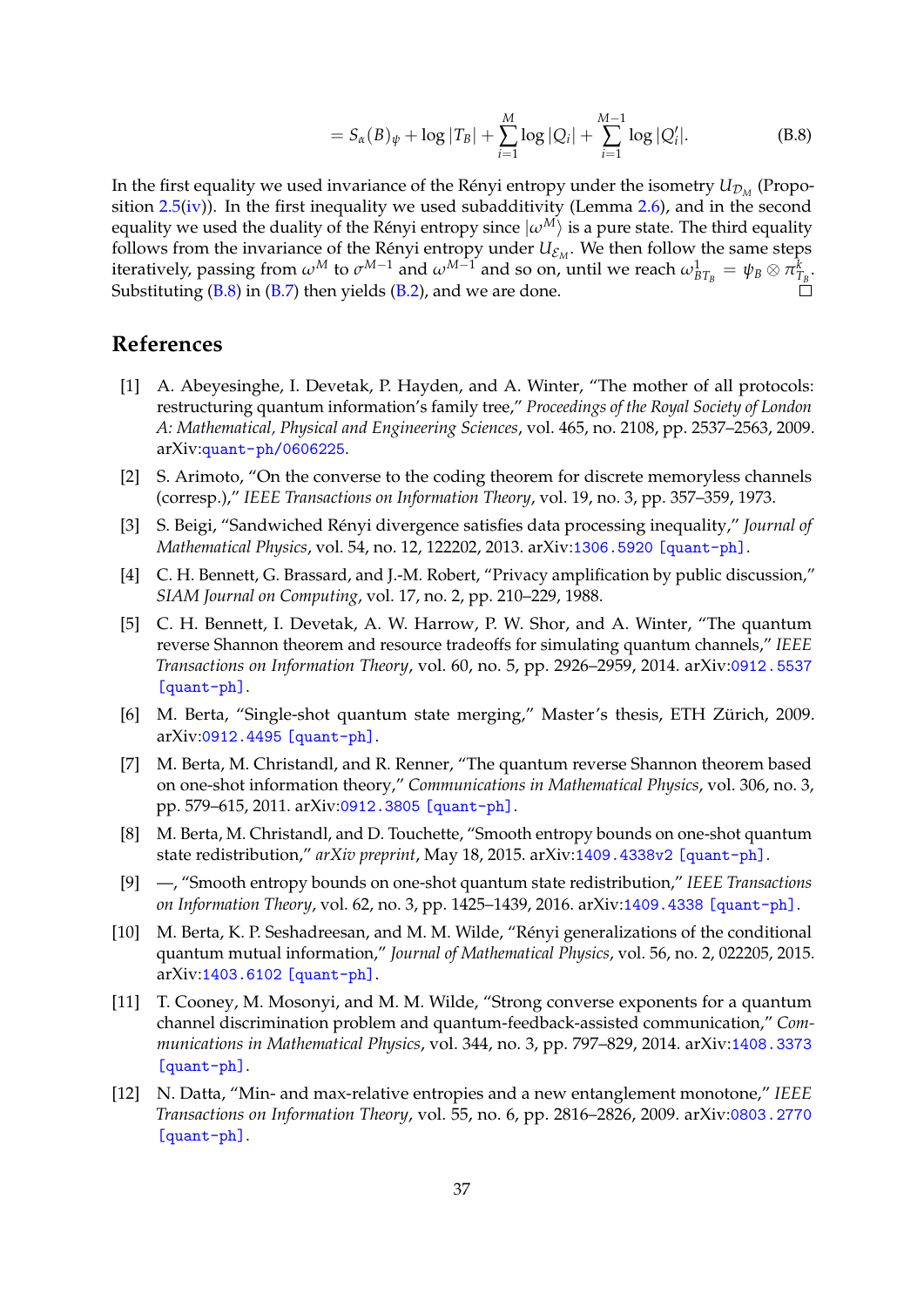$$= S_\alpha(B)_\psi + \log |T_B| + \sum_{i=1}^{M} \log |Q_i| + \sum_{i=1}^{M-1} \log |Q'_i|. \tag{B.8}$$

In the first equality we used invariance of the Rényi entropy under the isometry $U_{\mathcal{D}_M}$ (Proposition 2.5(iv)). In the first inequality we used subadditivity (Lemma 2.6), and in the second equality we used the duality of the Rényi entropy since $|\omega^M\rangle$ is a pure state. The third equality follows from the invariance of the Rényi entropy under $U_{\mathcal{E}_M}$. We then follow the same steps iteratively, passing from $\omega^M$ to $\sigma^{M-1}$ and $\omega^{M-1}$ and so on, until we reach $\omega^1_{BT_B} = \psi_B \otimes \pi^k_{T_B}$. Substituting (B.8) in (B.7) then yields (B.2), and we are done. □

## References

[1] A. Abeyesinghe, I. Devetak, P. Hayden, and A. Winter, "The mother of all protocols: restructuring quantum information's family tree," *Proceedings of the Royal Society of London A: Mathematical, Physical and Engineering Sciences*, vol. 465, no. 2108, pp. 2537–2563, 2009. arXiv:quant-ph/0606225.

[2] S. Arimoto, "On the converse to the coding theorem for discrete memoryless channels (corresp.)," *IEEE Transactions on Information Theory*, vol. 19, no. 3, pp. 357–359, 1973.

[3] S. Beigi, "Sandwiched Rényi divergence satisfies data processing inequality," *Journal of Mathematical Physics*, vol. 54, no. 12, 122202, 2013. arXiv:1306.5920 [quant-ph].

[4] C. H. Bennett, G. Brassard, and J.-M. Robert, "Privacy amplification by public discussion," *SIAM Journal on Computing*, vol. 17, no. 2, pp. 210–229, 1988.

[5] C. H. Bennett, I. Devetak, A. W. Harrow, P. W. Shor, and A. Winter, "The quantum reverse Shannon theorem and resource tradeoffs for simulating quantum channels," *IEEE Transactions on Information Theory*, vol. 60, no. 5, pp. 2926–2959, 2014. arXiv:0912.5537 [quant-ph].

[6] M. Berta, "Single-shot quantum state merging," Master's thesis, ETH Zürich, 2009. arXiv:0912.4495 [quant-ph].

[7] M. Berta, M. Christandl, and R. Renner, "The quantum reverse Shannon theorem based on one-shot information theory," *Communications in Mathematical Physics*, vol. 306, no. 3, pp. 579–615, 2011. arXiv:0912.3805 [quant-ph].

[8] M. Berta, M. Christandl, and D. Touchette, "Smooth entropy bounds on one-shot quantum state redistribution," *arXiv preprint*, May 18, 2015. arXiv:1409.4338v2 [quant-ph].

[9] —, "Smooth entropy bounds on one-shot quantum state redistribution," *IEEE Transactions on Information Theory*, vol. 62, no. 3, pp. 1425–1439, 2016. arXiv:1409.4338 [quant-ph].

[10] M. Berta, K. P. Seshadreesan, and M. M. Wilde, "Rényi generalizations of the conditional quantum mutual information," *Journal of Mathematical Physics*, vol. 56, no. 2, 022205, 2015. arXiv:1403.6102 [quant-ph].

[11] T. Cooney, M. Mosonyi, and M. M. Wilde, "Strong converse exponents for a quantum channel discrimination problem and quantum-feedback-assisted communication," *Communications in Mathematical Physics*, vol. 344, no. 3, pp. 797–829, 2014. arXiv:1408.3373 [quant-ph].

[12] N. Datta, "Min- and max-relative entropies and a new entanglement monotone," *IEEE Transactions on Information Theory*, vol. 55, no. 6, pp. 2816–2826, 2009. arXiv:0803.2770 [quant-ph].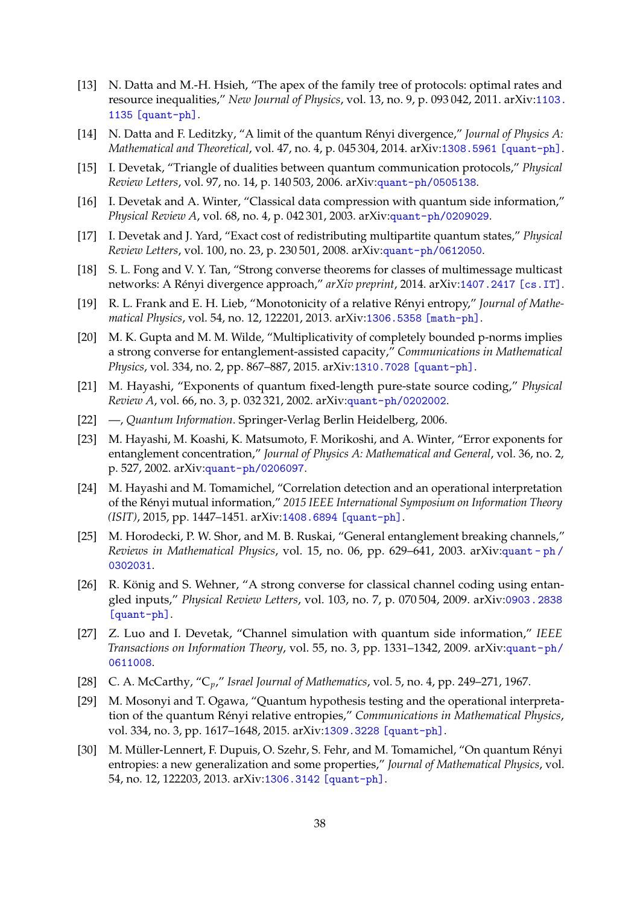[13] N. Datta and M.-H. Hsieh, "The apex of the family tree of protocols: optimal rates and resource inequalities," *New Journal of Physics*, vol. 13, no. 9, p. 093 042, 2011. arXiv:1103.1135 [quant-ph].

[14] N. Datta and F. Leditzky, "A limit of the quantum Rényi divergence," *Journal of Physics A: Mathematical and Theoretical*, vol. 47, no. 4, p. 045 304, 2014. arXiv:1308.5961 [quant-ph].

[15] I. Devetak, "Triangle of dualities between quantum communication protocols," *Physical Review Letters*, vol. 97, no. 14, p. 140 503, 2006. arXiv:quant-ph/0505138.

[16] I. Devetak and A. Winter, "Classical data compression with quantum side information," *Physical Review A*, vol. 68, no. 4, p. 042 301, 2003. arXiv:quant-ph/0209029.

[17] I. Devetak and J. Yard, "Exact cost of redistributing multipartite quantum states," *Physical Review Letters*, vol. 100, no. 23, p. 230 501, 2008. arXiv:quant-ph/0612050.

[18] S. L. Fong and V. Y. Tan, "Strong converse theorems for classes of multimessage multicast networks: A Rényi divergence approach," *arXiv preprint*, 2014. arXiv:1407.2417 [cs.IT].

[19] R. L. Frank and E. H. Lieb, "Monotonicity of a relative Rényi entropy," *Journal of Mathematical Physics*, vol. 54, no. 12, 122201, 2013. arXiv:1306.5358 [math-ph].

[20] M. K. Gupta and M. M. Wilde, "Multiplicativity of completely bounded p-norms implies a strong converse for entanglement-assisted capacity," *Communications in Mathematical Physics*, vol. 334, no. 2, pp. 867–887, 2015. arXiv:1310.7028 [quant-ph].

[21] M. Hayashi, "Exponents of quantum fixed-length pure-state source coding," *Physical Review A*, vol. 66, no. 3, p. 032 321, 2002. arXiv:quant-ph/0202002.

[22] —, *Quantum Information*. Springer-Verlag Berlin Heidelberg, 2006.

[23] M. Hayashi, M. Koashi, K. Matsumoto, F. Morikoshi, and A. Winter, "Error exponents for entanglement concentration," *Journal of Physics A: Mathematical and General*, vol. 36, no. 2, p. 527, 2002. arXiv:quant-ph/0206097.

[24] M. Hayashi and M. Tomamichel, "Correlation detection and an operational interpretation of the Rényi mutual information," *2015 IEEE International Symposium on Information Theory (ISIT)*, 2015, pp. 1447–1451. arXiv:1408.6894 [quant-ph].

[25] M. Horodecki, P. W. Shor, and M. B. Ruskai, "General entanglement breaking channels," *Reviews in Mathematical Physics*, vol. 15, no. 06, pp. 629–641, 2003. arXiv:quant-ph/0302031.

[26] R. König and S. Wehner, "A strong converse for classical channel coding using entangled inputs," *Physical Review Letters*, vol. 103, no. 7, p. 070 504, 2009. arXiv:0903.2838 [quant-ph].

[27] Z. Luo and I. Devetak, "Channel simulation with quantum side information," *IEEE Transactions on Information Theory*, vol. 55, no. 3, pp. 1331–1342, 2009. arXiv:quant-ph/0611008.

[28] C. A. McCarthy, "$C_p$," *Israel Journal of Mathematics*, vol. 5, no. 4, pp. 249–271, 1967.

[29] M. Mosonyi and T. Ogawa, "Quantum hypothesis testing and the operational interpretation of the quantum Rényi relative entropies," *Communications in Mathematical Physics*, vol. 334, no. 3, pp. 1617–1648, 2015. arXiv:1309.3228 [quant-ph].

[30] M. Müller-Lennert, F. Dupuis, O. Szehr, S. Fehr, and M. Tomamichel, "On quantum Rényi entropies: a new generalization and some properties," *Journal of Mathematical Physics*, vol. 54, no. 12, 122203, 2013. arXiv:1306.3142 [quant-ph].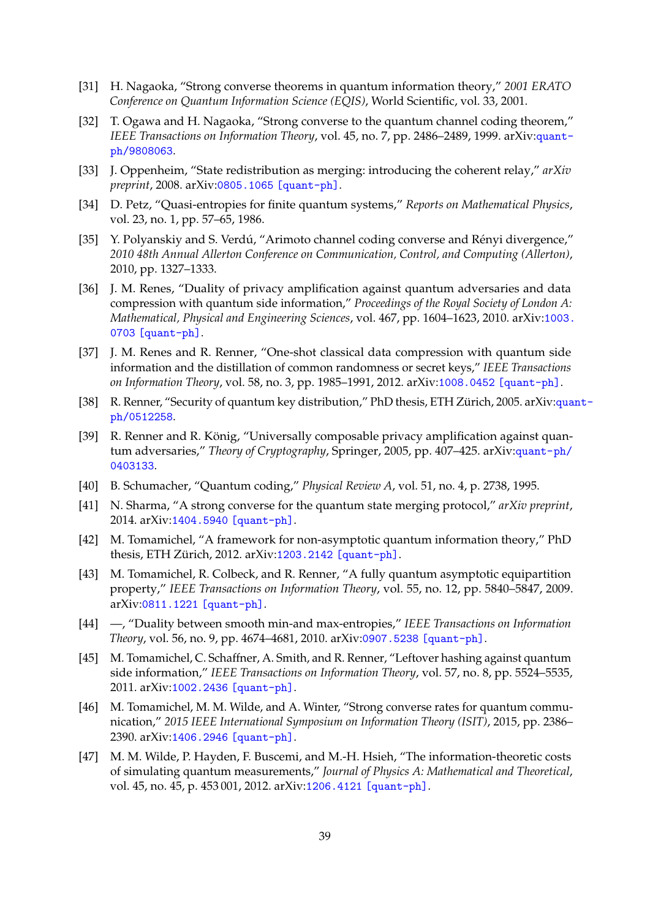[31] H. Nagaoka, "Strong converse theorems in quantum information theory," *2001 ERATO Conference on Quantum Information Science (EQIS)*, World Scientific, vol. 33, 2001.

[32] T. Ogawa and H. Nagaoka, "Strong converse to the quantum channel coding theorem," *IEEE Transactions on Information Theory*, vol. 45, no. 7, pp. 2486–2489, 1999. arXiv:quant-ph/9808063.

[33] J. Oppenheim, "State redistribution as merging: introducing the coherent relay," *arXiv preprint*, 2008. arXiv:0805.1065 [quant-ph].

[34] D. Petz, "Quasi-entropies for finite quantum systems," *Reports on Mathematical Physics*, vol. 23, no. 1, pp. 57–65, 1986.

[35] Y. Polyanskiy and S. Verdú, "Arimoto channel coding converse and Rényi divergence," *2010 48th Annual Allerton Conference on Communication, Control, and Computing (Allerton)*, 2010, pp. 1327–1333.

[36] J. M. Renes, "Duality of privacy amplification against quantum adversaries and data compression with quantum side information," *Proceedings of the Royal Society of London A: Mathematical, Physical and Engineering Sciences*, vol. 467, pp. 1604–1623, 2010. arXiv:1003.0703 [quant-ph].

[37] J. M. Renes and R. Renner, "One-shot classical data compression with quantum side information and the distillation of common randomness or secret keys," *IEEE Transactions on Information Theory*, vol. 58, no. 3, pp. 1985–1991, 2012. arXiv:1008.0452 [quant-ph].

[38] R. Renner, "Security of quantum key distribution," PhD thesis, ETH Zürich, 2005. arXiv:quant-ph/0512258.

[39] R. Renner and R. König, "Universally composable privacy amplification against quantum adversaries," *Theory of Cryptography*, Springer, 2005, pp. 407–425. arXiv:quant-ph/0403133.

[40] B. Schumacher, "Quantum coding," *Physical Review A*, vol. 51, no. 4, p. 2738, 1995.

[41] N. Sharma, "A strong converse for the quantum state merging protocol," *arXiv preprint*, 2014. arXiv:1404.5940 [quant-ph].

[42] M. Tomamichel, "A framework for non-asymptotic quantum information theory," PhD thesis, ETH Zürich, 2012. arXiv:1203.2142 [quant-ph].

[43] M. Tomamichel, R. Colbeck, and R. Renner, "A fully quantum asymptotic equipartition property," *IEEE Transactions on Information Theory*, vol. 55, no. 12, pp. 5840–5847, 2009. arXiv:0811.1221 [quant-ph].

[44] —, "Duality between smooth min-and max-entropies," *IEEE Transactions on Information Theory*, vol. 56, no. 9, pp. 4674–4681, 2010. arXiv:0907.5238 [quant-ph].

[45] M. Tomamichel, C. Schaffner, A. Smith, and R. Renner, "Leftover hashing against quantum side information," *IEEE Transactions on Information Theory*, vol. 57, no. 8, pp. 5524–5535, 2011. arXiv:1002.2436 [quant-ph].

[46] M. Tomamichel, M. M. Wilde, and A. Winter, "Strong converse rates for quantum communication," *2015 IEEE International Symposium on Information Theory (ISIT)*, 2015, pp. 2386–2390. arXiv:1406.2946 [quant-ph].

[47] M. M. Wilde, P. Hayden, F. Buscemi, and M.-H. Hsieh, "The information-theoretic costs of simulating quantum measurements," *Journal of Physics A: Mathematical and Theoretical*, vol. 45, no. 45, p. 453 001, 2012. arXiv:1206.4121 [quant-ph].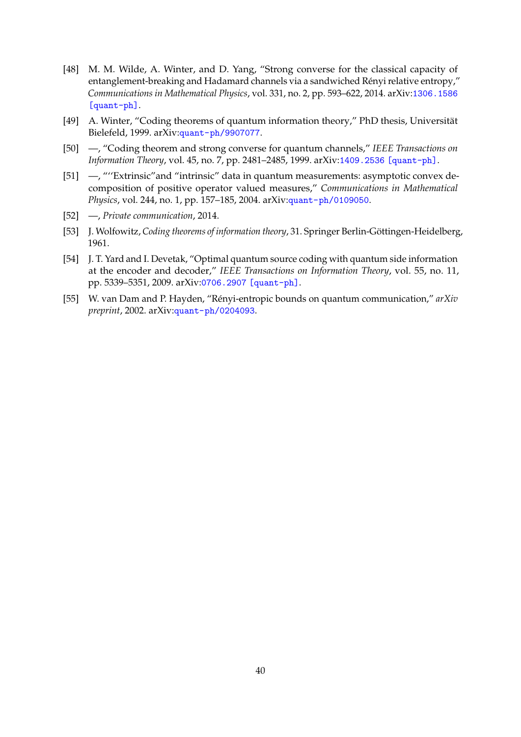[48] M. M. Wilde, A. Winter, and D. Yang, “Strong converse for the classical capacity of entanglement-breaking and Hadamard channels via a sandwiched Rényi relative entropy,” *Communications in Mathematical Physics*, vol. 331, no. 2, pp. 593–622, 2014. arXiv:1306.1586 [quant-ph].

[49] A. Winter, “Coding theorems of quantum information theory,” PhD thesis, Universität Bielefeld, 1999. arXiv:quant-ph/9907077.

[50] —, “Coding theorem and strong converse for quantum channels,” *IEEE Transactions on Information Theory*, vol. 45, no. 7, pp. 2481–2485, 1999. arXiv:1409.2536 [quant-ph].

[51] —, “‘‘Extrinsic”and “intrinsic” data in quantum measurements: asymptotic convex decomposition of positive operator valued measures,” *Communications in Mathematical Physics*, vol. 244, no. 1, pp. 157–185, 2004. arXiv:quant-ph/0109050.

[52] —, *Private communication*, 2014.

[53] J. Wolfowitz, *Coding theorems of information theory*, 31. Springer Berlin-Göttingen-Heidelberg, 1961.

[54] J. T. Yard and I. Devetak, “Optimal quantum source coding with quantum side information at the encoder and decoder,” *IEEE Transactions on Information Theory*, vol. 55, no. 11, pp. 5339–5351, 2009. arXiv:0706.2907 [quant-ph].

[55] W. van Dam and P. Hayden, “Rényi-entropic bounds on quantum communication,” *arXiv preprint*, 2002. arXiv:quant-ph/0204093.